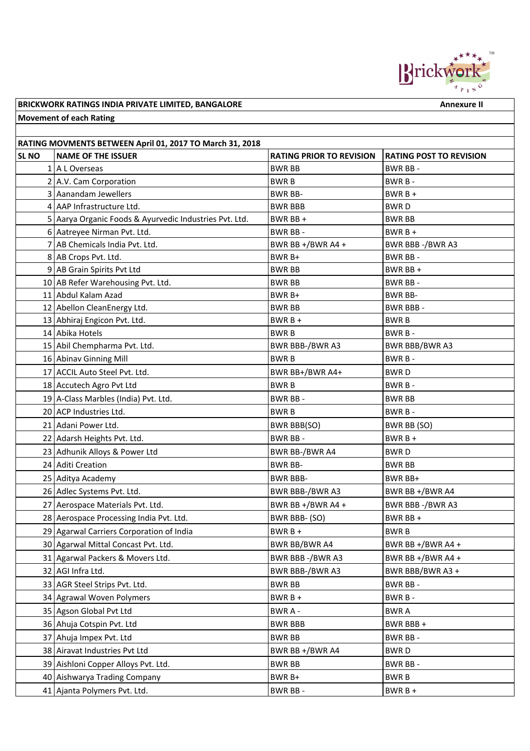**BRICKWORK RATINGS INDIA PRIVATE LIMITED, BANGALORE** **Annexure II**

**Movement of each Rating**

**RATING MOVMENTS BETWEEN April 01, 2017 TO March 31, 2018**

| SL NO | NAME OF THE ISSUER | RATING PRIOR TO REVISION | RATING POST TO REVISION |
|---|---|---|---|
| 1 | A L Overseas | BWR BB | BWR BB - |
| 2 | A.V. Cam Corporation | BWR B | BWR B - |
| 3 | Aanandam Jewellers | BWR BB- | BWR B + |
| 4 | AAP Infrastructure Ltd. | BWR BBB | BWR D |
| 5 | Aarya Organic Foods & Ayurvedic Industries Pvt. Ltd. | BWR BB + | BWR BB |
| 6 | Aatreyee Nirman Pvt. Ltd. | BWR BB - | BWR B + |
| 7 | AB Chemicals India Pvt. Ltd. | BWR BB +/BWR A4 + | BWR BBB -/BWR A3 |
| 8 | AB Crops Pvt. Ltd. | BWR B+ | BWR BB - |
| 9 | AB Grain Spirits Pvt Ltd | BWR BB | BWR BB + |
| 10 | AB Refer Warehousing Pvt. Ltd. | BWR BB | BWR BB - |
| 11 | Abdul Kalam Azad | BWR B+ | BWR BB- |
| 12 | Abellon CleanEnergy Ltd. | BWR BB | BWR BBB - |
| 13 | Abhiraj Engicon Pvt. Ltd. | BWR B + | BWR B |
| 14 | Abika Hotels | BWR B | BWR B - |
| 15 | Abil Chempharma Pvt. Ltd. | BWR BBB-/BWR A3 | BWR BBB/BWR A3 |
| 16 | Abinav Ginning Mill | BWR B | BWR B - |
| 17 | ACCIL Auto Steel Pvt. Ltd. | BWR BB+/BWR A4+ | BWR D |
| 18 | Accutech Agro Pvt Ltd | BWR B | BWR B - |
| 19 | A-Class Marbles (India) Pvt. Ltd. | BWR BB - | BWR BB |
| 20 | ACP Industries Ltd. | BWR B | BWR B - |
| 21 | Adani Power Ltd. | BWR BBB(SO) | BWR BB (SO) |
| 22 | Adarsh Heights Pvt. Ltd. | BWR BB - | BWR B + |
| 23 | Adhunik Alloys & Power Ltd | BWR BB-/BWR A4 | BWR D |
| 24 | Aditi Creation | BWR BB- | BWR BB |
| 25 | Aditya Academy | BWR BBB- | BWR BB+ |
| 26 | Adlec Systems Pvt. Ltd. | BWR BBB-/BWR A3 | BWR BB +/BWR A4 |
| 27 | Aerospace Materials Pvt. Ltd. | BWR BB +/BWR A4 + | BWR BBB -/BWR A3 |
| 28 | Aerospace Processing India Pvt. Ltd. | BWR BBB- (SO) | BWR BB + |
| 29 | Agarwal Carriers Corporation of India | BWR B + | BWR B |
| 30 | Agarwal Mittal Concast Pvt. Ltd. | BWR BB/BWR A4 | BWR BB +/BWR A4 + |
| 31 | Agarwal Packers & Movers Ltd. | BWR BBB -/BWR A3 | BWR BB +/BWR A4 + |
| 32 | AGI Infra Ltd. | BWR BBB-/BWR A3 | BWR BBB/BWR A3 + |
| 33 | AGR Steel Strips Pvt. Ltd. | BWR BB | BWR BB - |
| 34 | Agrawal Woven Polymers | BWR B + | BWR B - |
| 35 | Agson Global Pvt Ltd | BWR A - | BWR A |
| 36 | Ahuja Cotspin Pvt. Ltd | BWR BBB | BWR BBB + |
| 37 | Ahuja Impex Pvt. Ltd | BWR BB | BWR BB - |
| 38 | Airavat Industries Pvt Ltd | BWR BB +/BWR A4 | BWR D |
| 39 | Aishloni Copper Alloys Pvt. Ltd. | BWR BB | BWR BB - |
| 40 | Aishwarya Trading Company | BWR B+ | BWR B |
| 41 | Ajanta Polymers Pvt. Ltd. | BWR BB - | BWR B + |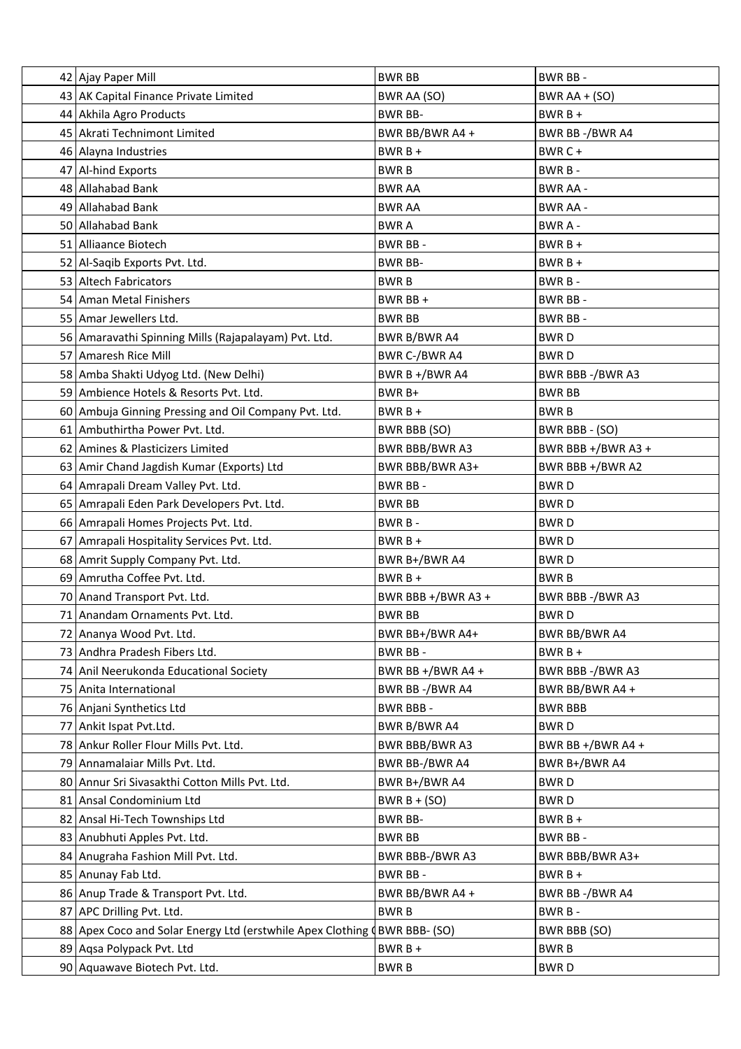| | | | |
|---|---|---|---|
| 42 | Ajay Paper Mill | BWR BB | BWR BB - |
| 43 | AK Capital Finance Private Limited | BWR AA (SO) | BWR AA + (SO) |
| 44 | Akhila Agro Products | BWR BB- | BWR B + |
| 45 | Akrati Technimont Limited | BWR BB/BWR A4 + | BWR BB -/BWR A4 |
| 46 | Alayna Industries | BWR B + | BWR C + |
| 47 | Al-hind Exports | BWR B | BWR B - |
| 48 | Allahabad Bank | BWR AA | BWR AA - |
| 49 | Allahabad Bank | BWR AA | BWR AA - |
| 50 | Allahabad Bank | BWR A | BWR A - |
| 51 | Alliaance Biotech | BWR BB - | BWR B + |
| 52 | Al-Saqib Exports Pvt. Ltd. | BWR BB- | BWR B + |
| 53 | Altech Fabricators | BWR B | BWR B - |
| 54 | Aman Metal Finishers | BWR BB + | BWR BB - |
| 55 | Amar Jewellers Ltd. | BWR BB | BWR BB - |
| 56 | Amaravathi Spinning Mills (Rajapalayam) Pvt. Ltd. | BWR B/BWR A4 | BWR D |
| 57 | Amaresh Rice Mill | BWR C-/BWR A4 | BWR D |
| 58 | Amba Shakti Udyog Ltd. (New Delhi) | BWR B +/BWR A4 | BWR BBB -/BWR A3 |
| 59 | Ambience Hotels & Resorts Pvt. Ltd. | BWR B+ | BWR BB |
| 60 | Ambuja Ginning Pressing and Oil Company Pvt. Ltd. | BWR B + | BWR B |
| 61 | Ambuthirtha Power Pvt. Ltd. | BWR BBB (SO) | BWR BBB - (SO) |
| 62 | Amines & Plasticizers Limited | BWR BBB/BWR A3 | BWR BBB +/BWR A3 + |
| 63 | Amir Chand Jagdish Kumar (Exports) Ltd | BWR BBB/BWR A3+ | BWR BBB +/BWR A2 |
| 64 | Amrapali Dream Valley Pvt. Ltd. | BWR BB - | BWR D |
| 65 | Amrapali Eden Park Developers Pvt. Ltd. | BWR BB | BWR D |
| 66 | Amrapali Homes Projects Pvt. Ltd. | BWR B - | BWR D |
| 67 | Amrapali Hospitality Services Pvt. Ltd. | BWR B + | BWR D |
| 68 | Amrit Supply Company Pvt. Ltd. | BWR B+/BWR A4 | BWR D |
| 69 | Amrutha Coffee Pvt. Ltd. | BWR B + | BWR B |
| 70 | Anand Transport Pvt. Ltd. | BWR BBB +/BWR A3 + | BWR BBB -/BWR A3 |
| 71 | Anandam Ornaments Pvt. Ltd. | BWR BB | BWR D |
| 72 | Ananya Wood Pvt. Ltd. | BWR BB+/BWR A4+ | BWR BB/BWR A4 |
| 73 | Andhra Pradesh Fibers Ltd. | BWR BB - | BWR B + |
| 74 | Anil Neerukonda Educational Society | BWR BB +/BWR A4 + | BWR BBB -/BWR A3 |
| 75 | Anita International | BWR BB -/BWR A4 | BWR BB/BWR A4 + |
| 76 | Anjani Synthetics Ltd | BWR BBB - | BWR BBB |
| 77 | Ankit Ispat Pvt.Ltd. | BWR B/BWR A4 | BWR D |
| 78 | Ankur Roller Flour Mills Pvt. Ltd. | BWR BBB/BWR A3 | BWR BB +/BWR A4 + |
| 79 | Annamalaiar Mills Pvt. Ltd. | BWR BB-/BWR A4 | BWR B+/BWR A4 |
| 80 | Annur Sri Sivasakthi Cotton Mills Pvt. Ltd. | BWR B+/BWR A4 | BWR D |
| 81 | Ansal Condominium Ltd | BWR B + (SO) | BWR D |
| 82 | Ansal Hi-Tech Townships Ltd | BWR BB- | BWR B + |
| 83 | Anubhuti Apples Pvt. Ltd. | BWR BB | BWR BB - |
| 84 | Anugraha Fashion Mill Pvt. Ltd. | BWR BBB-/BWR A3 | BWR BBB/BWR A3+ |
| 85 | Anunay Fab Ltd. | BWR BB - | BWR B + |
| 86 | Anup Trade & Transport Pvt. Ltd. | BWR BB/BWR A4 + | BWR BB -/BWR A4 |
| 87 | APC Drilling Pvt. Ltd. | BWR B | BWR B - |
| 88 | Apex Coco and Solar Energy Ltd (erstwhile Apex Clothing ( | BWR BBB- (SO) | BWR BBB (SO) |
| 89 | Aqsa Polypack Pvt. Ltd | BWR B + | BWR B |
| 90 | Aquawave Biotech Pvt. Ltd. | BWR B | BWR D |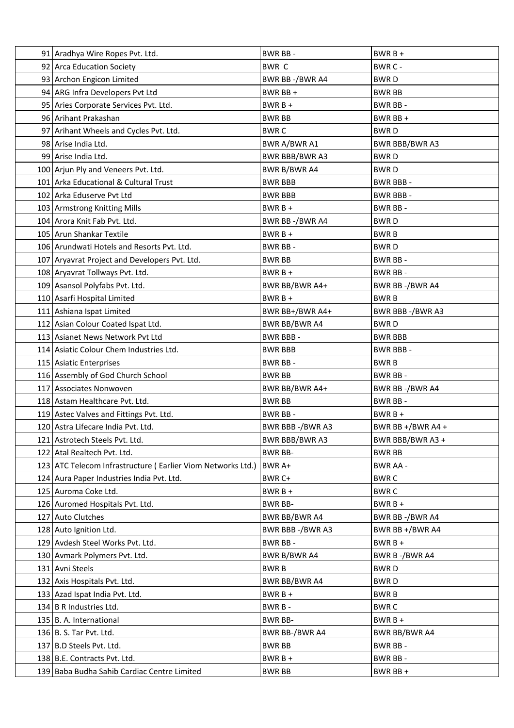| | | | |
|---|---|---|---|
| 91 | Aradhya Wire Ropes Pvt. Ltd. | BWR BB - | BWR B + |
| 92 | Arca Education Society | BWR C | BWR C - |
| 93 | Archon Engicon Limited | BWR BB -/BWR A4 | BWR D |
| 94 | ARG Infra Developers Pvt Ltd | BWR BB + | BWR BB |
| 95 | Aries Corporate Services Pvt. Ltd. | BWR B + | BWR BB - |
| 96 | Arihant Prakashan | BWR BB | BWR BB + |
| 97 | Arihant Wheels and Cycles Pvt. Ltd. | BWR C | BWR D |
| 98 | Arise India Ltd. | BWR A/BWR A1 | BWR BBB/BWR A3 |
| 99 | Arise India Ltd. | BWR BBB/BWR A3 | BWR D |
| 100 | Arjun Ply and Veneers Pvt. Ltd. | BWR B/BWR A4 | BWR D |
| 101 | Arka Educational & Cultural Trust | BWR BBB | BWR BBB - |
| 102 | Arka Eduserve Pvt Ltd | BWR BBB | BWR BBB - |
| 103 | Armstrong Knitting Mills | BWR B + | BWR BB - |
| 104 | Arora Knit Fab Pvt. Ltd. | BWR BB -/BWR A4 | BWR D |
| 105 | Arun Shankar Textile | BWR B + | BWR B |
| 106 | Arundwati Hotels and Resorts Pvt. Ltd. | BWR BB - | BWR D |
| 107 | Aryavrat Project and Developers Pvt. Ltd. | BWR BB | BWR BB - |
| 108 | Aryavrat Tollways Pvt. Ltd. | BWR B + | BWR BB - |
| 109 | Asansol Polyfabs Pvt. Ltd. | BWR BB/BWR A4+ | BWR BB -/BWR A4 |
| 110 | Asarfi Hospital Limited | BWR B + | BWR B |
| 111 | Ashiana Ispat Limited | BWR BB+/BWR A4+ | BWR BBB -/BWR A3 |
| 112 | Asian Colour Coated Ispat Ltd. | BWR BB/BWR A4 | BWR D |
| 113 | Asianet News Network Pvt Ltd | BWR BBB - | BWR BBB |
| 114 | Asiatic Colour Chem Industries Ltd. | BWR BBB | BWR BBB - |
| 115 | Asiatic Enterprises | BWR BB - | BWR B |
| 116 | Assembly of God Church School | BWR BB | BWR BB - |
| 117 | Associates Nonwoven | BWR BB/BWR A4+ | BWR BB -/BWR A4 |
| 118 | Astam Healthcare Pvt. Ltd. | BWR BB | BWR BB - |
| 119 | Astec Valves and Fittings Pvt. Ltd. | BWR BB - | BWR B + |
| 120 | Astra Lifecare India Pvt. Ltd. | BWR BBB -/BWR A3 | BWR BB +/BWR A4 + |
| 121 | Astrotech Steels Pvt. Ltd. | BWR BBB/BWR A3 | BWR BBB/BWR A3 + |
| 122 | Atal Realtech Pvt. Ltd. | BWR BB- | BWR BB |
| 123 | ATC Telecom Infrastructure ( Earlier Viom Networks Ltd.) | BWR A+ | BWR AA - |
| 124 | Aura Paper Industries India Pvt. Ltd. | BWR C+ | BWR C |
| 125 | Auroma Coke Ltd. | BWR B + | BWR C |
| 126 | Auromed Hospitals Pvt. Ltd. | BWR BB- | BWR B + |
| 127 | Auto Clutches | BWR BB/BWR A4 | BWR BB -/BWR A4 |
| 128 | Auto Ignition Ltd. | BWR BBB -/BWR A3 | BWR BB +/BWR A4 |
| 129 | Avdesh Steel Works Pvt. Ltd. | BWR BB - | BWR B + |
| 130 | Avmark Polymers Pvt. Ltd. | BWR B/BWR A4 | BWR B -/BWR A4 |
| 131 | Avni Steels | BWR B | BWR D |
| 132 | Axis Hospitals Pvt. Ltd. | BWR BB/BWR A4 | BWR D |
| 133 | Azad Ispat India Pvt. Ltd. | BWR B + | BWR B |
| 134 | B R Industries Ltd. | BWR B - | BWR C |
| 135 | B. A. International | BWR BB- | BWR B + |
| 136 | B. S. Tar Pvt. Ltd. | BWR BB-/BWR A4 | BWR BB/BWR A4 |
| 137 | B.D Steels Pvt. Ltd. | BWR BB | BWR BB - |
| 138 | B.E. Contracts Pvt. Ltd. | BWR B + | BWR BB - |
| 139 | Baba Budha Sahib Cardiac Centre Limited | BWR BB | BWR BB + |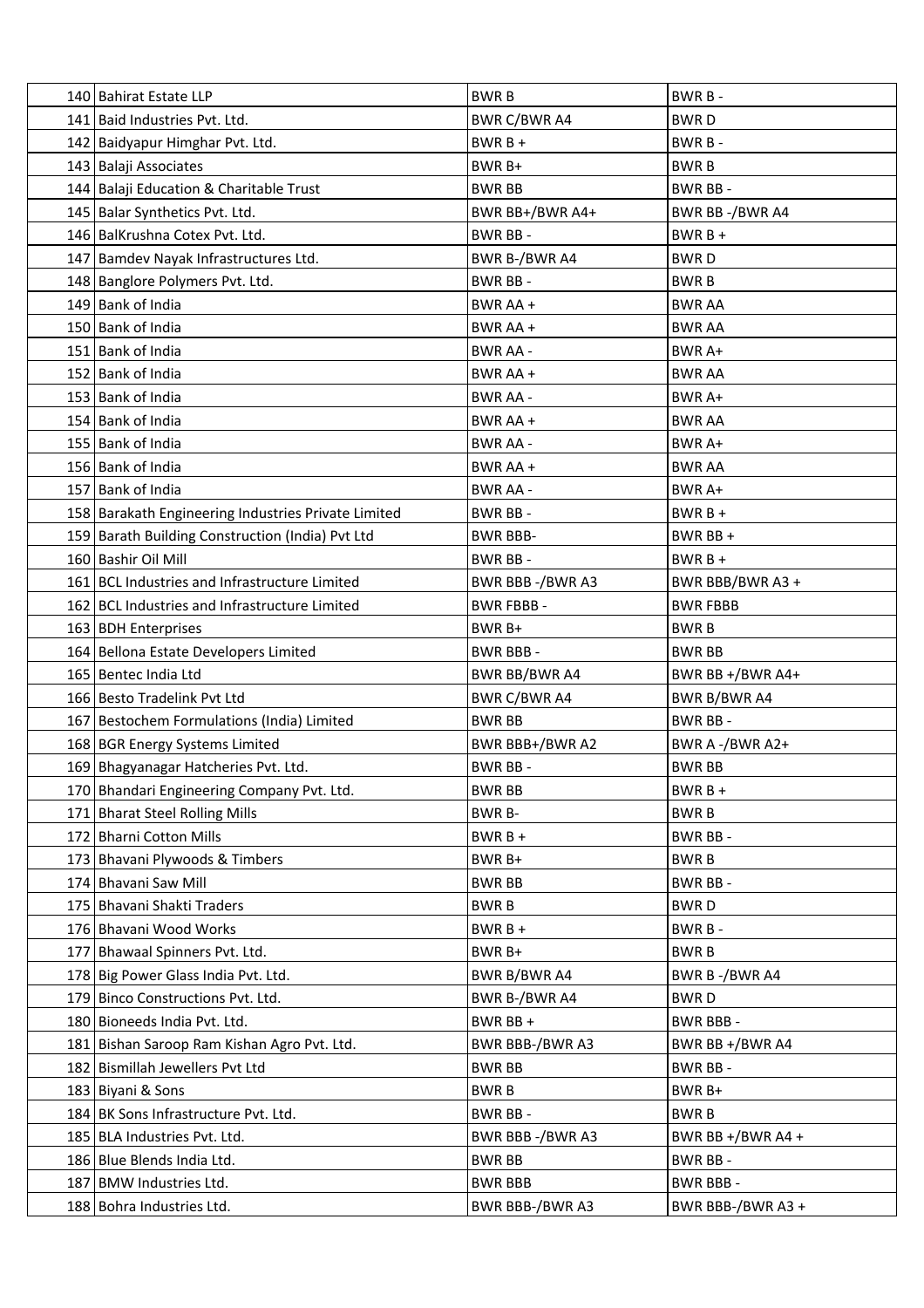| | | | |
|---|---|---|---|
| 140 | Bahirat Estate LLP | BWR B | BWR B - |
| 141 | Baid Industries Pvt. Ltd. | BWR C/BWR A4 | BWR D |
| 142 | Baidyapur Himghar Pvt. Ltd. | BWR B + | BWR B - |
| 143 | Balaji Associates | BWR B+ | BWR B |
| 144 | Balaji Education & Charitable Trust | BWR BB | BWR BB - |
| 145 | Balar Synthetics Pvt. Ltd. | BWR BB+/BWR A4+ | BWR BB -/BWR A4 |
| 146 | BalKrushna Cotex Pvt. Ltd. | BWR BB - | BWR B + |
| 147 | Bamdev Nayak Infrastructures Ltd. | BWR B-/BWR A4 | BWR D |
| 148 | Banglore Polymers Pvt. Ltd. | BWR BB - | BWR B |
| 149 | Bank of India | BWR AA + | BWR AA |
| 150 | Bank of India | BWR AA + | BWR AA |
| 151 | Bank of India | BWR AA - | BWR A+ |
| 152 | Bank of India | BWR AA + | BWR AA |
| 153 | Bank of India | BWR AA - | BWR A+ |
| 154 | Bank of India | BWR AA + | BWR AA |
| 155 | Bank of India | BWR AA - | BWR A+ |
| 156 | Bank of India | BWR AA + | BWR AA |
| 157 | Bank of India | BWR AA - | BWR A+ |
| 158 | Barakath Engineering Industries Private Limited | BWR BB - | BWR B + |
| 159 | Barath Building Construction (India) Pvt Ltd | BWR BBB- | BWR BB + |
| 160 | Bashir Oil Mill | BWR BB - | BWR B + |
| 161 | BCL Industries and Infrastructure Limited | BWR BBB -/BWR A3 | BWR BBB/BWR A3 + |
| 162 | BCL Industries and Infrastructure Limited | BWR FBBB - | BWR FBBB |
| 163 | BDH Enterprises | BWR B+ | BWR B |
| 164 | Bellona Estate Developers Limited | BWR BBB - | BWR BB |
| 165 | Bentec India Ltd | BWR BB/BWR A4 | BWR BB +/BWR A4+ |
| 166 | Besto Tradelink Pvt Ltd | BWR C/BWR A4 | BWR B/BWR A4 |
| 167 | Bestochem Formulations (India) Limited | BWR BB | BWR BB - |
| 168 | BGR Energy Systems Limited | BWR BBB+/BWR A2 | BWR A -/BWR A2+ |
| 169 | Bhagyanagar Hatcheries Pvt. Ltd. | BWR BB - | BWR BB |
| 170 | Bhandari Engineering Company Pvt. Ltd. | BWR BB | BWR B + |
| 171 | Bharat Steel Rolling Mills | BWR B- | BWR B |
| 172 | Bharni Cotton Mills | BWR B + | BWR BB - |
| 173 | Bhavani Plywoods & Timbers | BWR B+ | BWR B |
| 174 | Bhavani Saw Mill | BWR BB | BWR BB - |
| 175 | Bhavani Shakti Traders | BWR B | BWR D |
| 176 | Bhavani Wood Works | BWR B + | BWR B - |
| 177 | Bhawaal Spinners Pvt. Ltd. | BWR B+ | BWR B |
| 178 | Big Power Glass India Pvt. Ltd. | BWR B/BWR A4 | BWR B -/BWR A4 |
| 179 | Binco Constructions Pvt. Ltd. | BWR B-/BWR A4 | BWR D |
| 180 | Bioneeds India Pvt. Ltd. | BWR BB + | BWR BBB - |
| 181 | Bishan Saroop Ram Kishan Agro Pvt. Ltd. | BWR BBB-/BWR A3 | BWR BB +/BWR A4 |
| 182 | Bismillah Jewellers Pvt Ltd | BWR BB | BWR BB - |
| 183 | Biyani & Sons | BWR B | BWR B+ |
| 184 | BK Sons Infrastructure Pvt. Ltd. | BWR BB - | BWR B |
| 185 | BLA Industries Pvt. Ltd. | BWR BBB -/BWR A3 | BWR BB +/BWR A4 + |
| 186 | Blue Blends India Ltd. | BWR BB | BWR BB - |
| 187 | BMW Industries Ltd. | BWR BBB | BWR BBB - |
| 188 | Bohra Industries Ltd. | BWR BBB-/BWR A3 | BWR BBB-/BWR A3 + |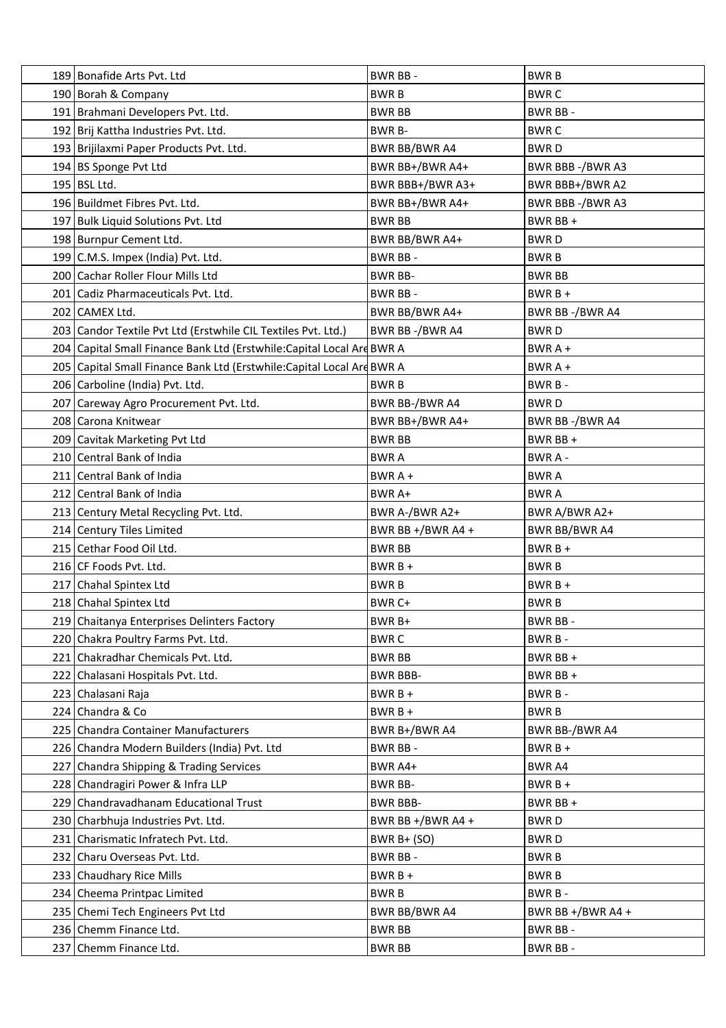| | | | |
|---|---|---|---|
| 189 | Bonafide Arts Pvt. Ltd | BWR BB - | BWR B |
| 190 | Borah & Company | BWR B | BWR C |
| 191 | Brahmani Developers Pvt. Ltd. | BWR BB | BWR BB - |
| 192 | Brij Kattha Industries Pvt. Ltd. | BWR B- | BWR C |
| 193 | Brijilaxmi Paper Products Pvt. Ltd. | BWR BB/BWR A4 | BWR D |
| 194 | BS Sponge Pvt Ltd | BWR BB+/BWR A4+ | BWR BBB -/BWR A3 |
| 195 | BSL Ltd. | BWR BBB+/BWR A3+ | BWR BBB+/BWR A2 |
| 196 | Buildmet Fibres Pvt. Ltd. | BWR BB+/BWR A4+ | BWR BBB -/BWR A3 |
| 197 | Bulk Liquid Solutions Pvt. Ltd | BWR BB | BWR BB + |
| 198 | Burnpur Cement Ltd. | BWR BB/BWR A4+ | BWR D |
| 199 | C.M.S. Impex (India) Pvt. Ltd. | BWR BB - | BWR B |
| 200 | Cachar Roller Flour Mills Ltd | BWR BB- | BWR BB |
| 201 | Cadiz Pharmaceuticals Pvt. Ltd. | BWR BB - | BWR B + |
| 202 | CAMEX Ltd. | BWR BB/BWR A4+ | BWR BB -/BWR A4 |
| 203 | Candor Textile Pvt Ltd (Erstwhile CIL Textiles Pvt. Ltd.) | BWR BB -/BWR A4 | BWR D |
| 204 | Capital Small Finance Bank Ltd (Erstwhile:Capital Local Are | BWR A | BWR A + |
| 205 | Capital Small Finance Bank Ltd (Erstwhile:Capital Local Are | BWR A | BWR A + |
| 206 | Carboline (India) Pvt. Ltd. | BWR B | BWR B - |
| 207 | Careway Agro Procurement Pvt. Ltd. | BWR BB-/BWR A4 | BWR D |
| 208 | Carona Knitwear | BWR BB+/BWR A4+ | BWR BB -/BWR A4 |
| 209 | Cavitak Marketing Pvt Ltd | BWR BB | BWR BB + |
| 210 | Central Bank of India | BWR A | BWR A - |
| 211 | Central Bank of India | BWR A + | BWR A |
| 212 | Central Bank of India | BWR A+ | BWR A |
| 213 | Century Metal Recycling Pvt. Ltd. | BWR A-/BWR A2+ | BWR A/BWR A2+ |
| 214 | Century Tiles Limited | BWR BB +/BWR A4 + | BWR BB/BWR A4 |
| 215 | Cethar Food Oil Ltd. | BWR BB | BWR B + |
| 216 | CF Foods Pvt. Ltd. | BWR B + | BWR B |
| 217 | Chahal Spintex Ltd | BWR B | BWR B + |
| 218 | Chahal Spintex Ltd | BWR C+ | BWR B |
| 219 | Chaitanya Enterprises Delinters Factory | BWR B+ | BWR BB - |
| 220 | Chakra Poultry Farms Pvt. Ltd. | BWR C | BWR B - |
| 221 | Chakradhar Chemicals Pvt. Ltd. | BWR BB | BWR BB + |
| 222 | Chalasani Hospitals Pvt. Ltd. | BWR BBB- | BWR BB + |
| 223 | Chalasani Raja | BWR B + | BWR B - |
| 224 | Chandra & Co | BWR B + | BWR B |
| 225 | Chandra Container Manufacturers | BWR B+/BWR A4 | BWR BB-/BWR A4 |
| 226 | Chandra Modern Builders (India) Pvt. Ltd | BWR BB - | BWR B + |
| 227 | Chandra Shipping & Trading Services | BWR A4+ | BWR A4 |
| 228 | Chandragiri Power & Infra LLP | BWR BB- | BWR B + |
| 229 | Chandravadhanam Educational Trust | BWR BBB- | BWR BB + |
| 230 | Charbhuja Industries Pvt. Ltd. | BWR BB +/BWR A4 + | BWR D |
| 231 | Charismatic Infratech Pvt. Ltd. | BWR B+ (SO) | BWR D |
| 232 | Charu Overseas Pvt. Ltd. | BWR BB - | BWR B |
| 233 | Chaudhary Rice Mills | BWR B + | BWR B |
| 234 | Cheema Printpac Limited | BWR B | BWR B - |
| 235 | Chemi Tech Engineers Pvt Ltd | BWR BB/BWR A4 | BWR BB +/BWR A4 + |
| 236 | Chemm Finance Ltd. | BWR BB | BWR BB - |
| 237 | Chemm Finance Ltd. | BWR BB | BWR BB - |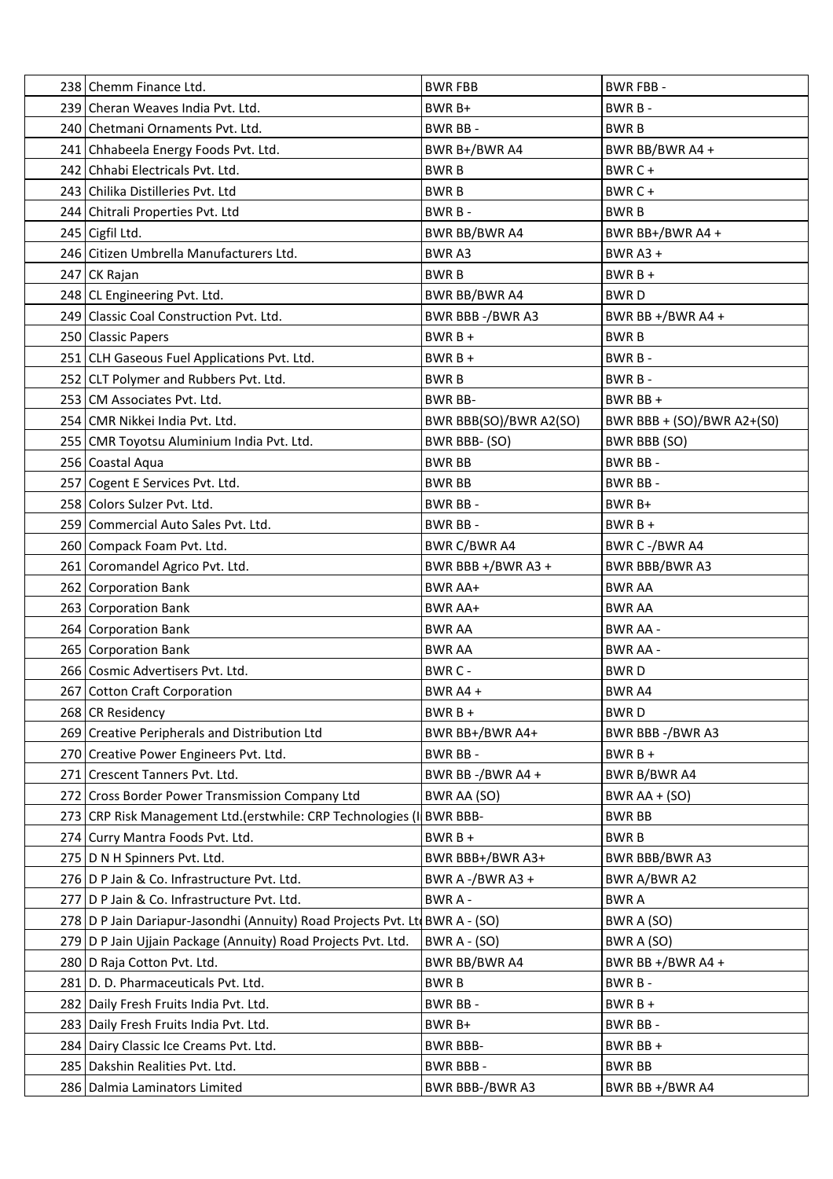| | | | |
|---|---|---|---|
| 238 | Chemm Finance Ltd. | BWR FBB | BWR FBB - |
| 239 | Cheran Weaves India Pvt. Ltd. | BWR B+ | BWR B - |
| 240 | Chetmani Ornaments Pvt. Ltd. | BWR BB - | BWR B |
| 241 | Chhabeela Energy Foods Pvt. Ltd. | BWR B+/BWR A4 | BWR BB/BWR A4 + |
| 242 | Chhabi Electricals Pvt. Ltd. | BWR B | BWR C + |
| 243 | Chilika Distilleries Pvt. Ltd | BWR B | BWR C + |
| 244 | Chitrali Properties Pvt. Ltd | BWR B - | BWR B |
| 245 | Cigfil Ltd. | BWR BB/BWR A4 | BWR BB+/BWR A4 + |
| 246 | Citizen Umbrella Manufacturers Ltd. | BWR A3 | BWR A3 + |
| 247 | CK Rajan | BWR B | BWR B + |
| 248 | CL Engineering Pvt. Ltd. | BWR BB/BWR A4 | BWR D |
| 249 | Classic Coal Construction Pvt. Ltd. | BWR BBB -/BWR A3 | BWR BB +/BWR A4 + |
| 250 | Classic Papers | BWR B + | BWR B |
| 251 | CLH Gaseous Fuel Applications Pvt. Ltd. | BWR B + | BWR B - |
| 252 | CLT Polymer and Rubbers Pvt. Ltd. | BWR B | BWR B - |
| 253 | CM Associates Pvt. Ltd. | BWR BB- | BWR BB + |
| 254 | CMR Nikkei India Pvt. Ltd. | BWR BBB(SO)/BWR A2(SO) | BWR BBB + (SO)/BWR A2+(S0) |
| 255 | CMR Toyotsu Aluminium India Pvt. Ltd. | BWR BBB- (SO) | BWR BBB (SO) |
| 256 | Coastal Aqua | BWR BB | BWR BB - |
| 257 | Cogent E Services Pvt. Ltd. | BWR BB | BWR BB - |
| 258 | Colors Sulzer Pvt. Ltd. | BWR BB - | BWR B+ |
| 259 | Commercial Auto Sales Pvt. Ltd. | BWR BB - | BWR B + |
| 260 | Compack Foam Pvt. Ltd. | BWR C/BWR A4 | BWR C -/BWR A4 |
| 261 | Coromandel Agrico Pvt. Ltd. | BWR BBB +/BWR A3 + | BWR BBB/BWR A3 |
| 262 | Corporation Bank | BWR AA+ | BWR AA |
| 263 | Corporation Bank | BWR AA+ | BWR AA |
| 264 | Corporation Bank | BWR AA | BWR AA - |
| 265 | Corporation Bank | BWR AA | BWR AA - |
| 266 | Cosmic Advertisers Pvt. Ltd. | BWR C - | BWR D |
| 267 | Cotton Craft Corporation | BWR A4 + | BWR A4 |
| 268 | CR Residency | BWR B + | BWR D |
| 269 | Creative Peripherals and Distribution Ltd | BWR BB+/BWR A4+ | BWR BBB -/BWR A3 |
| 270 | Creative Power Engineers Pvt. Ltd. | BWR BB - | BWR B + |
| 271 | Crescent Tanners Pvt. Ltd. | BWR BB -/BWR A4 + | BWR B/BWR A4 |
| 272 | Cross Border Power Transmission Company Ltd | BWR AA (SO) | BWR AA + (SO) |
| 273 | CRP Risk Management Ltd.(erstwhile: CRP Technologies (I | BWR BBB- | BWR BB |
| 274 | Curry Mantra Foods Pvt. Ltd. | BWR B + | BWR B |
| 275 | D N H Spinners Pvt. Ltd. | BWR BBB+/BWR A3+ | BWR BBB/BWR A3 |
| 276 | D P Jain & Co. Infrastructure Pvt. Ltd. | BWR A -/BWR A3 + | BWR A/BWR A2 |
| 277 | D P Jain & Co. Infrastructure Pvt. Ltd. | BWR A - | BWR A |
| 278 | D P Jain Dariapur-Jasondhi (Annuity) Road Projects Pvt. Lt | BWR A - (SO) | BWR A (SO) |
| 279 | D P Jain Ujjain Package (Annuity) Road Projects Pvt. Ltd. | BWR A - (SO) | BWR A (SO) |
| 280 | D Raja Cotton Pvt. Ltd. | BWR BB/BWR A4 | BWR BB +/BWR A4 + |
| 281 | D. D. Pharmaceuticals Pvt. Ltd. | BWR B | BWR B - |
| 282 | Daily Fresh Fruits India Pvt. Ltd. | BWR BB - | BWR B + |
| 283 | Daily Fresh Fruits India Pvt. Ltd. | BWR B+ | BWR BB - |
| 284 | Dairy Classic Ice Creams Pvt. Ltd. | BWR BBB- | BWR BB + |
| 285 | Dakshin Realities Pvt. Ltd. | BWR BBB - | BWR BB |
| 286 | Dalmia Laminators Limited | BWR BBB-/BWR A3 | BWR BB +/BWR A4 |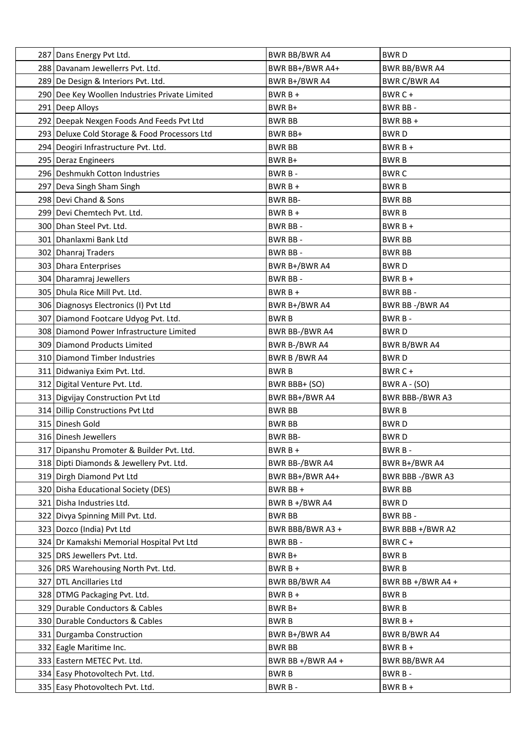| | | | |
|---|---|---|---|
| 287 | Dans Energy Pvt Ltd. | BWR BB/BWR A4 | BWR D |
| 288 | Davanam Jewellerrs Pvt. Ltd. | BWR BB+/BWR A4+ | BWR BB/BWR A4 |
| 289 | De Design & Interiors Pvt. Ltd. | BWR B+/BWR A4 | BWR C/BWR A4 |
| 290 | Dee Key Woollen Industries Private Limited | BWR B + | BWR C + |
| 291 | Deep Alloys | BWR B+ | BWR BB - |
| 292 | Deepak Nexgen Foods And Feeds Pvt Ltd | BWR BB | BWR BB + |
| 293 | Deluxe Cold Storage & Food Processors Ltd | BWR BB+ | BWR D |
| 294 | Deogiri Infrastructure Pvt. Ltd. | BWR BB | BWR B + |
| 295 | Deraz Engineers | BWR B+ | BWR B |
| 296 | Deshmukh Cotton Industries | BWR B - | BWR C |
| 297 | Deva Singh Sham Singh | BWR B + | BWR B |
| 298 | Devi Chand & Sons | BWR BB- | BWR BB |
| 299 | Devi Chemtech Pvt. Ltd. | BWR B + | BWR B |
| 300 | Dhan Steel Pvt. Ltd. | BWR BB - | BWR B + |
| 301 | Dhanlaxmi Bank Ltd | BWR BB - | BWR BB |
| 302 | Dhanraj Traders | BWR BB - | BWR BB |
| 303 | Dhara Enterprises | BWR B+/BWR A4 | BWR D |
| 304 | Dharamraj Jewellers | BWR BB - | BWR B + |
| 305 | Dhula Rice Mill Pvt. Ltd. | BWR B + | BWR BB - |
| 306 | Diagnosys Electronics (I) Pvt Ltd | BWR B+/BWR A4 | BWR BB -/BWR A4 |
| 307 | Diamond Footcare Udyog Pvt. Ltd. | BWR B | BWR B - |
| 308 | Diamond Power Infrastructure Limited | BWR BB-/BWR A4 | BWR D |
| 309 | Diamond Products Limited | BWR B-/BWR A4 | BWR B/BWR A4 |
| 310 | Diamond Timber Industries | BWR B /BWR A4 | BWR D |
| 311 | Didwaniya Exim Pvt. Ltd. | BWR B | BWR C + |
| 312 | Digital Venture Pvt. Ltd. | BWR BBB+ (SO) | BWR A - (SO) |
| 313 | Digvijay Construction Pvt Ltd | BWR BB+/BWR A4 | BWR BBB-/BWR A3 |
| 314 | Dillip Constructions Pvt Ltd | BWR BB | BWR B |
| 315 | Dinesh Gold | BWR BB | BWR D |
| 316 | Dinesh Jewellers | BWR BB- | BWR D |
| 317 | Dipanshu Promoter & Builder Pvt. Ltd. | BWR B + | BWR B - |
| 318 | Dipti Diamonds & Jewellery Pvt. Ltd. | BWR BB-/BWR A4 | BWR B+/BWR A4 |
| 319 | Dirgh Diamond Pvt Ltd | BWR BB+/BWR A4+ | BWR BBB -/BWR A3 |
| 320 | Disha Educational Society (DES) | BWR BB + | BWR BB |
| 321 | Disha Industries Ltd. | BWR B +/BWR A4 | BWR D |
| 322 | Divya Spinning Mill Pvt. Ltd. | BWR BB | BWR BB - |
| 323 | Dozco (India) Pvt Ltd | BWR BBB/BWR A3 + | BWR BBB +/BWR A2 |
| 324 | Dr Kamakshi Memorial Hospital Pvt Ltd | BWR BB - | BWR C + |
| 325 | DRS Jewellers Pvt. Ltd. | BWR B+ | BWR B |
| 326 | DRS Warehousing North Pvt. Ltd. | BWR B + | BWR B |
| 327 | DTL Ancillaries Ltd | BWR BB/BWR A4 | BWR BB +/BWR A4 + |
| 328 | DTMG Packaging Pvt. Ltd. | BWR B + | BWR B |
| 329 | Durable Conductors & Cables | BWR B+ | BWR B |
| 330 | Durable Conductors & Cables | BWR B | BWR B + |
| 331 | Durgamba Construction | BWR B+/BWR A4 | BWR B/BWR A4 |
| 332 | Eagle Maritime Inc. | BWR BB | BWR B + |
| 333 | Eastern METEC Pvt. Ltd. | BWR BB +/BWR A4 + | BWR BB/BWR A4 |
| 334 | Easy Photovoltech Pvt. Ltd. | BWR B | BWR B - |
| 335 | Easy Photovoltech Pvt. Ltd. | BWR B - | BWR B + |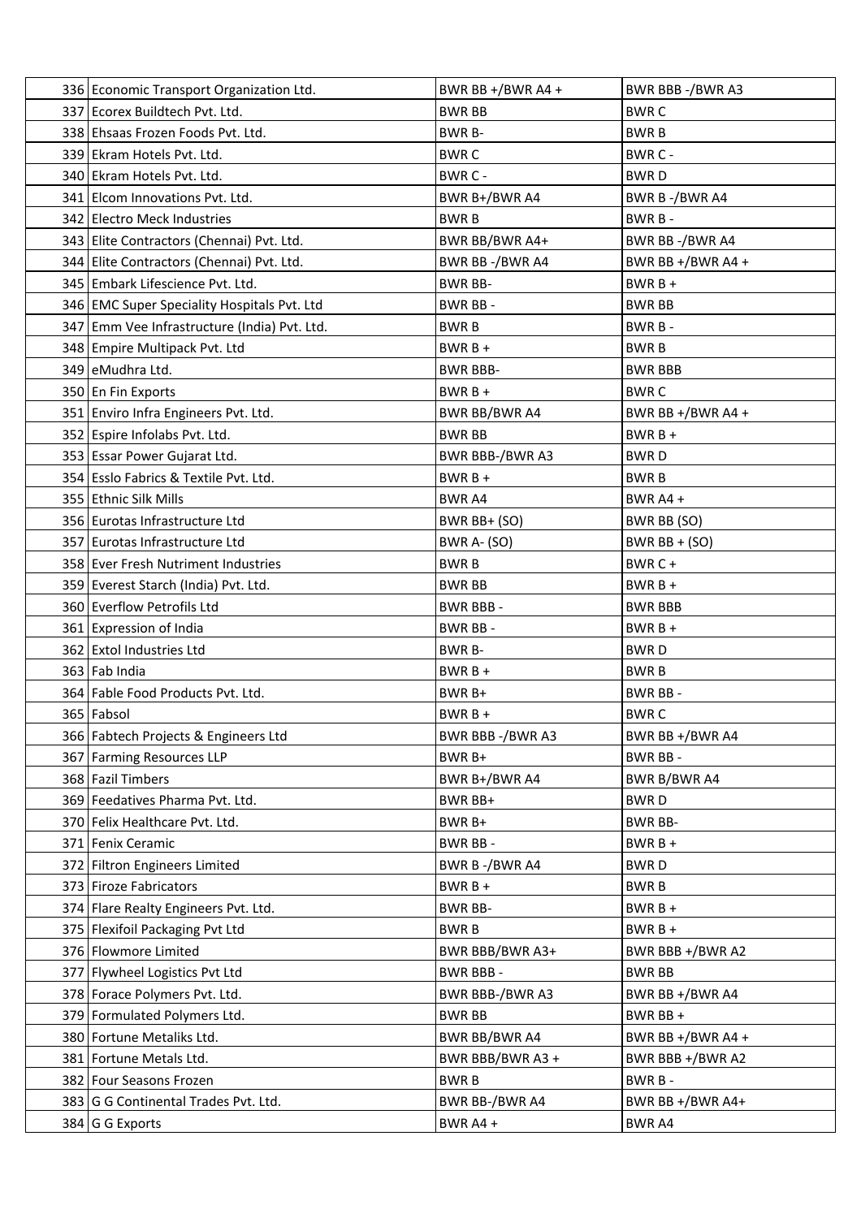| | | | |
|---|---|---|---|
| 336 | Economic Transport Organization Ltd. | BWR BB +/BWR A4 + | BWR BBB -/BWR A3 |
| 337 | Ecorex Buildtech Pvt. Ltd. | BWR BB | BWR C |
| 338 | Ehsaas Frozen Foods Pvt. Ltd. | BWR B- | BWR B |
| 339 | Ekram Hotels Pvt. Ltd. | BWR C | BWR C - |
| 340 | Ekram Hotels Pvt. Ltd. | BWR C - | BWR D |
| 341 | Elcom Innovations Pvt. Ltd. | BWR B+/BWR A4 | BWR B -/BWR A4 |
| 342 | Electro Meck Industries | BWR B | BWR B - |
| 343 | Elite Contractors (Chennai) Pvt. Ltd. | BWR BB/BWR A4+ | BWR BB -/BWR A4 |
| 344 | Elite Contractors (Chennai) Pvt. Ltd. | BWR BB -/BWR A4 | BWR BB +/BWR A4 + |
| 345 | Embark Lifescience Pvt. Ltd. | BWR BB- | BWR B + |
| 346 | EMC Super Speciality Hospitals Pvt. Ltd | BWR BB - | BWR BB |
| 347 | Emm Vee Infrastructure (India) Pvt. Ltd. | BWR B | BWR B - |
| 348 | Empire Multipack Pvt. Ltd | BWR B + | BWR B |
| 349 | eMudhra Ltd. | BWR BBB- | BWR BBB |
| 350 | En Fin Exports | BWR B + | BWR C |
| 351 | Enviro Infra Engineers Pvt. Ltd. | BWR BB/BWR A4 | BWR BB +/BWR A4 + |
| 352 | Espire Infolabs Pvt. Ltd. | BWR BB | BWR B + |
| 353 | Essar Power Gujarat Ltd. | BWR BBB-/BWR A3 | BWR D |
| 354 | Esslo Fabrics & Textile Pvt. Ltd. | BWR B + | BWR B |
| 355 | Ethnic Silk Mills | BWR A4 | BWR A4 + |
| 356 | Eurotas Infrastructure Ltd | BWR BB+ (SO) | BWR BB (SO) |
| 357 | Eurotas Infrastructure Ltd | BWR A- (SO) | BWR BB + (SO) |
| 358 | Ever Fresh Nutriment Industries | BWR B | BWR C + |
| 359 | Everest Starch (India) Pvt. Ltd. | BWR BB | BWR B + |
| 360 | Everflow Petrofils Ltd | BWR BBB - | BWR BBB |
| 361 | Expression of India | BWR BB - | BWR B + |
| 362 | Extol Industries Ltd | BWR B- | BWR D |
| 363 | Fab India | BWR B + | BWR B |
| 364 | Fable Food Products Pvt. Ltd. | BWR B+ | BWR BB - |
| 365 | Fabsol | BWR B + | BWR C |
| 366 | Fabtech Projects & Engineers Ltd | BWR BBB -/BWR A3 | BWR BB +/BWR A4 |
| 367 | Farming Resources LLP | BWR B+ | BWR BB - |
| 368 | Fazil Timbers | BWR B+/BWR A4 | BWR B/BWR A4 |
| 369 | Feedatives Pharma Pvt. Ltd. | BWR BB+ | BWR D |
| 370 | Felix Healthcare Pvt. Ltd. | BWR B+ | BWR BB- |
| 371 | Fenix Ceramic | BWR BB - | BWR B + |
| 372 | Filtron Engineers Limited | BWR B -/BWR A4 | BWR D |
| 373 | Firoze Fabricators | BWR B + | BWR B |
| 374 | Flare Realty Engineers Pvt. Ltd. | BWR BB- | BWR B + |
| 375 | Flexifoil Packaging Pvt Ltd | BWR B | BWR B + |
| 376 | Flowmore Limited | BWR BBB/BWR A3+ | BWR BBB +/BWR A2 |
| 377 | Flywheel Logistics Pvt Ltd | BWR BBB - | BWR BB |
| 378 | Forace Polymers Pvt. Ltd. | BWR BBB-/BWR A3 | BWR BB +/BWR A4 |
| 379 | Formulated Polymers Ltd. | BWR BB | BWR BB + |
| 380 | Fortune Metaliks Ltd. | BWR BB/BWR A4 | BWR BB +/BWR A4 + |
| 381 | Fortune Metals Ltd. | BWR BBB/BWR A3 + | BWR BBB +/BWR A2 |
| 382 | Four Seasons Frozen | BWR B | BWR B - |
| 383 | G G Continental Trades Pvt. Ltd. | BWR BB-/BWR A4 | BWR BB +/BWR A4+ |
| 384 | G G Exports | BWR A4 + | BWR A4 |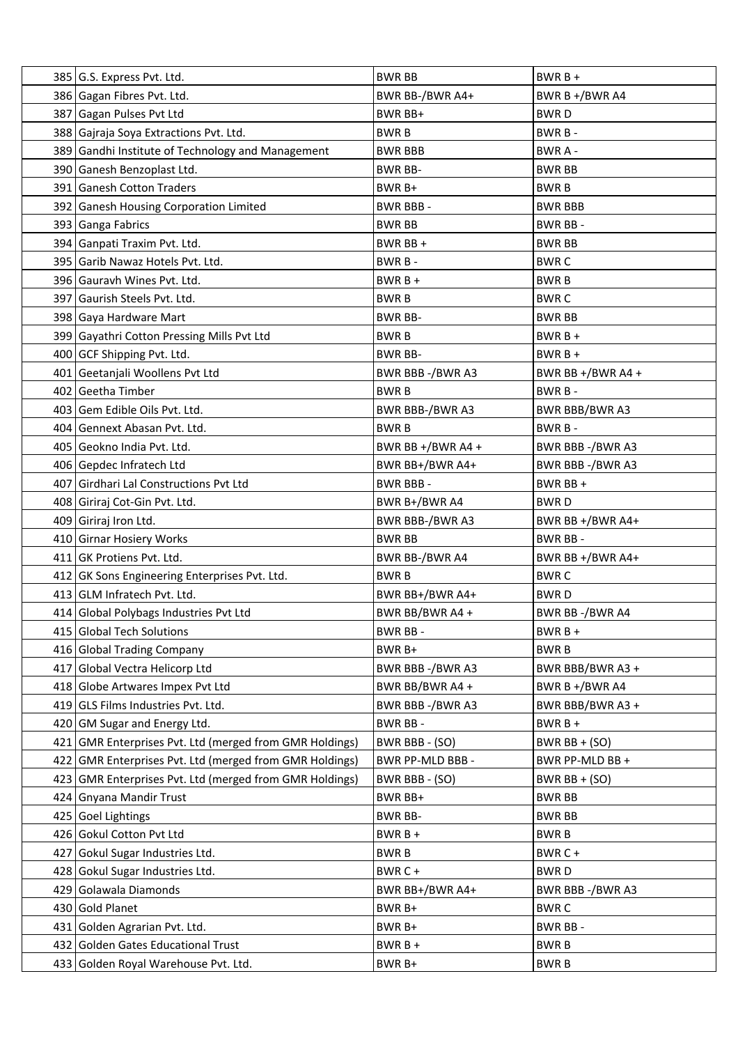| | | | |
|---|---|---|---|
| 385 | G.S. Express Pvt. Ltd. | BWR BB | BWR B + |
| 386 | Gagan Fibres Pvt. Ltd. | BWR BB-/BWR A4+ | BWR B +/BWR A4 |
| 387 | Gagan Pulses Pvt Ltd | BWR BB+ | BWR D |
| 388 | Gajraja Soya Extractions Pvt. Ltd. | BWR B | BWR B - |
| 389 | Gandhi Institute of Technology and Management | BWR BBB | BWR A - |
| 390 | Ganesh Benzoplast Ltd. | BWR BB- | BWR BB |
| 391 | Ganesh Cotton Traders | BWR B+ | BWR B |
| 392 | Ganesh Housing Corporation Limited | BWR BBB - | BWR BBB |
| 393 | Ganga Fabrics | BWR BB | BWR BB - |
| 394 | Ganpati Traxim Pvt. Ltd. | BWR BB + | BWR BB |
| 395 | Garib Nawaz Hotels Pvt. Ltd. | BWR B - | BWR C |
| 396 | Gauravh Wines Pvt. Ltd. | BWR B + | BWR B |
| 397 | Gaurish Steels Pvt. Ltd. | BWR B | BWR C |
| 398 | Gaya Hardware Mart | BWR BB- | BWR BB |
| 399 | Gayathri Cotton Pressing Mills Pvt Ltd | BWR B | BWR B + |
| 400 | GCF Shipping Pvt. Ltd. | BWR BB- | BWR B + |
| 401 | Geetanjali Woollens Pvt Ltd | BWR BBB -/BWR A3 | BWR BB +/BWR A4 + |
| 402 | Geetha Timber | BWR B | BWR B - |
| 403 | Gem Edible Oils Pvt. Ltd. | BWR BBB-/BWR A3 | BWR BBB/BWR A3 |
| 404 | Gennext Abasan Pvt. Ltd. | BWR B | BWR B - |
| 405 | Geokno India Pvt. Ltd. | BWR BB +/BWR A4 + | BWR BBB -/BWR A3 |
| 406 | Gepdec Infratech Ltd | BWR BB+/BWR A4+ | BWR BBB -/BWR A3 |
| 407 | Girdhari Lal Constructions Pvt Ltd | BWR BBB - | BWR BB + |
| 408 | Giriraj Cot-Gin Pvt. Ltd. | BWR B+/BWR A4 | BWR D |
| 409 | Giriraj Iron Ltd. | BWR BBB-/BWR A3 | BWR BB +/BWR A4+ |
| 410 | Girnar Hosiery Works | BWR BB | BWR BB - |
| 411 | GK Protiens Pvt. Ltd. | BWR BB-/BWR A4 | BWR BB +/BWR A4+ |
| 412 | GK Sons Engineering Enterprises Pvt. Ltd. | BWR B | BWR C |
| 413 | GLM Infratech Pvt. Ltd. | BWR BB+/BWR A4+ | BWR D |
| 414 | Global Polybags Industries Pvt Ltd | BWR BB/BWR A4 + | BWR BB -/BWR A4 |
| 415 | Global Tech Solutions | BWR BB - | BWR B + |
| 416 | Global Trading Company | BWR B+ | BWR B |
| 417 | Global Vectra Helicorp Ltd | BWR BBB -/BWR A3 | BWR BBB/BWR A3 + |
| 418 | Globe Artwares Impex Pvt Ltd | BWR BB/BWR A4 + | BWR B +/BWR A4 |
| 419 | GLS Films Industries Pvt. Ltd. | BWR BBB -/BWR A3 | BWR BBB/BWR A3 + |
| 420 | GM Sugar and Energy Ltd. | BWR BB - | BWR B + |
| 421 | GMR Enterprises Pvt. Ltd (merged from GMR Holdings) | BWR BBB - (SO) | BWR BB + (SO) |
| 422 | GMR Enterprises Pvt. Ltd (merged from GMR Holdings) | BWR PP-MLD BBB - | BWR PP-MLD BB + |
| 423 | GMR Enterprises Pvt. Ltd (merged from GMR Holdings) | BWR BBB - (SO) | BWR BB + (SO) |
| 424 | Gnyana Mandir Trust | BWR BB+ | BWR BB |
| 425 | Goel Lightings | BWR BB- | BWR BB |
| 426 | Gokul Cotton Pvt Ltd | BWR B + | BWR B |
| 427 | Gokul Sugar Industries Ltd. | BWR B | BWR C + |
| 428 | Gokul Sugar Industries Ltd. | BWR C + | BWR D |
| 429 | Golawala Diamonds | BWR BB+/BWR A4+ | BWR BBB -/BWR A3 |
| 430 | Gold Planet | BWR B+ | BWR C |
| 431 | Golden Agrarian Pvt. Ltd. | BWR B+ | BWR BB - |
| 432 | Golden Gates Educational Trust | BWR B + | BWR B |
| 433 | Golden Royal Warehouse Pvt. Ltd. | BWR B+ | BWR B |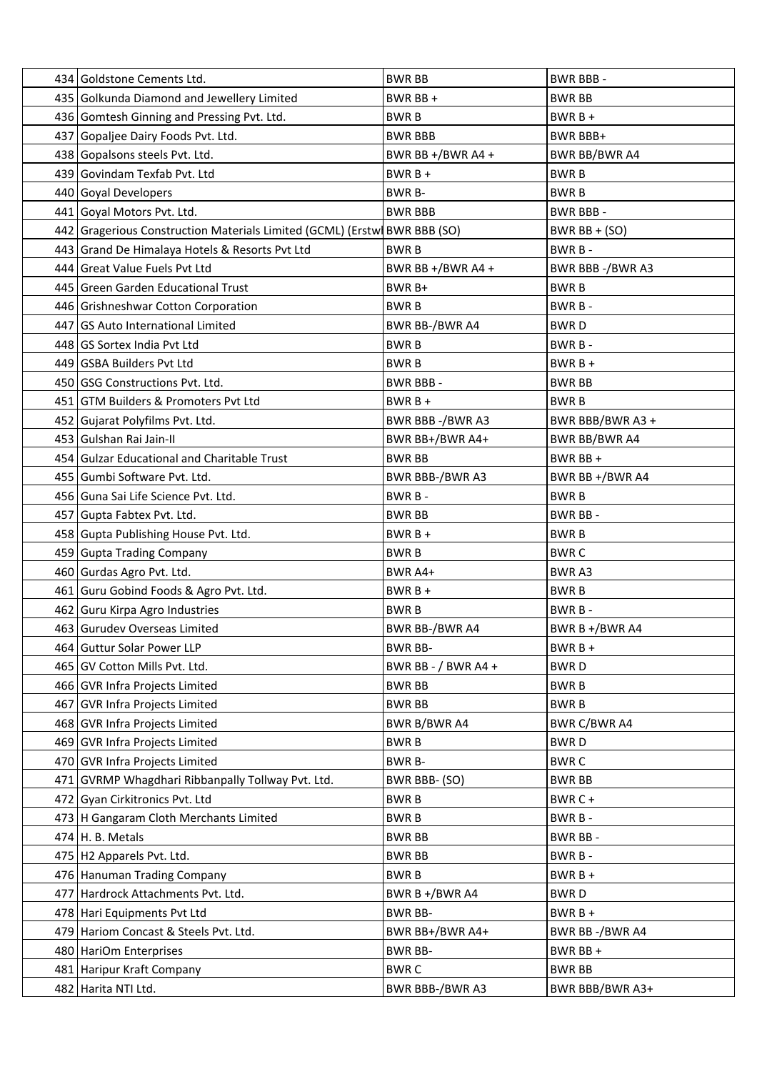| | | | |
|---|---|---|---|
| 434 | Goldstone Cements Ltd. | BWR BB | BWR BBB - |
| 435 | Golkunda Diamond and Jewellery Limited | BWR BB + | BWR BB |
| 436 | Gomtesh Ginning and Pressing Pvt. Ltd. | BWR B | BWR B + |
| 437 | Gopaljee Dairy Foods Pvt. Ltd. | BWR BBB | BWR BBB+ |
| 438 | Gopalsons steels Pvt. Ltd. | BWR BB +/BWR A4 + | BWR BB/BWR A4 |
| 439 | Govindam Texfab Pvt. Ltd | BWR B + | BWR B |
| 440 | Goyal Developers | BWR B- | BWR B |
| 441 | Goyal Motors Pvt. Ltd. | BWR BBB | BWR BBB - |
| 442 | Gragerious Construction Materials Limited (GCML) (Erstwl | BWR BBB (SO) | BWR BB + (SO) |
| 443 | Grand De Himalaya Hotels & Resorts Pvt Ltd | BWR B | BWR B - |
| 444 | Great Value Fuels Pvt Ltd | BWR BB +/BWR A4 + | BWR BBB -/BWR A3 |
| 445 | Green Garden Educational Trust | BWR B+ | BWR B |
| 446 | Grishneshwar Cotton Corporation | BWR B | BWR B - |
| 447 | GS Auto International Limited | BWR BB-/BWR A4 | BWR D |
| 448 | GS Sortex India Pvt Ltd | BWR B | BWR B - |
| 449 | GSBA Builders Pvt Ltd | BWR B | BWR B + |
| 450 | GSG Constructions Pvt. Ltd. | BWR BBB - | BWR BB |
| 451 | GTM Builders & Promoters Pvt Ltd | BWR B + | BWR B |
| 452 | Gujarat Polyfilms Pvt. Ltd. | BWR BBB -/BWR A3 | BWR BBB/BWR A3 + |
| 453 | Gulshan Rai Jain-II | BWR BB+/BWR A4+ | BWR BB/BWR A4 |
| 454 | Gulzar Educational and Charitable Trust | BWR BB | BWR BB + |
| 455 | Gumbi Software Pvt. Ltd. | BWR BBB-/BWR A3 | BWR BB +/BWR A4 |
| 456 | Guna Sai Life Science Pvt. Ltd. | BWR B - | BWR B |
| 457 | Gupta Fabtex Pvt. Ltd. | BWR BB | BWR BB - |
| 458 | Gupta Publishing House Pvt. Ltd. | BWR B + | BWR B |
| 459 | Gupta Trading Company | BWR B | BWR C |
| 460 | Gurdas Agro Pvt. Ltd. | BWR A4+ | BWR A3 |
| 461 | Guru Gobind Foods & Agro Pvt. Ltd. | BWR B + | BWR B |
| 462 | Guru Kirpa Agro Industries | BWR B | BWR B - |
| 463 | Gurudev Overseas Limited | BWR BB-/BWR A4 | BWR B +/BWR A4 |
| 464 | Guttur Solar Power LLP | BWR BB- | BWR B + |
| 465 | GV Cotton Mills Pvt. Ltd. | BWR BB - / BWR A4 + | BWR D |
| 466 | GVR Infra Projects Limited | BWR BB | BWR B |
| 467 | GVR Infra Projects Limited | BWR BB | BWR B |
| 468 | GVR Infra Projects Limited | BWR B/BWR A4 | BWR C/BWR A4 |
| 469 | GVR Infra Projects Limited | BWR B | BWR D |
| 470 | GVR Infra Projects Limited | BWR B- | BWR C |
| 471 | GVRMP Whagdhari Ribbanpally Tollway Pvt. Ltd. | BWR BBB- (SO) | BWR BB |
| 472 | Gyan Cirkitronics Pvt. Ltd | BWR B | BWR C + |
| 473 | H Gangaram Cloth Merchants Limited | BWR B | BWR B - |
| 474 | H. B. Metals | BWR BB | BWR BB - |
| 475 | H2 Apparels Pvt. Ltd. | BWR BB | BWR B - |
| 476 | Hanuman Trading Company | BWR B | BWR B + |
| 477 | Hardrock Attachments Pvt. Ltd. | BWR B +/BWR A4 | BWR D |
| 478 | Hari Equipments Pvt Ltd | BWR BB- | BWR B + |
| 479 | Hariom Concast & Steels Pvt. Ltd. | BWR BB+/BWR A4+ | BWR BB -/BWR A4 |
| 480 | HariOm Enterprises | BWR BB- | BWR BB + |
| 481 | Haripur Kraft Company | BWR C | BWR BB |
| 482 | Harita NTI Ltd. | BWR BBB-/BWR A3 | BWR BBB/BWR A3+ |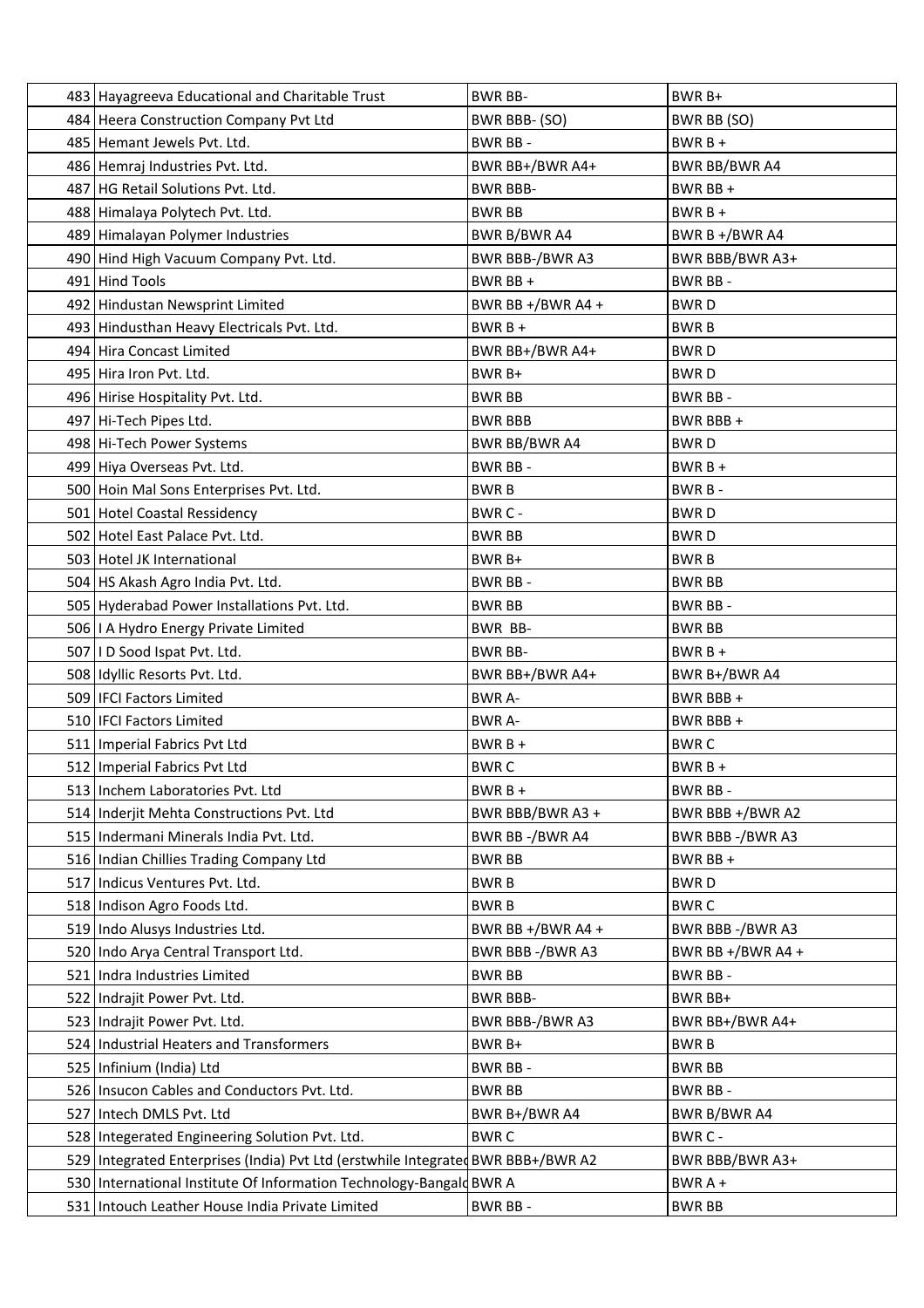| | | | |
|---|---|---|---|
| 483 | Hayagreeva Educational and Charitable Trust | BWR BB- | BWR B+ |
| 484 | Heera Construction Company Pvt Ltd | BWR BBB- (SO) | BWR BB (SO) |
| 485 | Hemant Jewels Pvt. Ltd. | BWR BB - | BWR B + |
| 486 | Hemraj Industries Pvt. Ltd. | BWR BB+/BWR A4+ | BWR BB/BWR A4 |
| 487 | HG Retail Solutions Pvt. Ltd. | BWR BBB- | BWR BB + |
| 488 | Himalaya Polytech Pvt. Ltd. | BWR BB | BWR B + |
| 489 | Himalayan Polymer Industries | BWR B/BWR A4 | BWR B +/BWR A4 |
| 490 | Hind High Vacuum Company Pvt. Ltd. | BWR BBB-/BWR A3 | BWR BBB/BWR A3+ |
| 491 | Hind Tools | BWR BB + | BWR BB - |
| 492 | Hindustan Newsprint Limited | BWR BB +/BWR A4 + | BWR D |
| 493 | Hindusthan Heavy Electricals Pvt. Ltd. | BWR B + | BWR B |
| 494 | Hira Concast Limited | BWR BB+/BWR A4+ | BWR D |
| 495 | Hira Iron Pvt. Ltd. | BWR B+ | BWR D |
| 496 | Hirise Hospitality Pvt. Ltd. | BWR BB | BWR BB - |
| 497 | Hi-Tech Pipes Ltd. | BWR BBB | BWR BBB + |
| 498 | Hi-Tech Power Systems | BWR BB/BWR A4 | BWR D |
| 499 | Hiya Overseas Pvt. Ltd. | BWR BB - | BWR B + |
| 500 | Hoin Mal Sons Enterprises Pvt. Ltd. | BWR B | BWR B - |
| 501 | Hotel Coastal Ressidency | BWR C - | BWR D |
| 502 | Hotel East Palace Pvt. Ltd. | BWR BB | BWR D |
| 503 | Hotel JK International | BWR B+ | BWR B |
| 504 | HS Akash Agro India Pvt. Ltd. | BWR BB - | BWR BB |
| 505 | Hyderabad Power Installations Pvt. Ltd. | BWR BB | BWR BB - |
| 506 | I A Hydro Energy Private Limited | BWR BB- | BWR BB |
| 507 | I D Sood Ispat Pvt. Ltd. | BWR BB- | BWR B + |
| 508 | Idyllic Resorts Pvt. Ltd. | BWR BB+/BWR A4+ | BWR B+/BWR A4 |
| 509 | IFCI Factors Limited | BWR A- | BWR BBB + |
| 510 | IFCI Factors Limited | BWR A- | BWR BBB + |
| 511 | Imperial Fabrics Pvt Ltd | BWR B + | BWR C |
| 512 | Imperial Fabrics Pvt Ltd | BWR C | BWR B + |
| 513 | Inchem Laboratories Pvt. Ltd | BWR B + | BWR BB - |
| 514 | Inderjit Mehta Constructions Pvt. Ltd | BWR BBB/BWR A3 + | BWR BBB +/BWR A2 |
| 515 | Indermani Minerals India Pvt. Ltd. | BWR BB -/BWR A4 | BWR BBB -/BWR A3 |
| 516 | Indian Chillies Trading Company Ltd | BWR BB | BWR BB + |
| 517 | Indicus Ventures Pvt. Ltd. | BWR B | BWR D |
| 518 | Indison Agro Foods Ltd. | BWR B | BWR C |
| 519 | Indo Alusys Industries Ltd. | BWR BB +/BWR A4 + | BWR BBB -/BWR A3 |
| 520 | Indo Arya Central Transport Ltd. | BWR BBB -/BWR A3 | BWR BB +/BWR A4 + |
| 521 | Indra Industries Limited | BWR BB | BWR BB - |
| 522 | Indrajit Power Pvt. Ltd. | BWR BBB- | BWR BB+ |
| 523 | Indrajit Power Pvt. Ltd. | BWR BBB-/BWR A3 | BWR BB+/BWR A4+ |
| 524 | Industrial Heaters and Transformers | BWR B+ | BWR B |
| 525 | Infinium (India) Ltd | BWR BB - | BWR BB |
| 526 | Insucon Cables and Conductors Pvt. Ltd. | BWR BB | BWR BB - |
| 527 | Intech DMLS Pvt. Ltd | BWR B+/BWR A4 | BWR B/BWR A4 |
| 528 | Integerated Engineering Solution Pvt. Ltd. | BWR C | BWR C - |
| 529 | Integrated Enterprises (India) Pvt Ltd (erstwhile Integrated | BWR BBB+/BWR A2 | BWR BBB/BWR A3+ |
| 530 | International Institute Of Information Technology-Bangalo | BWR A | BWR A + |
| 531 | Intouch Leather House India Private Limited | BWR BB - | BWR BB |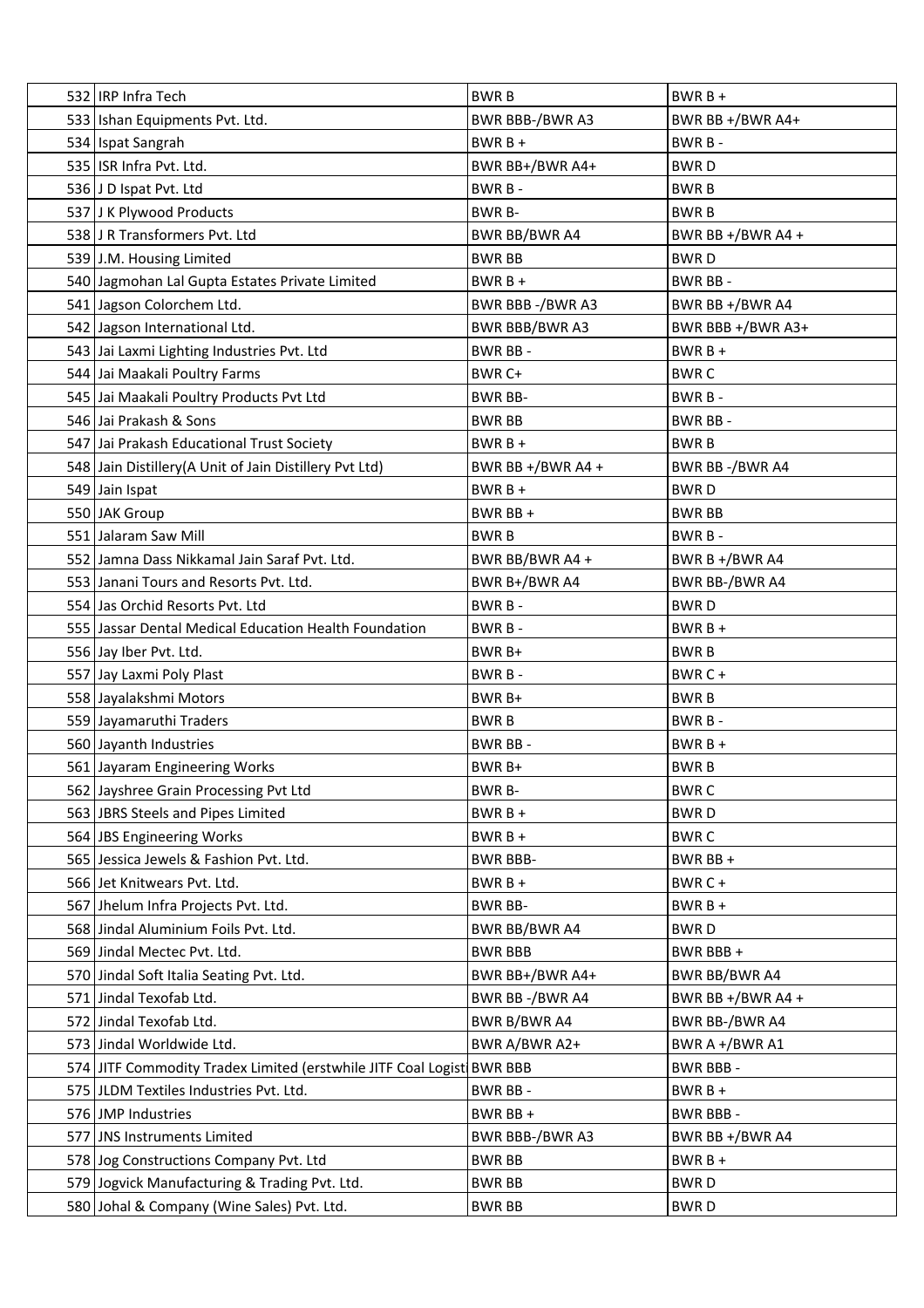| | | | |
|---|---|---|---|
| 532 | IRP Infra Tech | BWR B | BWR B + |
| 533 | Ishan Equipments Pvt. Ltd. | BWR BBB-/BWR A3 | BWR BB +/BWR A4+ |
| 534 | Ispat Sangrah | BWR B + | BWR B - |
| 535 | ISR Infra Pvt. Ltd. | BWR BB+/BWR A4+ | BWR D |
| 536 | J D Ispat Pvt. Ltd | BWR B - | BWR B |
| 537 | J K Plywood Products | BWR B- | BWR B |
| 538 | J R Transformers Pvt. Ltd | BWR BB/BWR A4 | BWR BB +/BWR A4 + |
| 539 | J.M. Housing Limited | BWR BB | BWR D |
| 540 | Jagmohan Lal Gupta Estates Private Limited | BWR B + | BWR BB - |
| 541 | Jagson Colorchem Ltd. | BWR BBB -/BWR A3 | BWR BB +/BWR A4 |
| 542 | Jagson International Ltd. | BWR BBB/BWR A3 | BWR BBB +/BWR A3+ |
| 543 | Jai Laxmi Lighting Industries Pvt. Ltd | BWR BB - | BWR B + |
| 544 | Jai Maakali Poultry Farms | BWR C+ | BWR C |
| 545 | Jai Maakali Poultry Products Pvt Ltd | BWR BB- | BWR B - |
| 546 | Jai Prakash & Sons | BWR BB | BWR BB - |
| 547 | Jai Prakash Educational Trust Society | BWR B + | BWR B |
| 548 | Jain Distillery(A Unit of Jain Distillery Pvt Ltd) | BWR BB +/BWR A4 + | BWR BB -/BWR A4 |
| 549 | Jain Ispat | BWR B + | BWR D |
| 550 | JAK Group | BWR BB + | BWR BB |
| 551 | Jalaram Saw Mill | BWR B | BWR B - |
| 552 | Jamna Dass Nikkamal Jain Saraf Pvt. Ltd. | BWR BB/BWR A4 + | BWR B +/BWR A4 |
| 553 | Janani Tours and Resorts Pvt. Ltd. | BWR B+/BWR A4 | BWR BB-/BWR A4 |
| 554 | Jas Orchid Resorts Pvt. Ltd | BWR B - | BWR D |
| 555 | Jassar Dental Medical Education Health Foundation | BWR B - | BWR B + |
| 556 | Jay Iber Pvt. Ltd. | BWR B+ | BWR B |
| 557 | Jay Laxmi Poly Plast | BWR B - | BWR C + |
| 558 | Jayalakshmi Motors | BWR B+ | BWR B |
| 559 | Jayamaruthi Traders | BWR B | BWR B - |
| 560 | Jayanth Industries | BWR BB - | BWR B + |
| 561 | Jayaram Engineering Works | BWR B+ | BWR B |
| 562 | Jayshree Grain Processing Pvt Ltd | BWR B- | BWR C |
| 563 | JBRS Steels and Pipes Limited | BWR B + | BWR D |
| 564 | JBS Engineering Works | BWR B + | BWR C |
| 565 | Jessica Jewels & Fashion Pvt. Ltd. | BWR BBB- | BWR BB + |
| 566 | Jet Knitwears Pvt. Ltd. | BWR B + | BWR C + |
| 567 | Jhelum Infra Projects Pvt. Ltd. | BWR BB- | BWR B + |
| 568 | Jindal Aluminium Foils Pvt. Ltd. | BWR BB/BWR A4 | BWR D |
| 569 | Jindal Mectec Pvt. Ltd. | BWR BBB | BWR BBB + |
| 570 | Jindal Soft Italia Seating Pvt. Ltd. | BWR BB+/BWR A4+ | BWR BB/BWR A4 |
| 571 | Jindal Texofab Ltd. | BWR BB -/BWR A4 | BWR BB +/BWR A4 + |
| 572 | Jindal Texofab Ltd. | BWR B/BWR A4 | BWR BB-/BWR A4 |
| 573 | Jindal Worldwide Ltd. | BWR A/BWR A2+ | BWR A +/BWR A1 |
| 574 | JITF Commodity Tradex Limited (erstwhile JITF Coal Logist | BWR BBB | BWR BBB - |
| 575 | JLDM Textiles Industries Pvt. Ltd. | BWR BB - | BWR B + |
| 576 | JMP Industries | BWR BB + | BWR BBB - |
| 577 | JNS Instruments Limited | BWR BBB-/BWR A3 | BWR BB +/BWR A4 |
| 578 | Jog Constructions Company Pvt. Ltd | BWR BB | BWR B + |
| 579 | Jogvick Manufacturing & Trading Pvt. Ltd. | BWR BB | BWR D |
| 580 | Johal & Company (Wine Sales) Pvt. Ltd. | BWR BB | BWR D |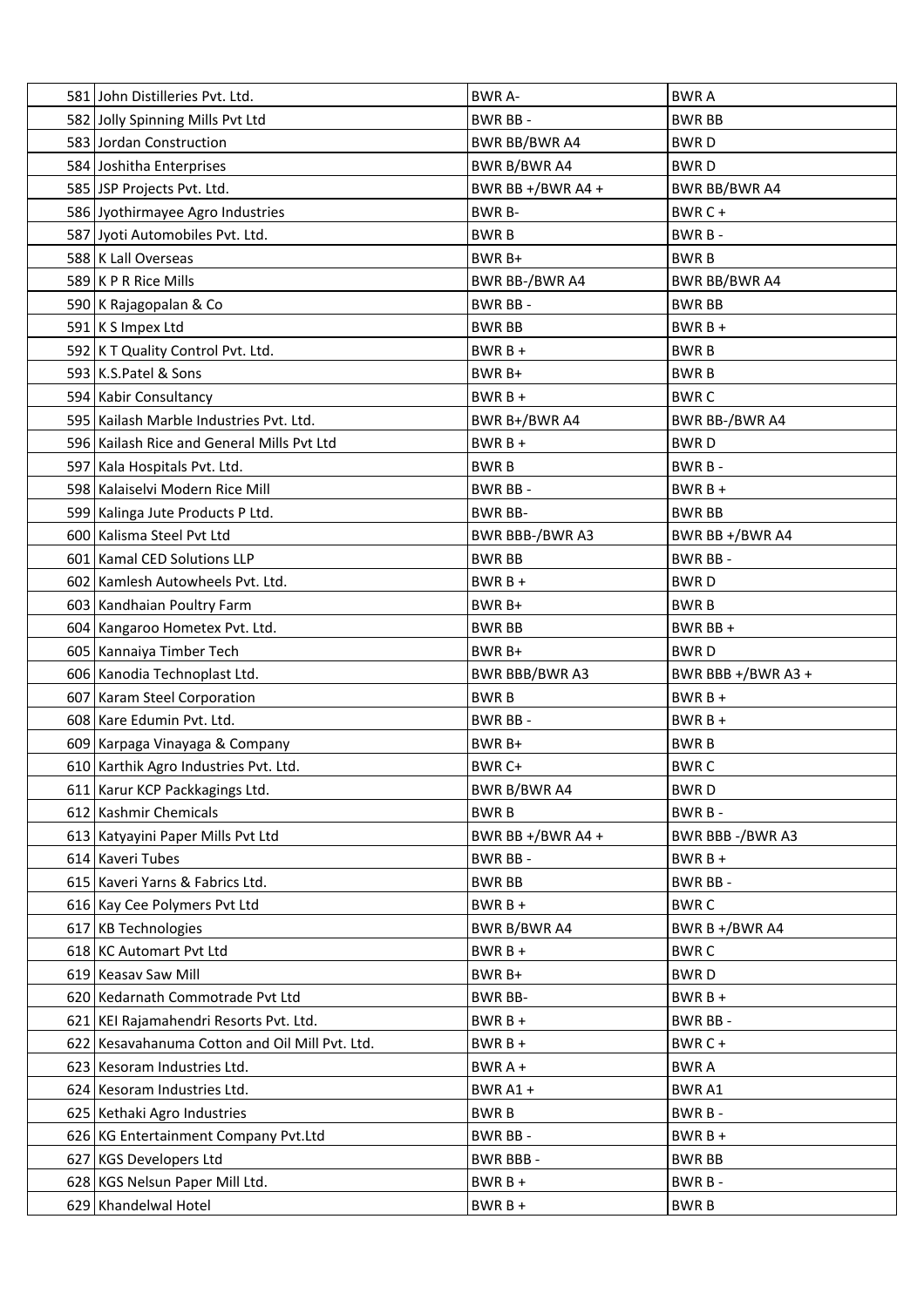| | | | |
|---|---|---|---|
| 581 | John Distilleries Pvt. Ltd. | BWR A- | BWR A |
| 582 | Jolly Spinning Mills Pvt Ltd | BWR BB - | BWR BB |
| 583 | Jordan Construction | BWR BB/BWR A4 | BWR D |
| 584 | Joshitha Enterprises | BWR B/BWR A4 | BWR D |
| 585 | JSP Projects Pvt. Ltd. | BWR BB +/BWR A4 + | BWR BB/BWR A4 |
| 586 | Jyothirmayee Agro Industries | BWR B- | BWR C + |
| 587 | Jyoti Automobiles Pvt. Ltd. | BWR B | BWR B - |
| 588 | K Lall Overseas | BWR B+ | BWR B |
| 589 | K P R Rice Mills | BWR BB-/BWR A4 | BWR BB/BWR A4 |
| 590 | K Rajagopalan & Co | BWR BB - | BWR BB |
| 591 | K S Impex Ltd | BWR BB | BWR B + |
| 592 | K T Quality Control Pvt. Ltd. | BWR B + | BWR B |
| 593 | K.S.Patel & Sons | BWR B+ | BWR B |
| 594 | Kabir Consultancy | BWR B + | BWR C |
| 595 | Kailash Marble Industries Pvt. Ltd. | BWR B+/BWR A4 | BWR BB-/BWR A4 |
| 596 | Kailash Rice and General Mills Pvt Ltd | BWR B + | BWR D |
| 597 | Kala Hospitals Pvt. Ltd. | BWR B | BWR B - |
| 598 | Kalaiselvi Modern Rice Mill | BWR BB - | BWR B + |
| 599 | Kalinga Jute Products P Ltd. | BWR BB- | BWR BB |
| 600 | Kalisma Steel Pvt Ltd | BWR BBB-/BWR A3 | BWR BB +/BWR A4 |
| 601 | Kamal CED Solutions LLP | BWR BB | BWR BB - |
| 602 | Kamlesh Autowheels Pvt. Ltd. | BWR B + | BWR D |
| 603 | Kandhaian Poultry Farm | BWR B+ | BWR B |
| 604 | Kangaroo Hometex Pvt. Ltd. | BWR BB | BWR BB + |
| 605 | Kannaiya Timber Tech | BWR B+ | BWR D |
| 606 | Kanodia Technoplast Ltd. | BWR BBB/BWR A3 | BWR BBB +/BWR A3 + |
| 607 | Karam Steel Corporation | BWR B | BWR B + |
| 608 | Kare Edumin Pvt. Ltd. | BWR BB - | BWR B + |
| 609 | Karpaga Vinayaga & Company | BWR B+ | BWR B |
| 610 | Karthik Agro Industries Pvt. Ltd. | BWR C+ | BWR C |
| 611 | Karur KCP Packkagings Ltd. | BWR B/BWR A4 | BWR D |
| 612 | Kashmir Chemicals | BWR B | BWR B - |
| 613 | Katyayini Paper Mills Pvt Ltd | BWR BB +/BWR A4 + | BWR BBB -/BWR A3 |
| 614 | Kaveri Tubes | BWR BB - | BWR B + |
| 615 | Kaveri Yarns & Fabrics Ltd. | BWR BB | BWR BB - |
| 616 | Kay Cee Polymers Pvt Ltd | BWR B + | BWR C |
| 617 | KB Technologies | BWR B/BWR A4 | BWR B +/BWR A4 |
| 618 | KC Automart Pvt Ltd | BWR B + | BWR C |
| 619 | Keasav Saw Mill | BWR B+ | BWR D |
| 620 | Kedarnath Commotrade Pvt Ltd | BWR BB- | BWR B + |
| 621 | KEI Rajamahendri Resorts Pvt. Ltd. | BWR B + | BWR BB - |
| 622 | Kesavahanuma Cotton and Oil Mill Pvt. Ltd. | BWR B + | BWR C + |
| 623 | Kesoram Industries Ltd. | BWR A + | BWR A |
| 624 | Kesoram Industries Ltd. | BWR A1 + | BWR A1 |
| 625 | Kethaki Agro Industries | BWR B | BWR B - |
| 626 | KG Entertainment Company Pvt.Ltd | BWR BB - | BWR B + |
| 627 | KGS Developers Ltd | BWR BBB - | BWR BB |
| 628 | KGS Nelsun Paper Mill Ltd. | BWR B + | BWR B - |
| 629 | Khandelwal Hotel | BWR B + | BWR B |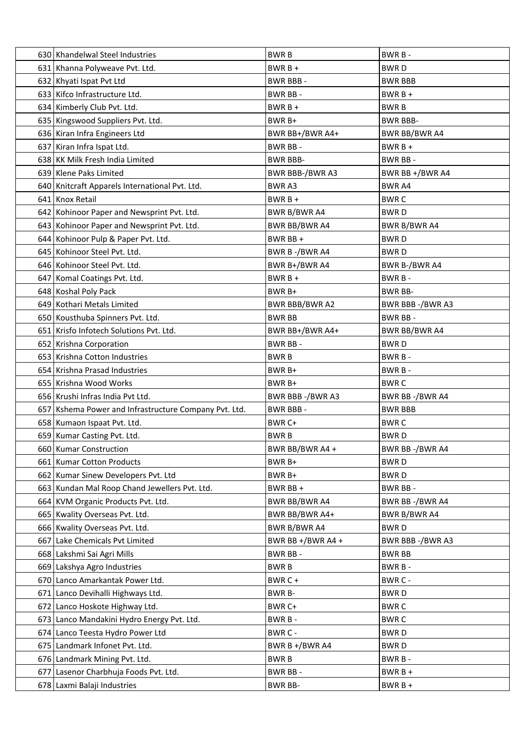| | | | |
|---|---|---|---|
| 630 | Khandelwal Steel Industries | BWR B | BWR B - |
| 631 | Khanna Polyweave Pvt. Ltd. | BWR B + | BWR D |
| 632 | Khyati Ispat Pvt Ltd | BWR BBB - | BWR BBB |
| 633 | Kifco Infrastructure Ltd. | BWR BB - | BWR B + |
| 634 | Kimberly Club Pvt. Ltd. | BWR B + | BWR B |
| 635 | Kingswood Suppliers Pvt. Ltd. | BWR B+ | BWR BBB- |
| 636 | Kiran Infra Engineers Ltd | BWR BB+/BWR A4+ | BWR BB/BWR A4 |
| 637 | Kiran Infra Ispat Ltd. | BWR BB - | BWR B + |
| 638 | KK Milk Fresh India Limited | BWR BBB- | BWR BB - |
| 639 | Klene Paks Limited | BWR BBB-/BWR A3 | BWR BB +/BWR A4 |
| 640 | Knitcraft Apparels International Pvt. Ltd. | BWR A3 | BWR A4 |
| 641 | Knox Retail | BWR B + | BWR C |
| 642 | Kohinoor Paper and Newsprint Pvt. Ltd. | BWR B/BWR A4 | BWR D |
| 643 | Kohinoor Paper and Newsprint Pvt. Ltd. | BWR BB/BWR A4 | BWR B/BWR A4 |
| 644 | Kohinoor Pulp & Paper Pvt. Ltd. | BWR BB + | BWR D |
| 645 | Kohinoor Steel Pvt. Ltd. | BWR B -/BWR A4 | BWR D |
| 646 | Kohinoor Steel Pvt. Ltd. | BWR B+/BWR A4 | BWR B-/BWR A4 |
| 647 | Komal Coatings Pvt. Ltd. | BWR B + | BWR B - |
| 648 | Koshal Poly Pack | BWR B+ | BWR BB- |
| 649 | Kothari Metals Limited | BWR BBB/BWR A2 | BWR BBB -/BWR A3 |
| 650 | Kousthuba Spinners Pvt. Ltd. | BWR BB | BWR BB - |
| 651 | Krisfo Infotech Solutions Pvt. Ltd. | BWR BB+/BWR A4+ | BWR BB/BWR A4 |
| 652 | Krishna Corporation | BWR BB - | BWR D |
| 653 | Krishna Cotton Industries | BWR B | BWR B - |
| 654 | Krishna Prasad Industries | BWR B+ | BWR B - |
| 655 | Krishna Wood Works | BWR B+ | BWR C |
| 656 | Krushi Infras India Pvt Ltd. | BWR BBB -/BWR A3 | BWR BB -/BWR A4 |
| 657 | Kshema Power and Infrastructure Company Pvt. Ltd. | BWR BBB - | BWR BBB |
| 658 | Kumaon Ispaat Pvt. Ltd. | BWR C+ | BWR C |
| 659 | Kumar Casting Pvt. Ltd. | BWR B | BWR D |
| 660 | Kumar Construction | BWR BB/BWR A4 + | BWR BB -/BWR A4 |
| 661 | Kumar Cotton Products | BWR B+ | BWR D |
| 662 | Kumar Sinew Developers Pvt. Ltd | BWR B+ | BWR D |
| 663 | Kundan Mal Roop Chand Jewellers Pvt. Ltd. | BWR BB + | BWR BB - |
| 664 | KVM Organic Products Pvt. Ltd. | BWR BB/BWR A4 | BWR BB -/BWR A4 |
| 665 | Kwality Overseas Pvt. Ltd. | BWR BB/BWR A4+ | BWR B/BWR A4 |
| 666 | Kwality Overseas Pvt. Ltd. | BWR B/BWR A4 | BWR D |
| 667 | Lake Chemicals Pvt Limited | BWR BB +/BWR A4 + | BWR BBB -/BWR A3 |
| 668 | Lakshmi Sai Agri Mills | BWR BB - | BWR BB |
| 669 | Lakshya Agro Industries | BWR B | BWR B - |
| 670 | Lanco Amarkantak Power Ltd. | BWR C + | BWR C - |
| 671 | Lanco Devihalli Highways Ltd. | BWR B- | BWR D |
| 672 | Lanco Hoskote Highway Ltd. | BWR C+ | BWR C |
| 673 | Lanco Mandakini Hydro Energy Pvt. Ltd. | BWR B - | BWR C |
| 674 | Lanco Teesta Hydro Power Ltd | BWR C - | BWR D |
| 675 | Landmark Infonet Pvt. Ltd. | BWR B +/BWR A4 | BWR D |
| 676 | Landmark Mining Pvt. Ltd. | BWR B | BWR B - |
| 677 | Lasenor Charbhuja Foods Pvt. Ltd. | BWR BB - | BWR B + |
| 678 | Laxmi Balaji Industries | BWR BB- | BWR B + |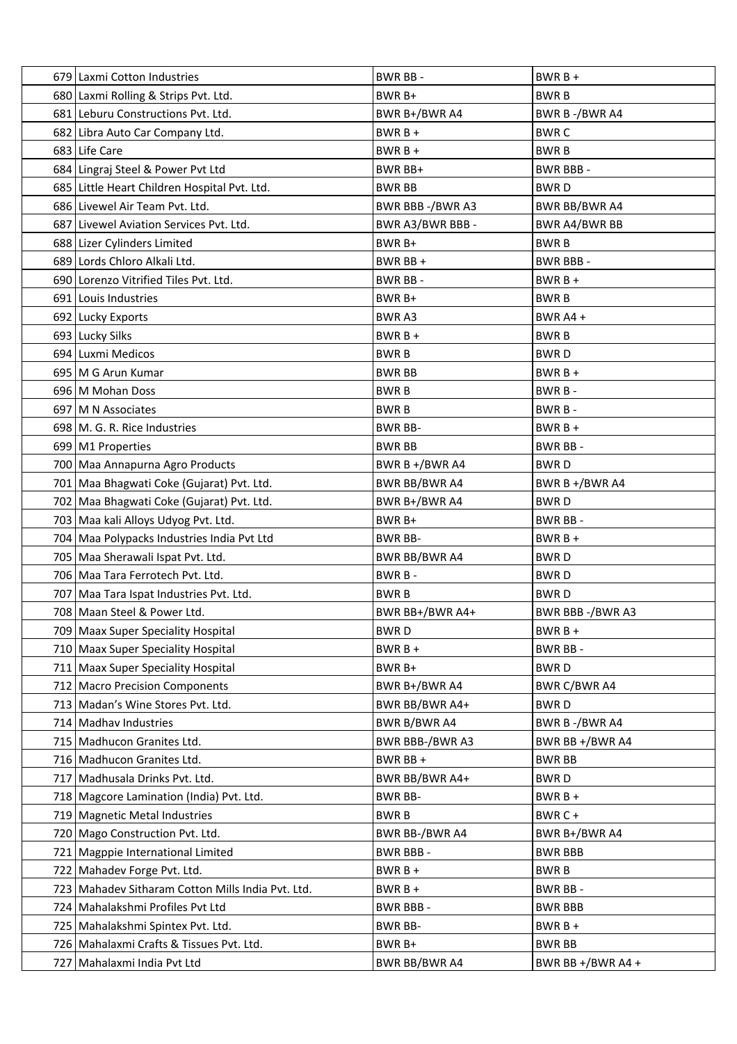| | | | |
|---|---|---|---|
| 679 | Laxmi Cotton Industries | BWR BB - | BWR B + |
| 680 | Laxmi Rolling & Strips Pvt. Ltd. | BWR B+ | BWR B |
| 681 | Leburu Constructions Pvt. Ltd. | BWR B+/BWR A4 | BWR B -/BWR A4 |
| 682 | Libra Auto Car Company Ltd. | BWR B + | BWR C |
| 683 | Life Care | BWR B + | BWR B |
| 684 | Lingraj Steel & Power Pvt Ltd | BWR BB+ | BWR BBB - |
| 685 | Little Heart Children Hospital Pvt. Ltd. | BWR BB | BWR D |
| 686 | Livewel Air Team Pvt. Ltd. | BWR BBB -/BWR A3 | BWR BB/BWR A4 |
| 687 | Livewel Aviation Services Pvt. Ltd. | BWR A3/BWR BBB - | BWR A4/BWR BB |
| 688 | Lizer Cylinders Limited | BWR B+ | BWR B |
| 689 | Lords Chloro Alkali Ltd. | BWR BB + | BWR BBB - |
| 690 | Lorenzo Vitrified Tiles Pvt. Ltd. | BWR BB - | BWR B + |
| 691 | Louis Industries | BWR B+ | BWR B |
| 692 | Lucky Exports | BWR A3 | BWR A4 + |
| 693 | Lucky Silks | BWR B + | BWR B |
| 694 | Luxmi Medicos | BWR B | BWR D |
| 695 | M G Arun Kumar | BWR BB | BWR B + |
| 696 | M Mohan Doss | BWR B | BWR B - |
| 697 | M N Associates | BWR B | BWR B - |
| 698 | M. G. R. Rice Industries | BWR BB- | BWR B + |
| 699 | M1 Properties | BWR BB | BWR BB - |
| 700 | Maa Annapurna Agro Products | BWR B +/BWR A4 | BWR D |
| 701 | Maa Bhagwati Coke (Gujarat) Pvt. Ltd. | BWR BB/BWR A4 | BWR B +/BWR A4 |
| 702 | Maa Bhagwati Coke (Gujarat) Pvt. Ltd. | BWR B+/BWR A4 | BWR D |
| 703 | Maa kali Alloys Udyog Pvt. Ltd. | BWR B+ | BWR BB - |
| 704 | Maa Polypacks Industries India Pvt Ltd | BWR BB- | BWR B + |
| 705 | Maa Sherawali Ispat Pvt. Ltd. | BWR BB/BWR A4 | BWR D |
| 706 | Maa Tara Ferrotech Pvt. Ltd. | BWR B - | BWR D |
| 707 | Maa Tara Ispat Industries Pvt. Ltd. | BWR B | BWR D |
| 708 | Maan Steel & Power Ltd. | BWR BB+/BWR A4+ | BWR BBB -/BWR A3 |
| 709 | Maax Super Speciality Hospital | BWR D | BWR B + |
| 710 | Maax Super Speciality Hospital | BWR B + | BWR BB - |
| 711 | Maax Super Speciality Hospital | BWR B+ | BWR D |
| 712 | Macro Precision Components | BWR B+/BWR A4 | BWR C/BWR A4 |
| 713 | Madan's Wine Stores Pvt. Ltd. | BWR BB/BWR A4+ | BWR D |
| 714 | Madhav Industries | BWR B/BWR A4 | BWR B -/BWR A4 |
| 715 | Madhucon Granites Ltd. | BWR BBB-/BWR A3 | BWR BB +/BWR A4 |
| 716 | Madhucon Granites Ltd. | BWR BB + | BWR BB |
| 717 | Madhusala Drinks Pvt. Ltd. | BWR BB/BWR A4+ | BWR D |
| 718 | Magcore Lamination (India) Pvt. Ltd. | BWR BB- | BWR B + |
| 719 | Magnetic Metal Industries | BWR B | BWR C + |
| 720 | Mago Construction Pvt. Ltd. | BWR BB-/BWR A4 | BWR B+/BWR A4 |
| 721 | Magppie International Limited | BWR BBB - | BWR BBB |
| 722 | Mahadev Forge Pvt. Ltd. | BWR B + | BWR B |
| 723 | Mahadev Sitharam Cotton Mills India Pvt. Ltd. | BWR B + | BWR BB - |
| 724 | Mahalakshmi Profiles Pvt Ltd | BWR BBB - | BWR BBB |
| 725 | Mahalakshmi Spintex Pvt. Ltd. | BWR BB- | BWR B + |
| 726 | Mahalaxmi Crafts & Tissues Pvt. Ltd. | BWR B+ | BWR BB |
| 727 | Mahalaxmi India Pvt Ltd | BWR BB/BWR A4 | BWR BB +/BWR A4 + |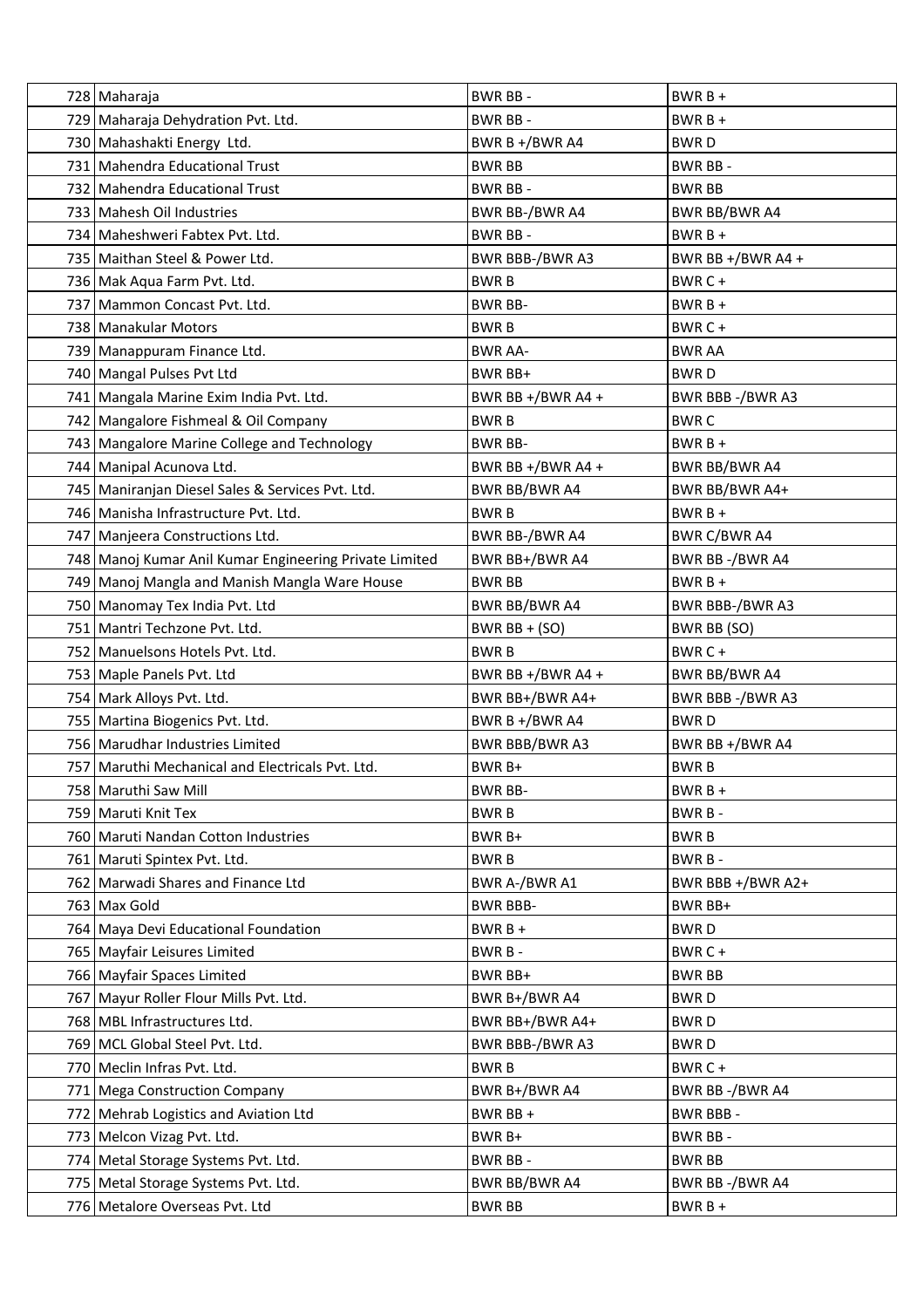| | | | |
|---|---|---|---|
| 728 | Maharaja | BWR BB - | BWR B + |
| 729 | Maharaja Dehydration Pvt. Ltd. | BWR BB - | BWR B + |
| 730 | Mahashakti Energy Ltd. | BWR B +/BWR A4 | BWR D |
| 731 | Mahendra Educational Trust | BWR BB | BWR BB - |
| 732 | Mahendra Educational Trust | BWR BB - | BWR BB |
| 733 | Mahesh Oil Industries | BWR BB-/BWR A4 | BWR BB/BWR A4 |
| 734 | Maheshweri Fabtex Pvt. Ltd. | BWR BB - | BWR B + |
| 735 | Maithan Steel & Power Ltd. | BWR BBB-/BWR A3 | BWR BB +/BWR A4 + |
| 736 | Mak Aqua Farm Pvt. Ltd. | BWR B | BWR C + |
| 737 | Mammon Concast Pvt. Ltd. | BWR BB- | BWR B + |
| 738 | Manakular Motors | BWR B | BWR C + |
| 739 | Manappuram Finance Ltd. | BWR AA- | BWR AA |
| 740 | Mangal Pulses Pvt Ltd | BWR BB+ | BWR D |
| 741 | Mangala Marine Exim India Pvt. Ltd. | BWR BB +/BWR A4 + | BWR BBB -/BWR A3 |
| 742 | Mangalore Fishmeal & Oil Company | BWR B | BWR C |
| 743 | Mangalore Marine College and Technology | BWR BB- | BWR B + |
| 744 | Manipal Acunova Ltd. | BWR BB +/BWR A4 + | BWR BB/BWR A4 |
| 745 | Maniranjan Diesel Sales & Services Pvt. Ltd. | BWR BB/BWR A4 | BWR BB/BWR A4+ |
| 746 | Manisha Infrastructure Pvt. Ltd. | BWR B | BWR B + |
| 747 | Manjeera Constructions Ltd. | BWR BB-/BWR A4 | BWR C/BWR A4 |
| 748 | Manoj Kumar Anil Kumar Engineering Private Limited | BWR BB+/BWR A4 | BWR BB -/BWR A4 |
| 749 | Manoj Mangla and Manish Mangla Ware House | BWR BB | BWR B + |
| 750 | Manomay Tex India Pvt. Ltd | BWR BB/BWR A4 | BWR BBB-/BWR A3 |
| 751 | Mantri Techzone Pvt. Ltd. | BWR BB + (SO) | BWR BB (SO) |
| 752 | Manuelsons Hotels Pvt. Ltd. | BWR B | BWR C + |
| 753 | Maple Panels Pvt. Ltd | BWR BB +/BWR A4 + | BWR BB/BWR A4 |
| 754 | Mark Alloys Pvt. Ltd. | BWR BB+/BWR A4+ | BWR BBB -/BWR A3 |
| 755 | Martina Biogenics Pvt. Ltd. | BWR B +/BWR A4 | BWR D |
| 756 | Marudhar Industries Limited | BWR BBB/BWR A3 | BWR BB +/BWR A4 |
| 757 | Maruthi Mechanical and Electricals Pvt. Ltd. | BWR B+ | BWR B |
| 758 | Maruthi Saw Mill | BWR BB- | BWR B + |
| 759 | Maruti Knit Tex | BWR B | BWR B - |
| 760 | Maruti Nandan Cotton Industries | BWR B+ | BWR B |
| 761 | Maruti Spintex Pvt. Ltd. | BWR B | BWR B - |
| 762 | Marwadi Shares and Finance Ltd | BWR A-/BWR A1 | BWR BBB +/BWR A2+ |
| 763 | Max Gold | BWR BBB- | BWR BB+ |
| 764 | Maya Devi Educational Foundation | BWR B + | BWR D |
| 765 | Mayfair Leisures Limited | BWR B - | BWR C + |
| 766 | Mayfair Spaces Limited | BWR BB+ | BWR BB |
| 767 | Mayur Roller Flour Mills Pvt. Ltd. | BWR B+/BWR A4 | BWR D |
| 768 | MBL Infrastructures Ltd. | BWR BB+/BWR A4+ | BWR D |
| 769 | MCL Global Steel Pvt. Ltd. | BWR BBB-/BWR A3 | BWR D |
| 770 | Meclin Infras Pvt. Ltd. | BWR B | BWR C + |
| 771 | Mega Construction Company | BWR B+/BWR A4 | BWR BB -/BWR A4 |
| 772 | Mehrab Logistics and Aviation Ltd | BWR BB + | BWR BBB - |
| 773 | Melcon Vizag Pvt. Ltd. | BWR B+ | BWR BB - |
| 774 | Metal Storage Systems Pvt. Ltd. | BWR BB - | BWR BB |
| 775 | Metal Storage Systems Pvt. Ltd. | BWR BB/BWR A4 | BWR BB -/BWR A4 |
| 776 | Metalore Overseas Pvt. Ltd | BWR BB | BWR B + |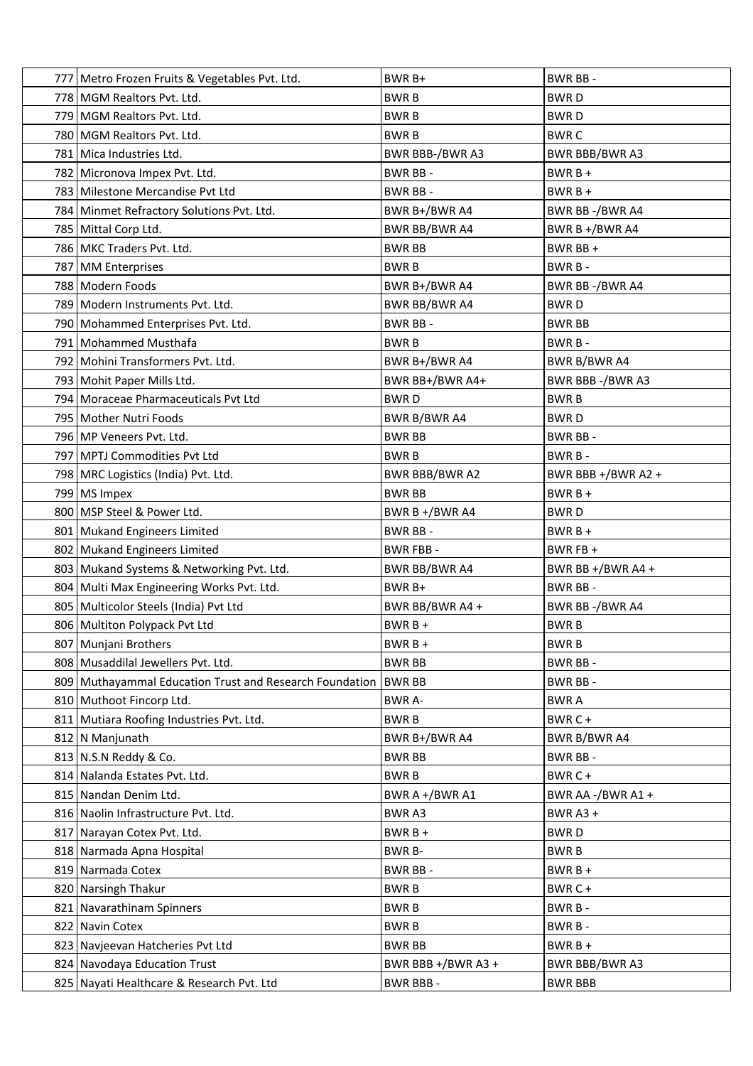| | | | |
|---|---|---|---|
| 777 | Metro Frozen Fruits & Vegetables Pvt. Ltd. | BWR B+ | BWR BB - |
| 778 | MGM Realtors Pvt. Ltd. | BWR B | BWR D |
| 779 | MGM Realtors Pvt. Ltd. | BWR B | BWR D |
| 780 | MGM Realtors Pvt. Ltd. | BWR B | BWR C |
| 781 | Mica Industries Ltd. | BWR BBB-/BWR A3 | BWR BBB/BWR A3 |
| 782 | Micronova Impex Pvt. Ltd. | BWR BB - | BWR B + |
| 783 | Milestone Mercandise Pvt Ltd | BWR BB - | BWR B + |
| 784 | Minmet Refractory Solutions Pvt. Ltd. | BWR B+/BWR A4 | BWR BB -/BWR A4 |
| 785 | Mittal Corp Ltd. | BWR BB/BWR A4 | BWR B +/BWR A4 |
| 786 | MKC Traders Pvt. Ltd. | BWR BB | BWR BB + |
| 787 | MM Enterprises | BWR B | BWR B - |
| 788 | Modern Foods | BWR B+/BWR A4 | BWR BB -/BWR A4 |
| 789 | Modern Instruments Pvt. Ltd. | BWR BB/BWR A4 | BWR D |
| 790 | Mohammed Enterprises Pvt. Ltd. | BWR BB - | BWR BB |
| 791 | Mohammed Musthafa | BWR B | BWR B - |
| 792 | Mohini Transformers Pvt. Ltd. | BWR B+/BWR A4 | BWR B/BWR A4 |
| 793 | Mohit Paper Mills Ltd. | BWR BB+/BWR A4+ | BWR BBB -/BWR A3 |
| 794 | Moraceae Pharmaceuticals Pvt Ltd | BWR D | BWR B |
| 795 | Mother Nutri Foods | BWR B/BWR A4 | BWR D |
| 796 | MP Veneers Pvt. Ltd. | BWR BB | BWR BB - |
| 797 | MPTJ Commodities Pvt Ltd | BWR B | BWR B - |
| 798 | MRC Logistics (India) Pvt. Ltd. | BWR BBB/BWR A2 | BWR BBB +/BWR A2 + |
| 799 | MS Impex | BWR BB | BWR B + |
| 800 | MSP Steel & Power Ltd. | BWR B +/BWR A4 | BWR D |
| 801 | Mukand Engineers Limited | BWR BB - | BWR B + |
| 802 | Mukand Engineers Limited | BWR FBB - | BWR FB + |
| 803 | Mukand Systems & Networking Pvt. Ltd. | BWR BB/BWR A4 | BWR BB +/BWR A4 + |
| 804 | Multi Max Engineering Works Pvt. Ltd. | BWR B+ | BWR BB - |
| 805 | Multicolor Steels (India) Pvt Ltd | BWR BB/BWR A4 + | BWR BB -/BWR A4 |
| 806 | Multiton Polypack Pvt Ltd | BWR B + | BWR B |
| 807 | Munjani Brothers | BWR B + | BWR B |
| 808 | Musaddilal Jewellers Pvt. Ltd. | BWR BB | BWR BB - |
| 809 | Muthayammal Education Trust and Research Foundation | BWR BB | BWR BB - |
| 810 | Muthoot Fincorp Ltd. | BWR A- | BWR A |
| 811 | Mutiara Roofing Industries Pvt. Ltd. | BWR B | BWR C + |
| 812 | N Manjunath | BWR B+/BWR A4 | BWR B/BWR A4 |
| 813 | N.S.N Reddy & Co. | BWR BB | BWR BB - |
| 814 | Nalanda Estates Pvt. Ltd. | BWR B | BWR C + |
| 815 | Nandan Denim Ltd. | BWR A +/BWR A1 | BWR AA -/BWR A1 + |
| 816 | Naolin Infrastructure Pvt. Ltd. | BWR A3 | BWR A3 + |
| 817 | Narayan Cotex Pvt. Ltd. | BWR B + | BWR D |
| 818 | Narmada Apna Hospital | BWR B- | BWR B |
| 819 | Narmada Cotex | BWR BB - | BWR B + |
| 820 | Narsingh Thakur | BWR B | BWR C + |
| 821 | Navarathinam Spinners | BWR B | BWR B - |
| 822 | Navin Cotex | BWR B | BWR B - |
| 823 | Navjeevan Hatcheries Pvt Ltd | BWR BB | BWR B + |
| 824 | Navodaya Education Trust | BWR BBB +/BWR A3 + | BWR BBB/BWR A3 |
| 825 | Nayati Healthcare & Research Pvt. Ltd | BWR BBB - | BWR BBB |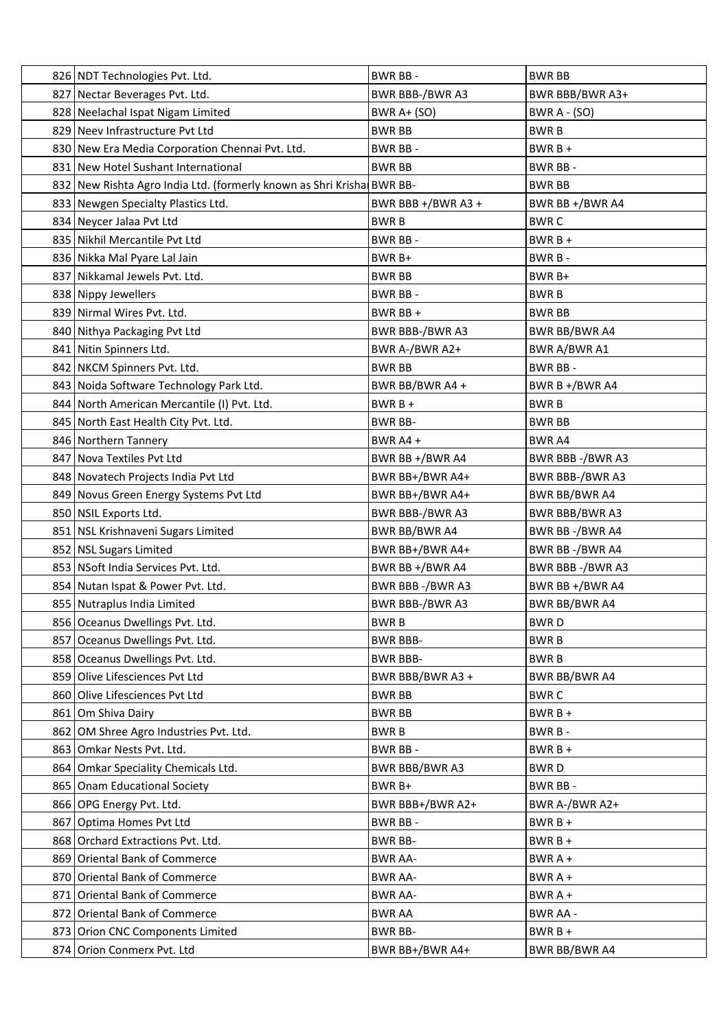| | | | |
|---|---|---|---|
| 826 | NDT Technologies Pvt. Ltd. | BWR BB - | BWR BB |
| 827 | Nectar Beverages Pvt. Ltd. | BWR BBB-/BWR A3 | BWR BBB/BWR A3+ |
| 828 | Neelachal Ispat Nigam Limited | BWR A+ (SO) | BWR A - (SO) |
| 829 | Neev Infrastructure Pvt Ltd | BWR BB | BWR B |
| 830 | New Era Media Corporation Chennai Pvt. Ltd. | BWR BB - | BWR B + |
| 831 | New Hotel Sushant International | BWR BB | BWR BB - |
| 832 | New Rishta Agro India Ltd. (formerly known as Shri Krisha | BWR BB- | BWR BB |
| 833 | Newgen Specialty Plastics Ltd. | BWR BBB +/BWR A3 + | BWR BB +/BWR A4 |
| 834 | Neycer Jalaa Pvt Ltd | BWR B | BWR C |
| 835 | Nikhil Mercantile Pvt Ltd | BWR BB - | BWR B + |
| 836 | Nikka Mal Pyare Lal Jain | BWR B+ | BWR B - |
| 837 | Nikkamal Jewels Pvt. Ltd. | BWR BB | BWR B+ |
| 838 | Nippy Jewellers | BWR BB - | BWR B |
| 839 | Nirmal Wires Pvt. Ltd. | BWR BB + | BWR BB |
| 840 | Nithya Packaging Pvt Ltd | BWR BBB-/BWR A3 | BWR BB/BWR A4 |
| 841 | Nitin Spinners Ltd. | BWR A-/BWR A2+ | BWR A/BWR A1 |
| 842 | NKCM Spinners Pvt. Ltd. | BWR BB | BWR BB - |
| 843 | Noida Software Technology Park Ltd. | BWR BB/BWR A4 + | BWR B +/BWR A4 |
| 844 | North American Mercantile (I) Pvt. Ltd. | BWR B + | BWR B |
| 845 | North East Health City Pvt. Ltd. | BWR BB- | BWR BB |
| 846 | Northern Tannery | BWR A4 + | BWR A4 |
| 847 | Nova Textiles Pvt Ltd | BWR BB +/BWR A4 | BWR BBB -/BWR A3 |
| 848 | Novatech Projects India Pvt Ltd | BWR BB+/BWR A4+ | BWR BBB-/BWR A3 |
| 849 | Novus Green Energy Systems Pvt Ltd | BWR BB+/BWR A4+ | BWR BB/BWR A4 |
| 850 | NSIL Exports Ltd. | BWR BBB-/BWR A3 | BWR BBB/BWR A3 |
| 851 | NSL Krishnaveni Sugars Limited | BWR BB/BWR A4 | BWR BB -/BWR A4 |
| 852 | NSL Sugars Limited | BWR BB+/BWR A4+ | BWR BB -/BWR A4 |
| 853 | NSoft India Services Pvt. Ltd. | BWR BB +/BWR A4 | BWR BBB -/BWR A3 |
| 854 | Nutan Ispat & Power Pvt. Ltd. | BWR BBB -/BWR A3 | BWR BB +/BWR A4 |
| 855 | Nutraplus India Limited | BWR BBB-/BWR A3 | BWR BB/BWR A4 |
| 856 | Oceanus Dwellings Pvt. Ltd. | BWR B | BWR D |
| 857 | Oceanus Dwellings Pvt. Ltd. | BWR BBB- | BWR B |
| 858 | Oceanus Dwellings Pvt. Ltd. | BWR BBB- | BWR B |
| 859 | Olive Lifesciences Pvt Ltd | BWR BBB/BWR A3 + | BWR BB/BWR A4 |
| 860 | Olive Lifesciences Pvt Ltd | BWR BB | BWR C |
| 861 | Om Shiva Dairy | BWR BB | BWR B + |
| 862 | OM Shree Agro Industries Pvt. Ltd. | BWR B | BWR B - |
| 863 | Omkar Nests Pvt. Ltd. | BWR BB - | BWR B + |
| 864 | Omkar Speciality Chemicals Ltd. | BWR BBB/BWR A3 | BWR D |
| 865 | Onam Educational Society | BWR B+ | BWR BB - |
| 866 | OPG Energy Pvt. Ltd. | BWR BBB+/BWR A2+ | BWR A-/BWR A2+ |
| 867 | Optima Homes Pvt Ltd | BWR BB - | BWR B + |
| 868 | Orchard Extractions Pvt. Ltd. | BWR BB- | BWR B + |
| 869 | Oriental Bank of Commerce | BWR AA- | BWR A + |
| 870 | Oriental Bank of Commerce | BWR AA- | BWR A + |
| 871 | Oriental Bank of Commerce | BWR AA- | BWR A + |
| 872 | Oriental Bank of Commerce | BWR AA | BWR AA - |
| 873 | Orion CNC Components Limited | BWR BB- | BWR B + |
| 874 | Orion Conmerx Pvt. Ltd | BWR BB+/BWR A4+ | BWR BB/BWR A4 |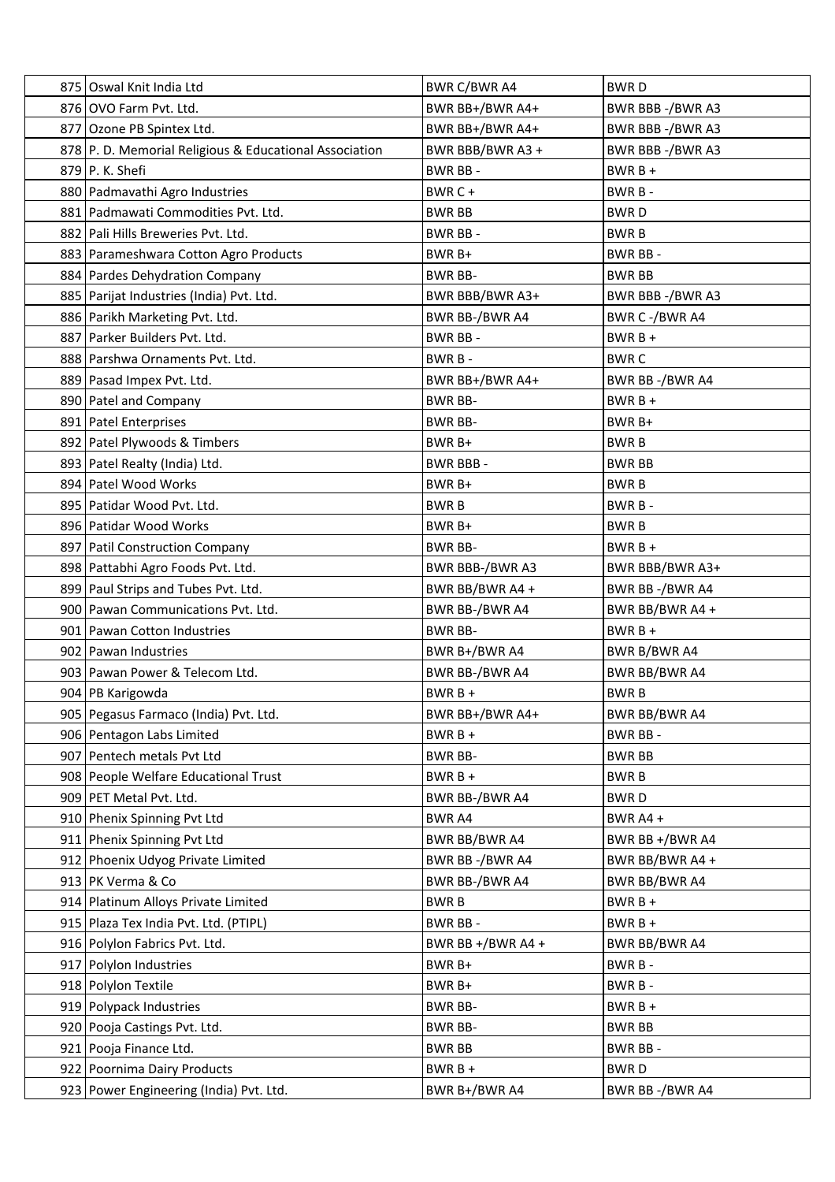| | | | |
|---|---|---|---|
| 875 | Oswal Knit India Ltd | BWR C/BWR A4 | BWR D |
| 876 | OVO Farm Pvt. Ltd. | BWR BB+/BWR A4+ | BWR BBB -/BWR A3 |
| 877 | Ozone PB Spintex Ltd. | BWR BB+/BWR A4+ | BWR BBB -/BWR A3 |
| 878 | P. D. Memorial Religious & Educational Association | BWR BBB/BWR A3 + | BWR BBB -/BWR A3 |
| 879 | P. K. Shefi | BWR BB - | BWR B + |
| 880 | Padmavathi Agro Industries | BWR C + | BWR B - |
| 881 | Padmawati Commodities Pvt. Ltd. | BWR BB | BWR D |
| 882 | Pali Hills Breweries Pvt. Ltd. | BWR BB - | BWR B |
| 883 | Parameshwara Cotton Agro Products | BWR B+ | BWR BB - |
| 884 | Pardes Dehydration Company | BWR BB- | BWR BB |
| 885 | Parijat Industries (India) Pvt. Ltd. | BWR BBB/BWR A3+ | BWR BBB -/BWR A3 |
| 886 | Parikh Marketing Pvt. Ltd. | BWR BB-/BWR A4 | BWR C -/BWR A4 |
| 887 | Parker Builders Pvt. Ltd. | BWR BB - | BWR B + |
| 888 | Parshwa Ornaments Pvt. Ltd. | BWR B - | BWR C |
| 889 | Pasad Impex Pvt. Ltd. | BWR BB+/BWR A4+ | BWR BB -/BWR A4 |
| 890 | Patel and Company | BWR BB- | BWR B + |
| 891 | Patel Enterprises | BWR BB- | BWR B+ |
| 892 | Patel Plywoods & Timbers | BWR B+ | BWR B |
| 893 | Patel Realty (India) Ltd. | BWR BBB - | BWR BB |
| 894 | Patel Wood Works | BWR B+ | BWR B |
| 895 | Patidar Wood Pvt. Ltd. | BWR B | BWR B - |
| 896 | Patidar Wood Works | BWR B+ | BWR B |
| 897 | Patil Construction Company | BWR BB- | BWR B + |
| 898 | Pattabhi Agro Foods Pvt. Ltd. | BWR BBB-/BWR A3 | BWR BBB/BWR A3+ |
| 899 | Paul Strips and Tubes Pvt. Ltd. | BWR BB/BWR A4 + | BWR BB -/BWR A4 |
| 900 | Pawan Communications Pvt. Ltd. | BWR BB-/BWR A4 | BWR BB/BWR A4 + |
| 901 | Pawan Cotton Industries | BWR BB- | BWR B + |
| 902 | Pawan Industries | BWR B+/BWR A4 | BWR B/BWR A4 |
| 903 | Pawan Power & Telecom Ltd. | BWR BB-/BWR A4 | BWR BB/BWR A4 |
| 904 | PB Karigowda | BWR B + | BWR B |
| 905 | Pegasus Farmaco (India) Pvt. Ltd. | BWR BB+/BWR A4+ | BWR BB/BWR A4 |
| 906 | Pentagon Labs Limited | BWR B + | BWR BB - |
| 907 | Pentech metals Pvt Ltd | BWR BB- | BWR BB |
| 908 | People Welfare Educational Trust | BWR B + | BWR B |
| 909 | PET Metal Pvt. Ltd. | BWR BB-/BWR A4 | BWR D |
| 910 | Phenix Spinning Pvt Ltd | BWR A4 | BWR A4 + |
| 911 | Phenix Spinning Pvt Ltd | BWR BB/BWR A4 | BWR BB +/BWR A4 |
| 912 | Phoenix Udyog Private Limited | BWR BB -/BWR A4 | BWR BB/BWR A4 + |
| 913 | PK Verma & Co | BWR BB-/BWR A4 | BWR BB/BWR A4 |
| 914 | Platinum Alloys Private Limited | BWR B | BWR B + |
| 915 | Plaza Tex India Pvt. Ltd. (PTIPL) | BWR BB - | BWR B + |
| 916 | Polylon Fabrics Pvt. Ltd. | BWR BB +/BWR A4 + | BWR BB/BWR A4 |
| 917 | Polylon Industries | BWR B+ | BWR B - |
| 918 | Polylon Textile | BWR B+ | BWR B - |
| 919 | Polypack Industries | BWR BB- | BWR B + |
| 920 | Pooja Castings Pvt. Ltd. | BWR BB- | BWR BB |
| 921 | Pooja Finance Ltd. | BWR BB | BWR BB - |
| 922 | Poornima Dairy Products | BWR B + | BWR D |
| 923 | Power Engineering (India) Pvt. Ltd. | BWR B+/BWR A4 | BWR BB -/BWR A4 |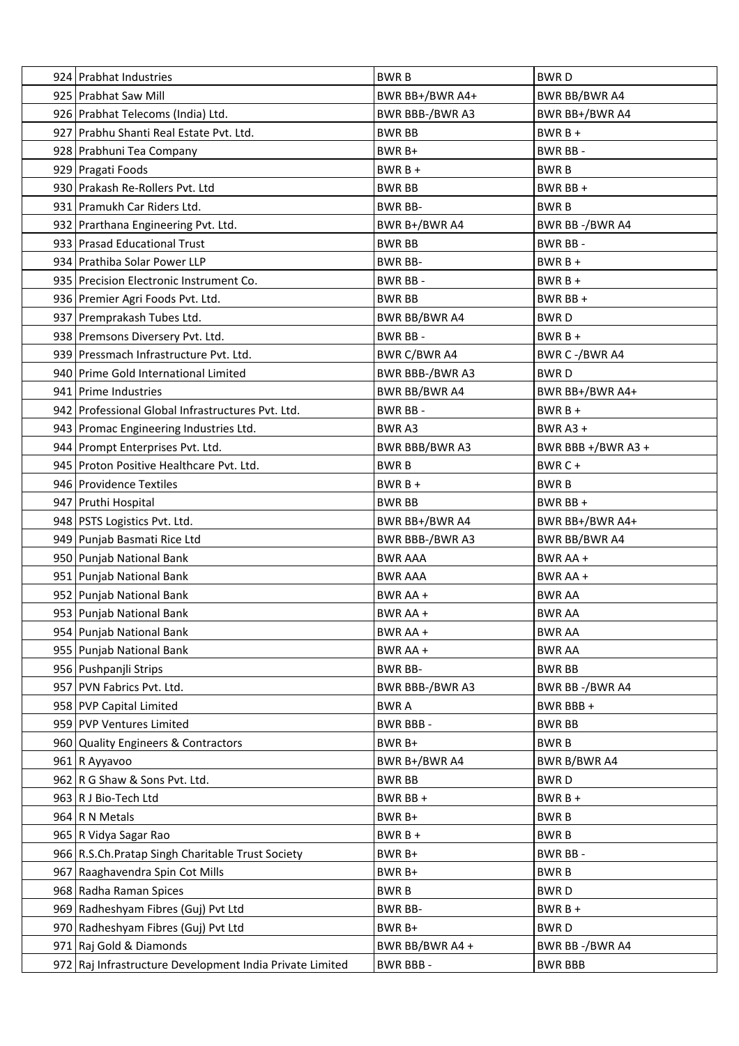| | | | |
|---|---|---|---|
| 924 | Prabhat Industries | BWR B | BWR D |
| 925 | Prabhat Saw Mill | BWR BB+/BWR A4+ | BWR BB/BWR A4 |
| 926 | Prabhat Telecoms (India) Ltd. | BWR BBB-/BWR A3 | BWR BB+/BWR A4 |
| 927 | Prabhu Shanti Real Estate Pvt. Ltd. | BWR BB | BWR B + |
| 928 | Prabhuni Tea Company | BWR B+ | BWR BB - |
| 929 | Pragati Foods | BWR B + | BWR B |
| 930 | Prakash Re-Rollers Pvt. Ltd | BWR BB | BWR BB + |
| 931 | Pramukh Car Riders Ltd. | BWR BB- | BWR B |
| 932 | Prarthana Engineering Pvt. Ltd. | BWR B+/BWR A4 | BWR BB -/BWR A4 |
| 933 | Prasad Educational Trust | BWR BB | BWR BB - |
| 934 | Prathiba Solar Power LLP | BWR BB- | BWR B + |
| 935 | Precision Electronic Instrument Co. | BWR BB - | BWR B + |
| 936 | Premier Agri Foods Pvt. Ltd. | BWR BB | BWR BB + |
| 937 | Premprakash Tubes Ltd. | BWR BB/BWR A4 | BWR D |
| 938 | Premsons Diversery Pvt. Ltd. | BWR BB - | BWR B + |
| 939 | Pressmach Infrastructure Pvt. Ltd. | BWR C/BWR A4 | BWR C -/BWR A4 |
| 940 | Prime Gold International Limited | BWR BBB-/BWR A3 | BWR D |
| 941 | Prime Industries | BWR BB/BWR A4 | BWR BB+/BWR A4+ |
| 942 | Professional Global Infrastructures Pvt. Ltd. | BWR BB - | BWR B + |
| 943 | Promac Engineering Industries Ltd. | BWR A3 | BWR A3 + |
| 944 | Prompt Enterprises Pvt. Ltd. | BWR BBB/BWR A3 | BWR BBB +/BWR A3 + |
| 945 | Proton Positive Healthcare Pvt. Ltd. | BWR B | BWR C + |
| 946 | Providence Textiles | BWR B + | BWR B |
| 947 | Pruthi Hospital | BWR BB | BWR BB + |
| 948 | PSTS Logistics Pvt. Ltd. | BWR BB+/BWR A4 | BWR BB+/BWR A4+ |
| 949 | Punjab Basmati Rice Ltd | BWR BBB-/BWR A3 | BWR BB/BWR A4 |
| 950 | Punjab National Bank | BWR AAA | BWR AA + |
| 951 | Punjab National Bank | BWR AAA | BWR AA + |
| 952 | Punjab National Bank | BWR AA + | BWR AA |
| 953 | Punjab National Bank | BWR AA + | BWR AA |
| 954 | Punjab National Bank | BWR AA + | BWR AA |
| 955 | Punjab National Bank | BWR AA + | BWR AA |
| 956 | Pushpanjli Strips | BWR BB- | BWR BB |
| 957 | PVN Fabrics Pvt. Ltd. | BWR BBB-/BWR A3 | BWR BB -/BWR A4 |
| 958 | PVP Capital Limited | BWR A | BWR BBB + |
| 959 | PVP Ventures Limited | BWR BBB - | BWR BB |
| 960 | Quality Engineers & Contractors | BWR B+ | BWR B |
| 961 | R Ayyavoo | BWR B+/BWR A4 | BWR B/BWR A4 |
| 962 | R G Shaw & Sons Pvt. Ltd. | BWR BB | BWR D |
| 963 | R J Bio-Tech Ltd | BWR BB + | BWR B + |
| 964 | R N Metals | BWR B+ | BWR B |
| 965 | R Vidya Sagar Rao | BWR B + | BWR B |
| 966 | R.S.Ch.Pratap Singh Charitable Trust Society | BWR B+ | BWR BB - |
| 967 | Raaghavendra Spin Cot Mills | BWR B+ | BWR B |
| 968 | Radha Raman Spices | BWR B | BWR D |
| 969 | Radheshyam Fibres (Guj) Pvt Ltd | BWR BB- | BWR B + |
| 970 | Radheshyam Fibres (Guj) Pvt Ltd | BWR B+ | BWR D |
| 971 | Raj Gold & Diamonds | BWR BB/BWR A4 + | BWR BB -/BWR A4 |
| 972 | Raj Infrastructure Development India Private Limited | BWR BBB - | BWR BBB |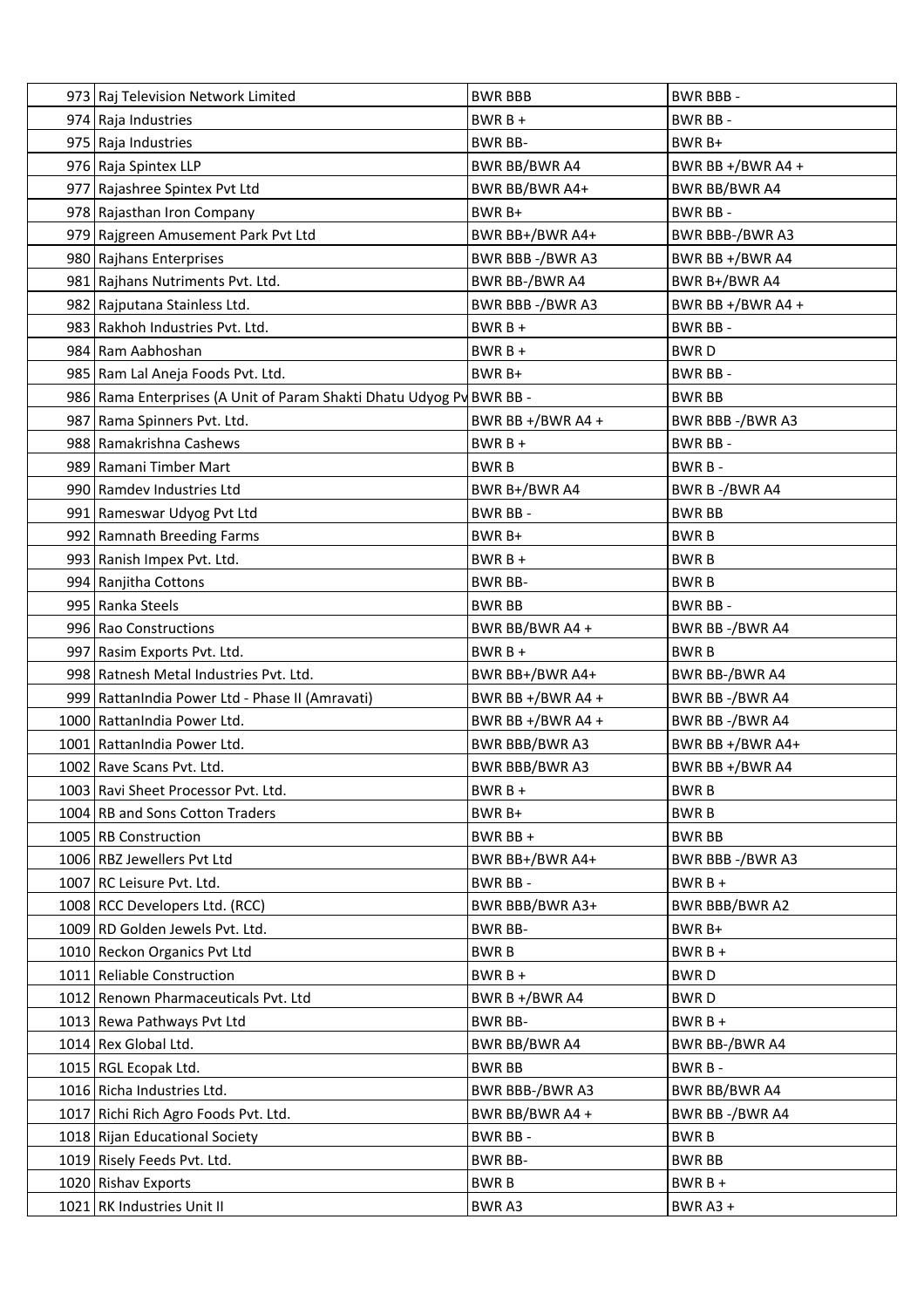| | | | |
|---|---|---|---|
| 973 | Raj Television Network Limited | BWR BBB | BWR BBB - |
| 974 | Raja Industries | BWR B + | BWR BB - |
| 975 | Raja Industries | BWR BB- | BWR B+ |
| 976 | Raja Spintex LLP | BWR BB/BWR A4 | BWR BB +/BWR A4 + |
| 977 | Rajashree Spintex Pvt Ltd | BWR BB/BWR A4+ | BWR BB/BWR A4 |
| 978 | Rajasthan Iron Company | BWR B+ | BWR BB - |
| 979 | Rajgreen Amusement Park Pvt Ltd | BWR BB+/BWR A4+ | BWR BBB-/BWR A3 |
| 980 | Rajhans Enterprises | BWR BBB -/BWR A3 | BWR BB +/BWR A4 |
| 981 | Rajhans Nutriments Pvt. Ltd. | BWR BB-/BWR A4 | BWR B+/BWR A4 |
| 982 | Rajputana Stainless Ltd. | BWR BBB -/BWR A3 | BWR BB +/BWR A4 + |
| 983 | Rakhoh Industries Pvt. Ltd. | BWR B + | BWR BB - |
| 984 | Ram Aabhoshan | BWR B + | BWR D |
| 985 | Ram Lal Aneja Foods Pvt. Ltd. | BWR B+ | BWR BB - |
| 986 | Rama Enterprises (A Unit of Param Shakti Dhatu Udyog Pv | BWR BB - | BWR BB |
| 987 | Rama Spinners Pvt. Ltd. | BWR BB +/BWR A4 + | BWR BBB -/BWR A3 |
| 988 | Ramakrishna Cashews | BWR B + | BWR BB - |
| 989 | Ramani Timber Mart | BWR B | BWR B - |
| 990 | Ramdev Industries Ltd | BWR B+/BWR A4 | BWR B -/BWR A4 |
| 991 | Rameswar Udyog Pvt Ltd | BWR BB - | BWR BB |
| 992 | Ramnath Breeding Farms | BWR B+ | BWR B |
| 993 | Ranish Impex Pvt. Ltd. | BWR B + | BWR B |
| 994 | Ranjitha Cottons | BWR BB- | BWR B |
| 995 | Ranka Steels | BWR BB | BWR BB - |
| 996 | Rao Constructions | BWR BB/BWR A4 + | BWR BB -/BWR A4 |
| 997 | Rasim Exports Pvt. Ltd. | BWR B + | BWR B |
| 998 | Ratnesh Metal Industries Pvt. Ltd. | BWR BB+/BWR A4+ | BWR BB-/BWR A4 |
| 999 | RattanIndia Power Ltd - Phase II (Amravati) | BWR BB +/BWR A4 + | BWR BB -/BWR A4 |
| 1000 | RattanIndia Power Ltd. | BWR BB +/BWR A4 + | BWR BB -/BWR A4 |
| 1001 | RattanIndia Power Ltd. | BWR BBB/BWR A3 | BWR BB +/BWR A4+ |
| 1002 | Rave Scans Pvt. Ltd. | BWR BBB/BWR A3 | BWR BB +/BWR A4 |
| 1003 | Ravi Sheet Processor Pvt. Ltd. | BWR B + | BWR B |
| 1004 | RB and Sons Cotton Traders | BWR B+ | BWR B |
| 1005 | RB Construction | BWR BB + | BWR BB |
| 1006 | RBZ Jewellers Pvt Ltd | BWR BB+/BWR A4+ | BWR BBB -/BWR A3 |
| 1007 | RC Leisure Pvt. Ltd. | BWR BB - | BWR B + |
| 1008 | RCC Developers Ltd. (RCC) | BWR BBB/BWR A3+ | BWR BBB/BWR A2 |
| 1009 | RD Golden Jewels Pvt. Ltd. | BWR BB- | BWR B+ |
| 1010 | Reckon Organics Pvt Ltd | BWR B | BWR B + |
| 1011 | Reliable Construction | BWR B + | BWR D |
| 1012 | Renown Pharmaceuticals Pvt. Ltd | BWR B +/BWR A4 | BWR D |
| 1013 | Rewa Pathways Pvt Ltd | BWR BB- | BWR B + |
| 1014 | Rex Global Ltd. | BWR BB/BWR A4 | BWR BB-/BWR A4 |
| 1015 | RGL Ecopak Ltd. | BWR BB | BWR B - |
| 1016 | Richa Industries Ltd. | BWR BBB-/BWR A3 | BWR BB/BWR A4 |
| 1017 | Richi Rich Agro Foods Pvt. Ltd. | BWR BB/BWR A4 + | BWR BB -/BWR A4 |
| 1018 | Rijan Educational Society | BWR BB - | BWR B |
| 1019 | Risely Feeds Pvt. Ltd. | BWR BB- | BWR BB |
| 1020 | Rishav Exports | BWR B | BWR B + |
| 1021 | RK Industries Unit II | BWR A3 | BWR A3 + |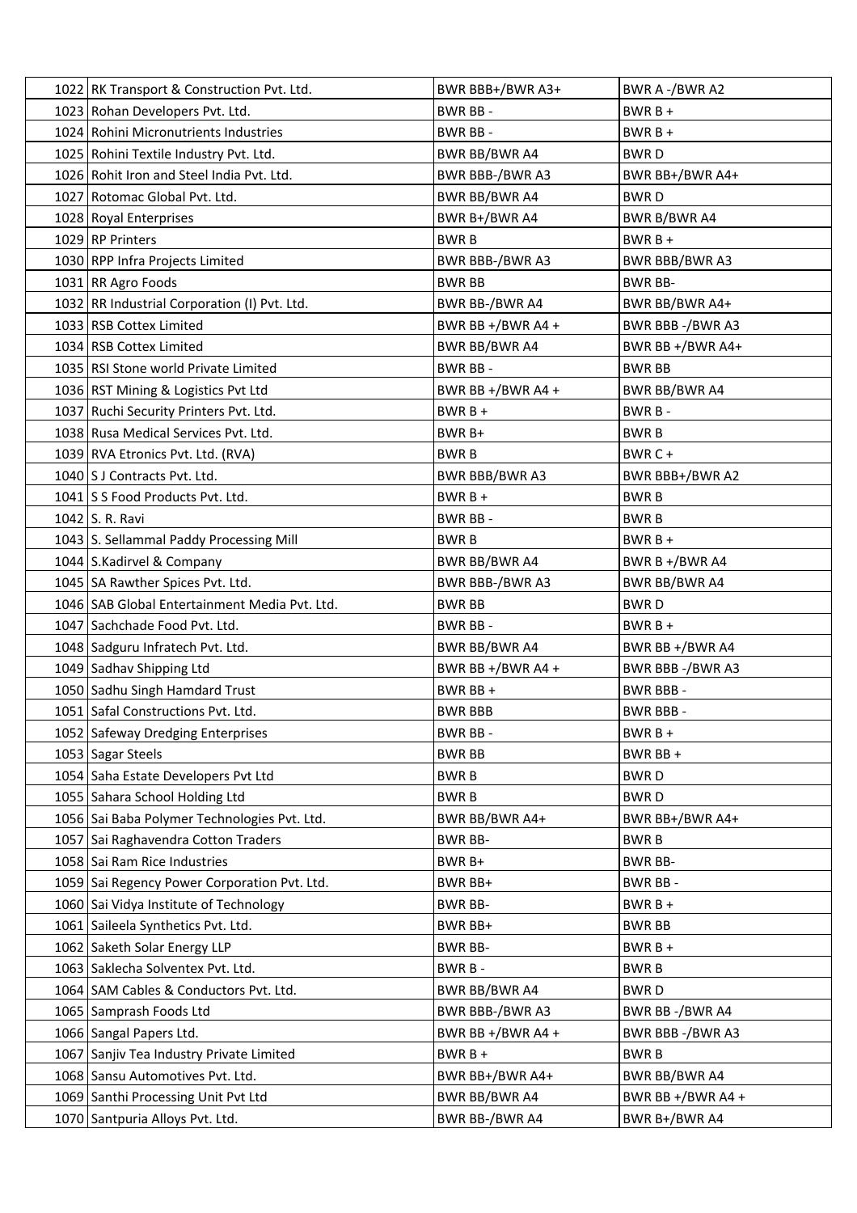| | | | |
|---|---|---|---|
| 1022 | RK Transport & Construction Pvt. Ltd. | BWR BBB+/BWR A3+ | BWR A -/BWR A2 |
| 1023 | Rohan Developers Pvt. Ltd. | BWR BB - | BWR B + |
| 1024 | Rohini Micronutrients Industries | BWR BB - | BWR B + |
| 1025 | Rohini Textile Industry Pvt. Ltd. | BWR BB/BWR A4 | BWR D |
| 1026 | Rohit Iron and Steel India Pvt. Ltd. | BWR BBB-/BWR A3 | BWR BB+/BWR A4+ |
| 1027 | Rotomac Global Pvt. Ltd. | BWR BB/BWR A4 | BWR D |
| 1028 | Royal Enterprises | BWR B+/BWR A4 | BWR B/BWR A4 |
| 1029 | RP Printers | BWR B | BWR B + |
| 1030 | RPP Infra Projects Limited | BWR BBB-/BWR A3 | BWR BBB/BWR A3 |
| 1031 | RR Agro Foods | BWR BB | BWR BB- |
| 1032 | RR Industrial Corporation (I) Pvt. Ltd. | BWR BB-/BWR A4 | BWR BB/BWR A4+ |
| 1033 | RSB Cottex Limited | BWR BB +/BWR A4 + | BWR BBB -/BWR A3 |
| 1034 | RSB Cottex Limited | BWR BB/BWR A4 | BWR BB +/BWR A4+ |
| 1035 | RSI Stone world Private Limited | BWR BB - | BWR BB |
| 1036 | RST Mining & Logistics Pvt Ltd | BWR BB +/BWR A4 + | BWR BB/BWR A4 |
| 1037 | Ruchi Security Printers Pvt. Ltd. | BWR B + | BWR B - |
| 1038 | Rusa Medical Services Pvt. Ltd. | BWR B+ | BWR B |
| 1039 | RVA Etronics Pvt. Ltd. (RVA) | BWR B | BWR C + |
| 1040 | S J Contracts Pvt. Ltd. | BWR BBB/BWR A3 | BWR BBB+/BWR A2 |
| 1041 | S S Food Products Pvt. Ltd. | BWR B + | BWR B |
| 1042 | S. R. Ravi | BWR BB - | BWR B |
| 1043 | S. Sellammal Paddy Processing Mill | BWR B | BWR B + |
| 1044 | S.Kadirvel & Company | BWR BB/BWR A4 | BWR B +/BWR A4 |
| 1045 | SA Rawther Spices Pvt. Ltd. | BWR BBB-/BWR A3 | BWR BB/BWR A4 |
| 1046 | SAB Global Entertainment Media Pvt. Ltd. | BWR BB | BWR D |
| 1047 | Sachchade Food Pvt. Ltd. | BWR BB - | BWR B + |
| 1048 | Sadguru Infratech Pvt. Ltd. | BWR BB/BWR A4 | BWR BB +/BWR A4 |
| 1049 | Sadhav Shipping Ltd | BWR BB +/BWR A4 + | BWR BBB -/BWR A3 |
| 1050 | Sadhu Singh Hamdard Trust | BWR BB + | BWR BBB - |
| 1051 | Safal Constructions Pvt. Ltd. | BWR BBB | BWR BBB - |
| 1052 | Safeway Dredging Enterprises | BWR BB - | BWR B + |
| 1053 | Sagar Steels | BWR BB | BWR BB + |
| 1054 | Saha Estate Developers Pvt Ltd | BWR B | BWR D |
| 1055 | Sahara School Holding Ltd | BWR B | BWR D |
| 1056 | Sai Baba Polymer Technologies Pvt. Ltd. | BWR BB/BWR A4+ | BWR BB+/BWR A4+ |
| 1057 | Sai Raghavendra Cotton Traders | BWR BB- | BWR B |
| 1058 | Sai Ram Rice Industries | BWR B+ | BWR BB- |
| 1059 | Sai Regency Power Corporation Pvt. Ltd. | BWR BB+ | BWR BB - |
| 1060 | Sai Vidya Institute of Technology | BWR BB- | BWR B + |
| 1061 | Saileela Synthetics Pvt. Ltd. | BWR BB+ | BWR BB |
| 1062 | Saketh Solar Energy LLP | BWR BB- | BWR B + |
| 1063 | Saklecha Solventex Pvt. Ltd. | BWR B - | BWR B |
| 1064 | SAM Cables & Conductors Pvt. Ltd. | BWR BB/BWR A4 | BWR D |
| 1065 | Samprash Foods Ltd | BWR BBB-/BWR A3 | BWR BB -/BWR A4 |
| 1066 | Sangal Papers Ltd. | BWR BB +/BWR A4 + | BWR BBB -/BWR A3 |
| 1067 | Sanjiv Tea Industry Private Limited | BWR B + | BWR B |
| 1068 | Sansu Automotives Pvt. Ltd. | BWR BB+/BWR A4+ | BWR BB/BWR A4 |
| 1069 | Santhi Processing Unit Pvt Ltd | BWR BB/BWR A4 | BWR BB +/BWR A4 + |
| 1070 | Santpuria Alloys Pvt. Ltd. | BWR BB-/BWR A4 | BWR B+/BWR A4 |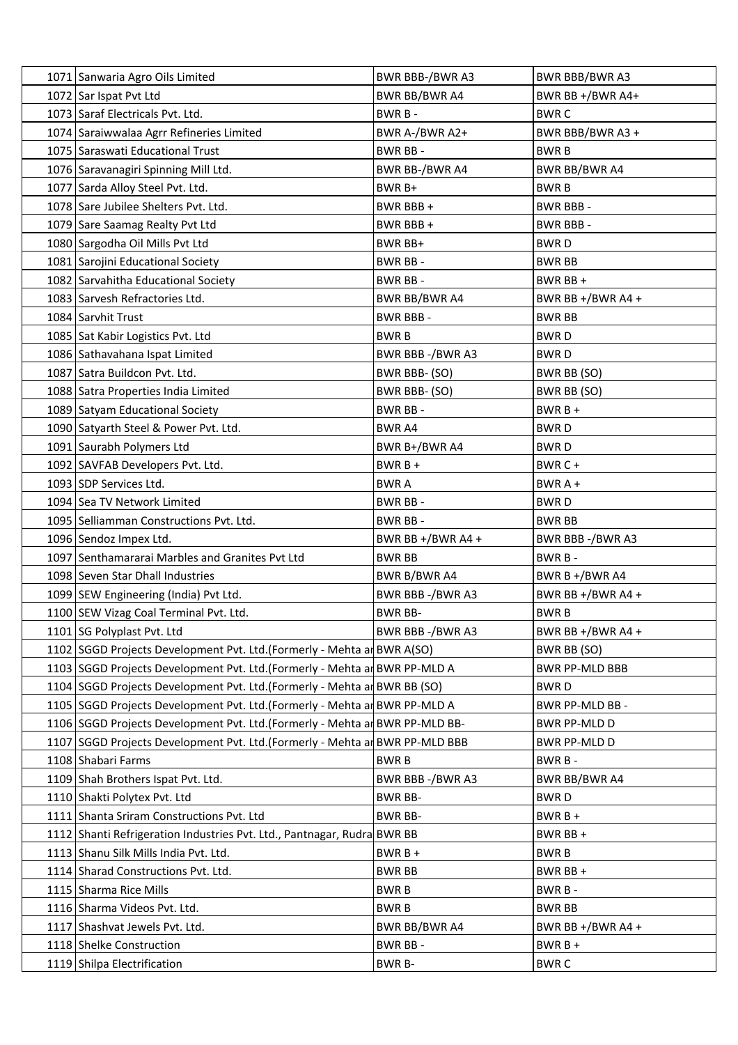| | | | |
|---|---|---|---|
| 1071 | Sanwaria Agro Oils Limited | BWR BBB-/BWR A3 | BWR BBB/BWR A3 |
| 1072 | Sar Ispat Pvt Ltd | BWR BB/BWR A4 | BWR BB +/BWR A4+ |
| 1073 | Saraf Electricals Pvt. Ltd. | BWR B - | BWR C |
| 1074 | Saraiwwalaa Agrr Refineries Limited | BWR A-/BWR A2+ | BWR BBB/BWR A3 + |
| 1075 | Saraswati Educational Trust | BWR BB - | BWR B |
| 1076 | Saravanagiri Spinning Mill Ltd. | BWR BB-/BWR A4 | BWR BB/BWR A4 |
| 1077 | Sarda Alloy Steel Pvt. Ltd. | BWR B+ | BWR B |
| 1078 | Sare Jubilee Shelters Pvt. Ltd. | BWR BBB + | BWR BBB - |
| 1079 | Sare Saamag Realty Pvt Ltd | BWR BBB + | BWR BBB - |
| 1080 | Sargodha Oil Mills Pvt Ltd | BWR BB+ | BWR D |
| 1081 | Sarojini Educational Society | BWR BB - | BWR BB |
| 1082 | Sarvahitha Educational Society | BWR BB - | BWR BB + |
| 1083 | Sarvesh Refractories Ltd. | BWR BB/BWR A4 | BWR BB +/BWR A4 + |
| 1084 | Sarvhit Trust | BWR BBB - | BWR BB |
| 1085 | Sat Kabir Logistics Pvt. Ltd | BWR B | BWR D |
| 1086 | Sathavahana Ispat Limited | BWR BBB -/BWR A3 | BWR D |
| 1087 | Satra Buildcon Pvt. Ltd. | BWR BBB- (SO) | BWR BB (SO) |
| 1088 | Satra Properties India Limited | BWR BBB- (SO) | BWR BB (SO) |
| 1089 | Satyam Educational Society | BWR BB - | BWR B + |
| 1090 | Satyarth Steel & Power Pvt. Ltd. | BWR A4 | BWR D |
| 1091 | Saurabh Polymers Ltd | BWR B+/BWR A4 | BWR D |
| 1092 | SAVFAB Developers Pvt. Ltd. | BWR B + | BWR C + |
| 1093 | SDP Services Ltd. | BWR A | BWR A + |
| 1094 | Sea TV Network Limited | BWR BB - | BWR D |
| 1095 | Selliamman Constructions Pvt. Ltd. | BWR BB - | BWR BB |
| 1096 | Sendoz Impex Ltd. | BWR BB +/BWR A4 + | BWR BBB -/BWR A3 |
| 1097 | Senthamararai Marbles and Granites Pvt Ltd | BWR BB | BWR B - |
| 1098 | Seven Star Dhall Industries | BWR B/BWR A4 | BWR B +/BWR A4 |
| 1099 | SEW Engineering (India) Pvt Ltd. | BWR BBB -/BWR A3 | BWR BB +/BWR A4 + |
| 1100 | SEW Vizag Coal Terminal Pvt. Ltd. | BWR BB- | BWR B |
| 1101 | SG Polyplast Pvt. Ltd | BWR BBB -/BWR A3 | BWR BB +/BWR A4 + |
| 1102 | SGGD Projects Development Pvt. Ltd.(Formerly - Mehta ar | BWR A(SO) | BWR BB (SO) |
| 1103 | SGGD Projects Development Pvt. Ltd.(Formerly - Mehta ar | BWR PP-MLD A | BWR PP-MLD BBB |
| 1104 | SGGD Projects Development Pvt. Ltd.(Formerly - Mehta ar | BWR BB (SO) | BWR D |
| 1105 | SGGD Projects Development Pvt. Ltd.(Formerly - Mehta ar | BWR PP-MLD A | BWR PP-MLD BB - |
| 1106 | SGGD Projects Development Pvt. Ltd.(Formerly - Mehta ar | BWR PP-MLD BB- | BWR PP-MLD D |
| 1107 | SGGD Projects Development Pvt. Ltd.(Formerly - Mehta ar | BWR PP-MLD BBB | BWR PP-MLD D |
| 1108 | Shabari Farms | BWR B | BWR B - |
| 1109 | Shah Brothers Ispat Pvt. Ltd. | BWR BBB -/BWR A3 | BWR BB/BWR A4 |
| 1110 | Shakti Polytex Pvt. Ltd | BWR BB- | BWR D |
| 1111 | Shanta Sriram Constructions Pvt. Ltd | BWR BB- | BWR B + |
| 1112 | Shanti Refrigeration Industries Pvt. Ltd., Pantnagar, Rudra | BWR BB | BWR BB + |
| 1113 | Shanu Silk Mills India Pvt. Ltd. | BWR B + | BWR B |
| 1114 | Sharad Constructions Pvt. Ltd. | BWR BB | BWR BB + |
| 1115 | Sharma Rice Mills | BWR B | BWR B - |
| 1116 | Sharma Videos Pvt. Ltd. | BWR B | BWR BB |
| 1117 | Shashvat Jewels Pvt. Ltd. | BWR BB/BWR A4 | BWR BB +/BWR A4 + |
| 1118 | Shelke Construction | BWR BB - | BWR B + |
| 1119 | Shilpa Electrification | BWR B- | BWR C |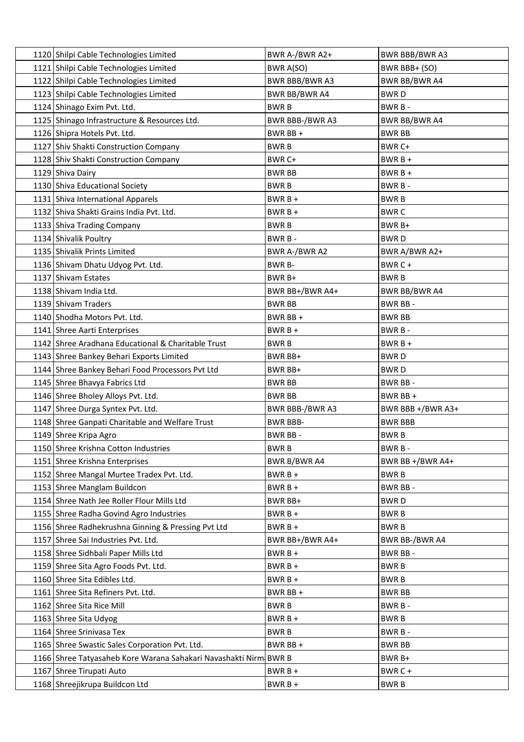| | | | |
|---|---|---|---|
| 1120 | Shilpi Cable Technologies Limited | BWR A-/BWR A2+ | BWR BBB/BWR A3 |
| 1121 | Shilpi Cable Technologies Limited | BWR A(SO) | BWR BBB+ (SO) |
| 1122 | Shilpi Cable Technologies Limited | BWR BBB/BWR A3 | BWR BB/BWR A4 |
| 1123 | Shilpi Cable Technologies Limited | BWR BB/BWR A4 | BWR D |
| 1124 | Shinago Exim Pvt. Ltd. | BWR B | BWR B - |
| 1125 | Shinago Infrastructure & Resources Ltd. | BWR BBB-/BWR A3 | BWR BB/BWR A4 |
| 1126 | Shipra Hotels Pvt. Ltd. | BWR BB + | BWR BB |
| 1127 | Shiv Shakti Construction Company | BWR B | BWR C+ |
| 1128 | Shiv Shakti Construction Company | BWR C+ | BWR B + |
| 1129 | Shiva Dairy | BWR BB | BWR B + |
| 1130 | Shiva Educational Society | BWR B | BWR B - |
| 1131 | Shiva International Apparels | BWR B + | BWR B |
| 1132 | Shiva Shakti Grains India Pvt. Ltd. | BWR B + | BWR C |
| 1133 | Shiva Trading Company | BWR B | BWR B+ |
| 1134 | Shivalik Poultry | BWR B - | BWR D |
| 1135 | Shivalik Prints Limited | BWR A-/BWR A2 | BWR A/BWR A2+ |
| 1136 | Shivam Dhatu Udyog Pvt. Ltd. | BWR B- | BWR C + |
| 1137 | Shivam Estates | BWR B+ | BWR B |
| 1138 | Shivam India Ltd. | BWR BB+/BWR A4+ | BWR BB/BWR A4 |
| 1139 | Shivam Traders | BWR BB | BWR BB - |
| 1140 | Shodha Motors Pvt. Ltd. | BWR BB + | BWR BB |
| 1141 | Shree Aarti Enterprises | BWR B + | BWR B - |
| 1142 | Shree Aradhana Educational & Charitable Trust | BWR B | BWR B + |
| 1143 | Shree Bankey Behari Exports Limited | BWR BB+ | BWR D |
| 1144 | Shree Bankey Behari Food Processors Pvt Ltd | BWR BB+ | BWR D |
| 1145 | Shree Bhavya Fabrics Ltd | BWR BB | BWR BB - |
| 1146 | Shree Bholey Alloys Pvt. Ltd. | BWR BB | BWR BB + |
| 1147 | Shree Durga Syntex Pvt. Ltd. | BWR BBB-/BWR A3 | BWR BBB +/BWR A3+ |
| 1148 | Shree Ganpati Charitable and Welfare Trust | BWR BBB- | BWR BBB |
| 1149 | Shree Kripa Agro | BWR BB - | BWR B |
| 1150 | Shree Krishna Cotton Industries | BWR B | BWR B - |
| 1151 | Shree Krishna Enterprises | BWR B/BWR A4 | BWR BB +/BWR A4+ |
| 1152 | Shree Mangal Murtee Tradex Pvt. Ltd. | BWR B + | BWR B |
| 1153 | Shree Manglam Buildcon | BWR B + | BWR BB - |
| 1154 | Shree Nath Jee Roller Flour Mills Ltd | BWR BB+ | BWR D |
| 1155 | Shree Radha Govind Agro Industries | BWR B + | BWR B |
| 1156 | Shree Radhekrushna Ginning & Pressing Pvt Ltd | BWR B + | BWR B |
| 1157 | Shree Sai Industries Pvt. Ltd. | BWR BB+/BWR A4+ | BWR BB-/BWR A4 |
| 1158 | Shree Sidhbali Paper Mills Ltd | BWR B + | BWR BB - |
| 1159 | Shree Sita Agro Foods Pvt. Ltd. | BWR B + | BWR B |
| 1160 | Shree Sita Edibles Ltd. | BWR B + | BWR B |
| 1161 | Shree Sita Refiners Pvt. Ltd. | BWR BB + | BWR BB |
| 1162 | Shree Sita Rice Mill | BWR B | BWR B - |
| 1163 | Shree Sita Udyog | BWR B + | BWR B |
| 1164 | Shree Srinivasa Tex | BWR B | BWR B - |
| 1165 | Shree Swastic Sales Corporation Pvt. Ltd. | BWR BB + | BWR BB |
| 1166 | Shree Tatyasaheb Kore Warana Sahakari Navashakti Nirm | BWR B | BWR B+ |
| 1167 | Shree Tirupati Auto | BWR B + | BWR C + |
| 1168 | Shreejikrupa Buildcon Ltd | BWR B + | BWR B |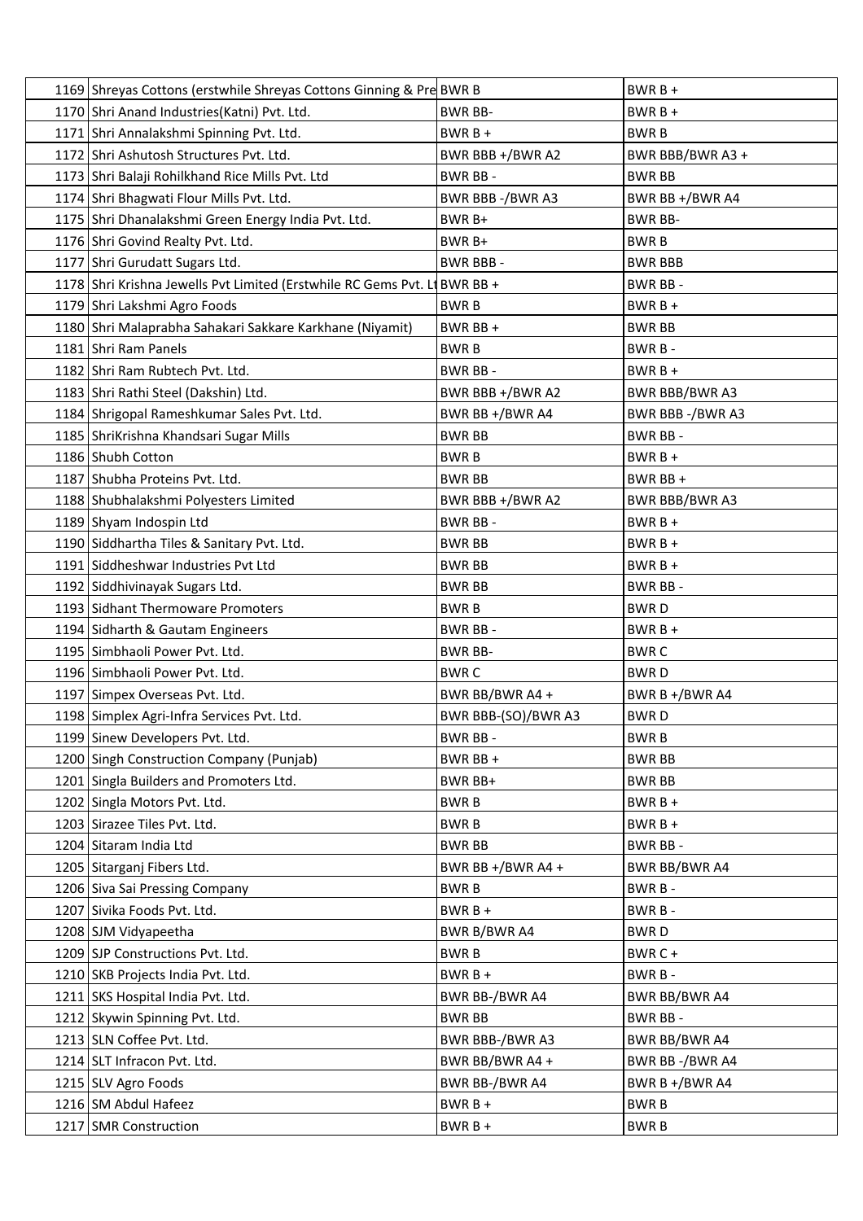| | | | |
|---|---|---|---|
| 1169 | Shreyas Cottons (erstwhile Shreyas Cottons Ginning & Pre | BWR B | BWR B + |
| 1170 | Shri Anand Industries(Katni) Pvt. Ltd. | BWR BB- | BWR B + |
| 1171 | Shri Annalakshmi Spinning Pvt. Ltd. | BWR B + | BWR B |
| 1172 | Shri Ashutosh Structures Pvt. Ltd. | BWR BBB +/BWR A2 | BWR BBB/BWR A3 + |
| 1173 | Shri Balaji Rohilkhand Rice Mills Pvt. Ltd | BWR BB - | BWR BB |
| 1174 | Shri Bhagwati Flour Mills Pvt. Ltd. | BWR BBB -/BWR A3 | BWR BB +/BWR A4 |
| 1175 | Shri Dhanalakshmi Green Energy India Pvt. Ltd. | BWR B+ | BWR BB- |
| 1176 | Shri Govind Realty Pvt. Ltd. | BWR B+ | BWR B |
| 1177 | Shri Gurudatt Sugars Ltd. | BWR BBB - | BWR BBB |
| 1178 | Shri Krishna Jewells Pvt Limited (Erstwhile RC Gems Pvt. Lt | BWR BB + | BWR BB - |
| 1179 | Shri Lakshmi Agro Foods | BWR B | BWR B + |
| 1180 | Shri Malaprabha Sahakari Sakkare Karkhane (Niyamit) | BWR BB + | BWR BB |
| 1181 | Shri Ram Panels | BWR B | BWR B - |
| 1182 | Shri Ram Rubtech Pvt. Ltd. | BWR BB - | BWR B + |
| 1183 | Shri Rathi Steel (Dakshin) Ltd. | BWR BBB +/BWR A2 | BWR BBB/BWR A3 |
| 1184 | Shrigopal Rameshkumar Sales Pvt. Ltd. | BWR BB +/BWR A4 | BWR BBB -/BWR A3 |
| 1185 | ShriKrishna Khandsari Sugar Mills | BWR BB | BWR BB - |
| 1186 | Shubh Cotton | BWR B | BWR B + |
| 1187 | Shubha Proteins Pvt. Ltd. | BWR BB | BWR BB + |
| 1188 | Shubhalakshmi Polyesters Limited | BWR BBB +/BWR A2 | BWR BBB/BWR A3 |
| 1189 | Shyam Indospin Ltd | BWR BB - | BWR B + |
| 1190 | Siddhartha Tiles & Sanitary Pvt. Ltd. | BWR BB | BWR B + |
| 1191 | Siddheshwar Industries Pvt Ltd | BWR BB | BWR B + |
| 1192 | Siddhivinayak Sugars Ltd. | BWR BB | BWR BB - |
| 1193 | Sidhant Thermoware Promoters | BWR B | BWR D |
| 1194 | Sidharth & Gautam Engineers | BWR BB - | BWR B + |
| 1195 | Simbhaoli Power Pvt. Ltd. | BWR BB- | BWR C |
| 1196 | Simbhaoli Power Pvt. Ltd. | BWR C | BWR D |
| 1197 | Simpex Overseas Pvt. Ltd. | BWR BB/BWR A4 + | BWR B +/BWR A4 |
| 1198 | Simplex Agri-Infra Services Pvt. Ltd. | BWR BBB-(SO)/BWR A3 | BWR D |
| 1199 | Sinew Developers Pvt. Ltd. | BWR BB - | BWR B |
| 1200 | Singh Construction Company (Punjab) | BWR BB + | BWR BB |
| 1201 | Singla Builders and Promoters Ltd. | BWR BB+ | BWR BB |
| 1202 | Singla Motors Pvt. Ltd. | BWR B | BWR B + |
| 1203 | Sirazee Tiles Pvt. Ltd. | BWR B | BWR B + |
| 1204 | Sitaram India Ltd | BWR BB | BWR BB - |
| 1205 | Sitarganj Fibers Ltd. | BWR BB +/BWR A4 + | BWR BB/BWR A4 |
| 1206 | Siva Sai Pressing Company | BWR B | BWR B - |
| 1207 | Sivika Foods Pvt. Ltd. | BWR B + | BWR B - |
| 1208 | SJM Vidyapeetha | BWR B/BWR A4 | BWR D |
| 1209 | SJP Constructions Pvt. Ltd. | BWR B | BWR C + |
| 1210 | SKB Projects India Pvt. Ltd. | BWR B + | BWR B - |
| 1211 | SKS Hospital India Pvt. Ltd. | BWR BB-/BWR A4 | BWR BB/BWR A4 |
| 1212 | Skywin Spinning Pvt. Ltd. | BWR BB | BWR BB - |
| 1213 | SLN Coffee Pvt. Ltd. | BWR BBB-/BWR A3 | BWR BB/BWR A4 |
| 1214 | SLT Infracon Pvt. Ltd. | BWR BB/BWR A4 + | BWR BB -/BWR A4 |
| 1215 | SLV Agro Foods | BWR BB-/BWR A4 | BWR B +/BWR A4 |
| 1216 | SM Abdul Hafeez | BWR B + | BWR B |
| 1217 | SMR Construction | BWR B + | BWR B |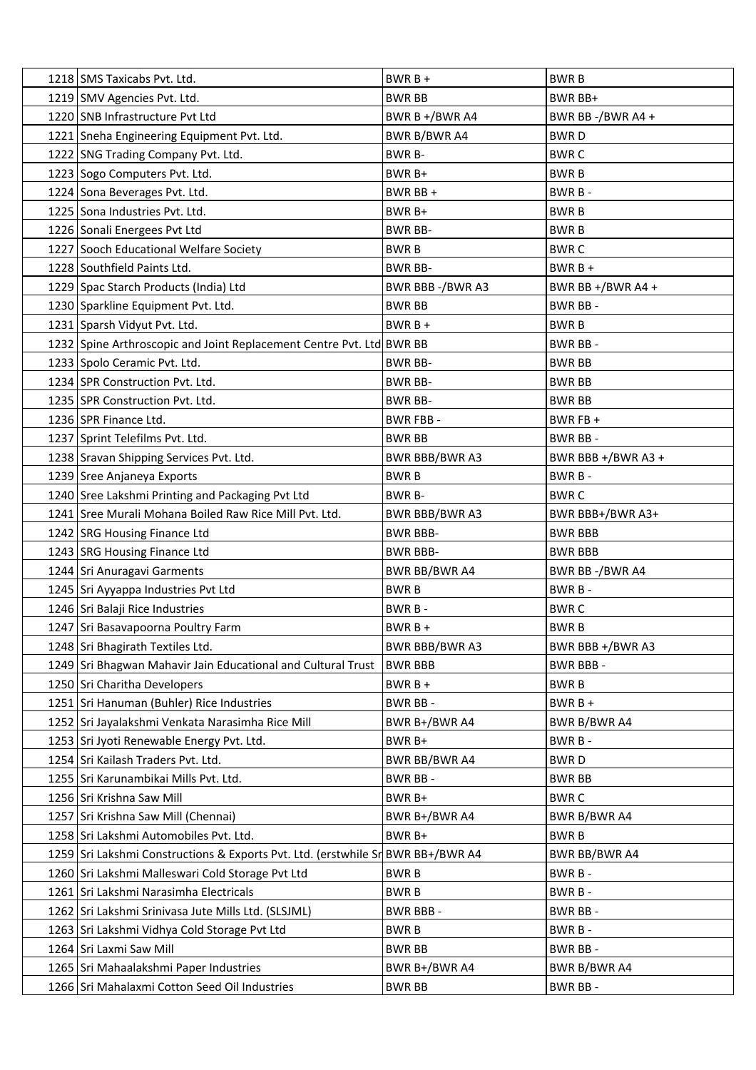| | | | |
|---|---|---|---|
| 1218 | SMS Taxicabs Pvt. Ltd. | BWR B + | BWR B |
| 1219 | SMV Agencies Pvt. Ltd. | BWR BB | BWR BB+ |
| 1220 | SNB Infrastructure Pvt Ltd | BWR B +/BWR A4 | BWR BB -/BWR A4 + |
| 1221 | Sneha Engineering Equipment Pvt. Ltd. | BWR B/BWR A4 | BWR D |
| 1222 | SNG Trading Company Pvt. Ltd. | BWR B- | BWR C |
| 1223 | Sogo Computers Pvt. Ltd. | BWR B+ | BWR B |
| 1224 | Sona Beverages Pvt. Ltd. | BWR BB + | BWR B - |
| 1225 | Sona Industries Pvt. Ltd. | BWR B+ | BWR B |
| 1226 | Sonali Energees Pvt Ltd | BWR BB- | BWR B |
| 1227 | Sooch Educational Welfare Society | BWR B | BWR C |
| 1228 | Southfield Paints Ltd. | BWR BB- | BWR B + |
| 1229 | Spac Starch Products (India) Ltd | BWR BBB -/BWR A3 | BWR BB +/BWR A4 + |
| 1230 | Sparkline Equipment Pvt. Ltd. | BWR BB | BWR BB - |
| 1231 | Sparsh Vidyut Pvt. Ltd. | BWR B + | BWR B |
| 1232 | Spine Arthroscopic and Joint Replacement Centre Pvt. Ltd | BWR BB | BWR BB - |
| 1233 | Spolo Ceramic Pvt. Ltd. | BWR BB- | BWR BB |
| 1234 | SPR Construction Pvt. Ltd. | BWR BB- | BWR BB |
| 1235 | SPR Construction Pvt. Ltd. | BWR BB- | BWR BB |
| 1236 | SPR Finance Ltd. | BWR FBB - | BWR FB + |
| 1237 | Sprint Telefilms Pvt. Ltd. | BWR BB | BWR BB - |
| 1238 | Sravan Shipping Services Pvt. Ltd. | BWR BBB/BWR A3 | BWR BBB +/BWR A3 + |
| 1239 | Sree Anjaneya Exports | BWR B | BWR B - |
| 1240 | Sree Lakshmi Printing and Packaging Pvt Ltd | BWR B- | BWR C |
| 1241 | Sree Murali Mohana Boiled Raw Rice Mill Pvt. Ltd. | BWR BBB/BWR A3 | BWR BBB+/BWR A3+ |
| 1242 | SRG Housing Finance Ltd | BWR BBB- | BWR BBB |
| 1243 | SRG Housing Finance Ltd | BWR BBB- | BWR BBB |
| 1244 | Sri Anuragavi Garments | BWR BB/BWR A4 | BWR BB -/BWR A4 |
| 1245 | Sri Ayyappa Industries Pvt Ltd | BWR B | BWR B - |
| 1246 | Sri Balaji Rice Industries | BWR B - | BWR C |
| 1247 | Sri Basavapoorna Poultry Farm | BWR B + | BWR B |
| 1248 | Sri Bhagirath Textiles Ltd. | BWR BBB/BWR A3 | BWR BBB +/BWR A3 |
| 1249 | Sri Bhagwan Mahavir Jain Educational and Cultural Trust | BWR BBB | BWR BBB - |
| 1250 | Sri Charitha Developers | BWR B + | BWR B |
| 1251 | Sri Hanuman (Buhler) Rice Industries | BWR BB - | BWR B + |
| 1252 | Sri Jayalakshmi Venkata Narasimha Rice Mill | BWR B+/BWR A4 | BWR B/BWR A4 |
| 1253 | Sri Jyoti Renewable Energy Pvt. Ltd. | BWR B+ | BWR B - |
| 1254 | Sri Kailash Traders Pvt. Ltd. | BWR BB/BWR A4 | BWR D |
| 1255 | Sri Karunambikai Mills Pvt. Ltd. | BWR BB - | BWR BB |
| 1256 | Sri Krishna Saw Mill | BWR B+ | BWR C |
| 1257 | Sri Krishna Saw Mill (Chennai) | BWR B+/BWR A4 | BWR B/BWR A4 |
| 1258 | Sri Lakshmi Automobiles Pvt. Ltd. | BWR B+ | BWR B |
| 1259 | Sri Lakshmi Constructions & Exports Pvt. Ltd. (erstwhile Sr | BWR BB+/BWR A4 | BWR BB/BWR A4 |
| 1260 | Sri Lakshmi Malleswari Cold Storage Pvt Ltd | BWR B | BWR B - |
| 1261 | Sri Lakshmi Narasimha Electricals | BWR B | BWR B - |
| 1262 | Sri Lakshmi Srinivasa Jute Mills Ltd. (SLSJML) | BWR BBB - | BWR BB - |
| 1263 | Sri Lakshmi Vidhya Cold Storage Pvt Ltd | BWR B | BWR B - |
| 1264 | Sri Laxmi Saw Mill | BWR BB | BWR BB - |
| 1265 | Sri Mahaalakshmi Paper Industries | BWR B+/BWR A4 | BWR B/BWR A4 |
| 1266 | Sri Mahalaxmi Cotton Seed Oil Industries | BWR BB | BWR BB - |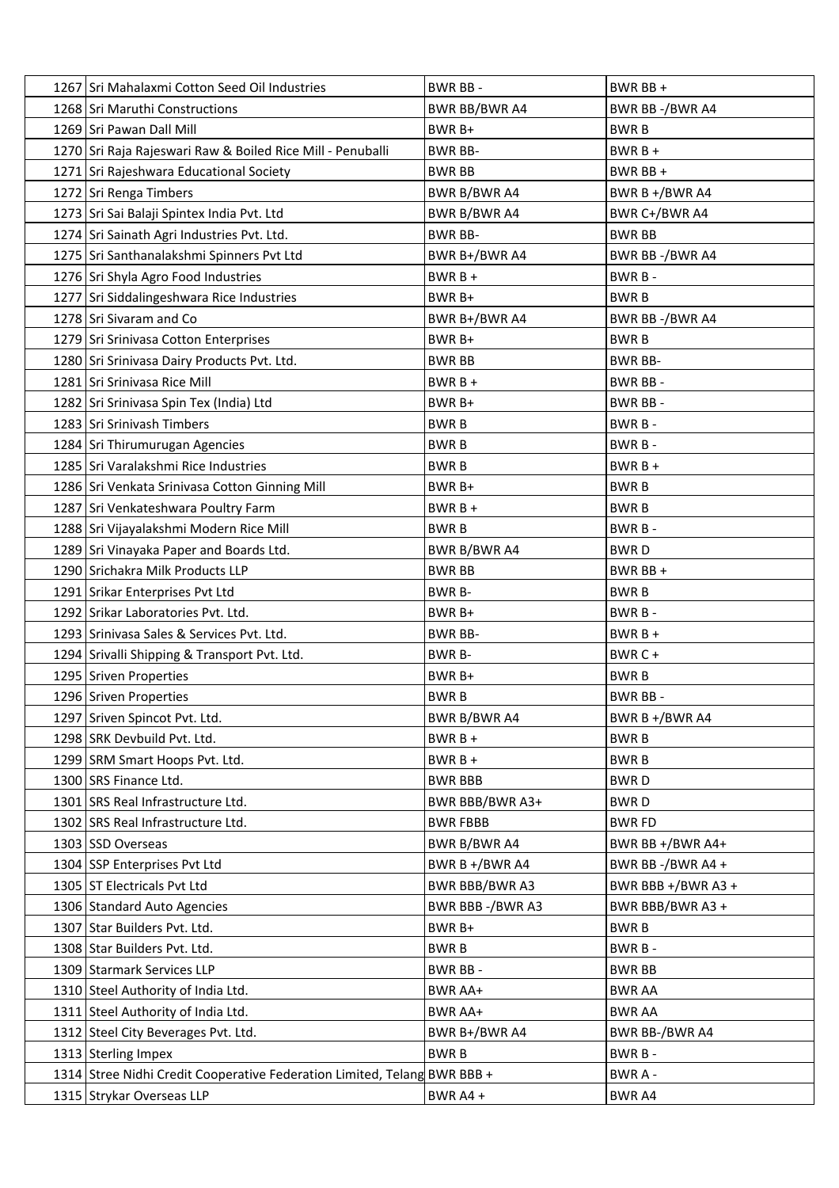| | | | |
|---|---|---|---|
| 1267 | Sri Mahalaxmi Cotton Seed Oil Industries | BWR BB - | BWR BB + |
| 1268 | Sri Maruthi Constructions | BWR BB/BWR A4 | BWR BB -/BWR A4 |
| 1269 | Sri Pawan Dall Mill | BWR B+ | BWR B |
| 1270 | Sri Raja Rajeswari Raw & Boiled Rice Mill - Penuballi | BWR BB- | BWR B + |
| 1271 | Sri Rajeshwara Educational Society | BWR BB | BWR BB + |
| 1272 | Sri Renga Timbers | BWR B/BWR A4 | BWR B +/BWR A4 |
| 1273 | Sri Sai Balaji Spintex India Pvt. Ltd | BWR B/BWR A4 | BWR C+/BWR A4 |
| 1274 | Sri Sainath Agri Industries Pvt. Ltd. | BWR BB- | BWR BB |
| 1275 | Sri Santhanalakshmi Spinners Pvt Ltd | BWR B+/BWR A4 | BWR BB -/BWR A4 |
| 1276 | Sri Shyla Agro Food Industries | BWR B + | BWR B - |
| 1277 | Sri Siddalingeshwara Rice Industries | BWR B+ | BWR B |
| 1278 | Sri Sivaram and Co | BWR B+/BWR A4 | BWR BB -/BWR A4 |
| 1279 | Sri Srinivasa Cotton Enterprises | BWR B+ | BWR B |
| 1280 | Sri Srinivasa Dairy Products Pvt. Ltd. | BWR BB | BWR BB- |
| 1281 | Sri Srinivasa Rice Mill | BWR B + | BWR BB - |
| 1282 | Sri Srinivasa Spin Tex (India) Ltd | BWR B+ | BWR BB - |
| 1283 | Sri Srinivash Timbers | BWR B | BWR B - |
| 1284 | Sri Thirumurugan Agencies | BWR B | BWR B - |
| 1285 | Sri Varalakshmi Rice Industries | BWR B | BWR B + |
| 1286 | Sri Venkata Srinivasa Cotton Ginning Mill | BWR B+ | BWR B |
| 1287 | Sri Venkateshwara Poultry Farm | BWR B + | BWR B |
| 1288 | Sri Vijayalakshmi Modern Rice Mill | BWR B | BWR B - |
| 1289 | Sri Vinayaka Paper and Boards Ltd. | BWR B/BWR A4 | BWR D |
| 1290 | Srichakra Milk Products LLP | BWR BB | BWR BB + |
| 1291 | Srikar Enterprises Pvt Ltd | BWR B- | BWR B |
| 1292 | Srikar Laboratories Pvt. Ltd. | BWR B+ | BWR B - |
| 1293 | Srinivasa Sales & Services Pvt. Ltd. | BWR BB- | BWR B + |
| 1294 | Srivalli Shipping & Transport Pvt. Ltd. | BWR B- | BWR C + |
| 1295 | Sriven Properties | BWR B+ | BWR B |
| 1296 | Sriven Properties | BWR B | BWR BB - |
| 1297 | Sriven Spincot Pvt. Ltd. | BWR B/BWR A4 | BWR B +/BWR A4 |
| 1298 | SRK Devbuild Pvt. Ltd. | BWR B + | BWR B |
| 1299 | SRM Smart Hoops Pvt. Ltd. | BWR B + | BWR B |
| 1300 | SRS Finance Ltd. | BWR BBB | BWR D |
| 1301 | SRS Real Infrastructure Ltd. | BWR BBB/BWR A3+ | BWR D |
| 1302 | SRS Real Infrastructure Ltd. | BWR FBBB | BWR FD |
| 1303 | SSD Overseas | BWR B/BWR A4 | BWR BB +/BWR A4+ |
| 1304 | SSP Enterprises Pvt Ltd | BWR B +/BWR A4 | BWR BB -/BWR A4 + |
| 1305 | ST Electricals Pvt Ltd | BWR BBB/BWR A3 | BWR BBB +/BWR A3 + |
| 1306 | Standard Auto Agencies | BWR BBB -/BWR A3 | BWR BBB/BWR A3 + |
| 1307 | Star Builders Pvt. Ltd. | BWR B+ | BWR B |
| 1308 | Star Builders Pvt. Ltd. | BWR B | BWR B - |
| 1309 | Starmark Services LLP | BWR BB - | BWR BB |
| 1310 | Steel Authority of India Ltd. | BWR AA+ | BWR AA |
| 1311 | Steel Authority of India Ltd. | BWR AA+ | BWR AA |
| 1312 | Steel City Beverages Pvt. Ltd. | BWR B+/BWR A4 | BWR BB-/BWR A4 |
| 1313 | Sterling Impex | BWR B | BWR B - |
| 1314 | Stree Nidhi Credit Cooperative Federation Limited, Telang | BWR BBB + | BWR A - |
| 1315 | Strykar Overseas LLP | BWR A4 + | BWR A4 |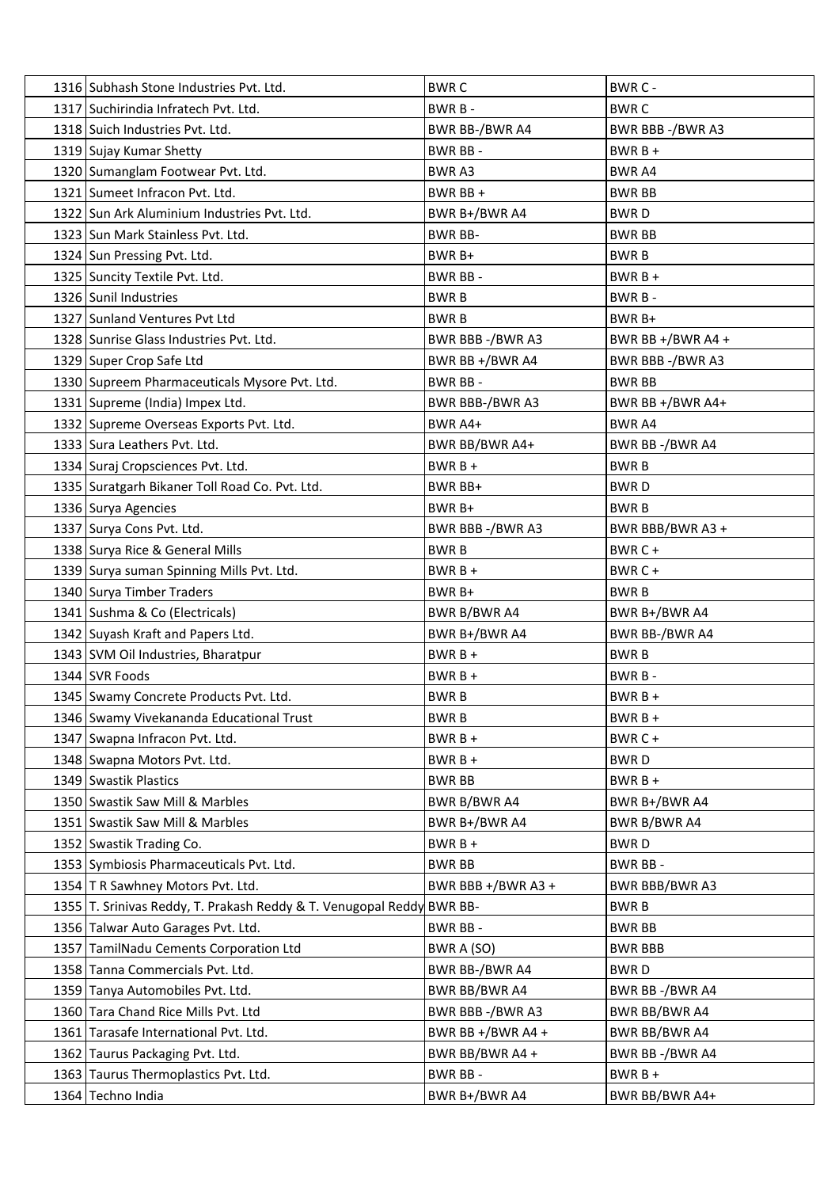| | | | |
|---|---|---|---|
| 1316 | Subhash Stone Industries Pvt. Ltd. | BWR C | BWR C - |
| 1317 | Suchirindia Infratech Pvt. Ltd. | BWR B - | BWR C |
| 1318 | Suich Industries Pvt. Ltd. | BWR BB-/BWR A4 | BWR BBB -/BWR A3 |
| 1319 | Sujay Kumar Shetty | BWR BB - | BWR B + |
| 1320 | Sumanglam Footwear Pvt. Ltd. | BWR A3 | BWR A4 |
| 1321 | Sumeet Infracon Pvt. Ltd. | BWR BB + | BWR BB |
| 1322 | Sun Ark Aluminium Industries Pvt. Ltd. | BWR B+/BWR A4 | BWR D |
| 1323 | Sun Mark Stainless Pvt. Ltd. | BWR BB- | BWR BB |
| 1324 | Sun Pressing Pvt. Ltd. | BWR B+ | BWR B |
| 1325 | Suncity Textile Pvt. Ltd. | BWR BB - | BWR B + |
| 1326 | Sunil Industries | BWR B | BWR B - |
| 1327 | Sunland Ventures Pvt Ltd | BWR B | BWR B+ |
| 1328 | Sunrise Glass Industries Pvt. Ltd. | BWR BBB -/BWR A3 | BWR BB +/BWR A4 + |
| 1329 | Super Crop Safe Ltd | BWR BB +/BWR A4 | BWR BBB -/BWR A3 |
| 1330 | Supreem Pharmaceuticals Mysore Pvt. Ltd. | BWR BB - | BWR BB |
| 1331 | Supreme (India) Impex Ltd. | BWR BBB-/BWR A3 | BWR BB +/BWR A4+ |
| 1332 | Supreme Overseas Exports Pvt. Ltd. | BWR A4+ | BWR A4 |
| 1333 | Sura Leathers Pvt. Ltd. | BWR BB/BWR A4+ | BWR BB -/BWR A4 |
| 1334 | Suraj Cropsciences Pvt. Ltd. | BWR B + | BWR B |
| 1335 | Suratgarh Bikaner Toll Road Co. Pvt. Ltd. | BWR BB+ | BWR D |
| 1336 | Surya Agencies | BWR B+ | BWR B |
| 1337 | Surya Cons Pvt. Ltd. | BWR BBB -/BWR A3 | BWR BBB/BWR A3 + |
| 1338 | Surya Rice & General Mills | BWR B | BWR C + |
| 1339 | Surya suman Spinning Mills Pvt. Ltd. | BWR B + | BWR C + |
| 1340 | Surya Timber Traders | BWR B+ | BWR B |
| 1341 | Sushma & Co (Electricals) | BWR B/BWR A4 | BWR B+/BWR A4 |
| 1342 | Suyash Kraft and Papers Ltd. | BWR B+/BWR A4 | BWR BB-/BWR A4 |
| 1343 | SVM Oil Industries, Bharatpur | BWR B + | BWR B |
| 1344 | SVR Foods | BWR B + | BWR B - |
| 1345 | Swamy Concrete Products Pvt. Ltd. | BWR B | BWR B + |
| 1346 | Swamy Vivekananda Educational Trust | BWR B | BWR B + |
| 1347 | Swapna Infracon Pvt. Ltd. | BWR B + | BWR C + |
| 1348 | Swapna Motors Pvt. Ltd. | BWR B + | BWR D |
| 1349 | Swastik Plastics | BWR BB | BWR B + |
| 1350 | Swastik Saw Mill & Marbles | BWR B/BWR A4 | BWR B+/BWR A4 |
| 1351 | Swastik Saw Mill & Marbles | BWR B+/BWR A4 | BWR B/BWR A4 |
| 1352 | Swastik Trading Co. | BWR B + | BWR D |
| 1353 | Symbiosis Pharmaceuticals Pvt. Ltd. | BWR BB | BWR BB - |
| 1354 | T R Sawhney Motors Pvt. Ltd. | BWR BBB +/BWR A3 + | BWR BBB/BWR A3 |
| 1355 | T. Srinivas Reddy, T. Prakash Reddy & T. Venugopal Reddy | BWR BB- | BWR B |
| 1356 | Talwar Auto Garages Pvt. Ltd. | BWR BB - | BWR BB |
| 1357 | TamilNadu Cements Corporation Ltd | BWR A (SO) | BWR BBB |
| 1358 | Tanna Commercials Pvt. Ltd. | BWR BB-/BWR A4 | BWR D |
| 1359 | Tanya Automobiles Pvt. Ltd. | BWR BB/BWR A4 | BWR BB -/BWR A4 |
| 1360 | Tara Chand Rice Mills Pvt. Ltd | BWR BBB -/BWR A3 | BWR BB/BWR A4 |
| 1361 | Tarasafe International Pvt. Ltd. | BWR BB +/BWR A4 + | BWR BB/BWR A4 |
| 1362 | Taurus Packaging Pvt. Ltd. | BWR BB/BWR A4 + | BWR BB -/BWR A4 |
| 1363 | Taurus Thermoplastics Pvt. Ltd. | BWR BB - | BWR B + |
| 1364 | Techno India | BWR B+/BWR A4 | BWR BB/BWR A4+ |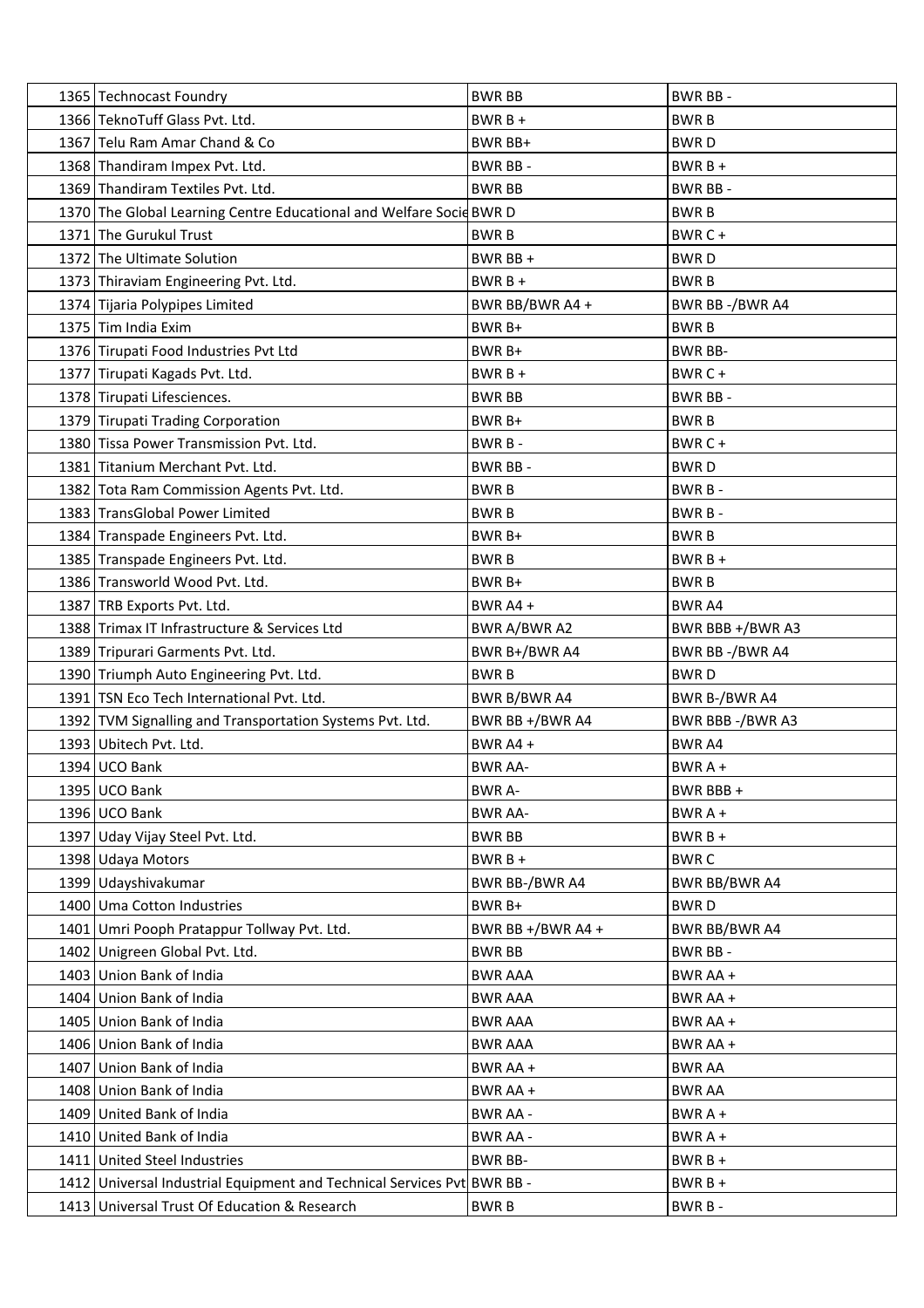| | | | |
|---|---|---|---|
| 1365 | Technocast Foundry | BWR BB | BWR BB - |
| 1366 | TeknoTuff Glass Pvt. Ltd. | BWR B + | BWR B |
| 1367 | Telu Ram Amar Chand & Co | BWR BB+ | BWR D |
| 1368 | Thandiram Impex Pvt. Ltd. | BWR BB - | BWR B + |
| 1369 | Thandiram Textiles Pvt. Ltd. | BWR BB | BWR BB - |
| 1370 | The Global Learning Centre Educational and Welfare Socie | BWR D | BWR B |
| 1371 | The Gurukul Trust | BWR B | BWR C + |
| 1372 | The Ultimate Solution | BWR BB + | BWR D |
| 1373 | Thiraviam Engineering Pvt. Ltd. | BWR B + | BWR B |
| 1374 | Tijaria Polypipes Limited | BWR BB/BWR A4 + | BWR BB -/BWR A4 |
| 1375 | Tim India Exim | BWR B+ | BWR B |
| 1376 | Tirupati Food Industries Pvt Ltd | BWR B+ | BWR BB- |
| 1377 | Tirupati Kagads Pvt. Ltd. | BWR B + | BWR C + |
| 1378 | Tirupati Lifesciences. | BWR BB | BWR BB - |
| 1379 | Tirupati Trading Corporation | BWR B+ | BWR B |
| 1380 | Tissa Power Transmission Pvt. Ltd. | BWR B - | BWR C + |
| 1381 | Titanium Merchant Pvt. Ltd. | BWR BB - | BWR D |
| 1382 | Tota Ram Commission Agents Pvt. Ltd. | BWR B | BWR B - |
| 1383 | TransGlobal Power Limited | BWR B | BWR B - |
| 1384 | Transpade Engineers Pvt. Ltd. | BWR B+ | BWR B |
| 1385 | Transpade Engineers Pvt. Ltd. | BWR B | BWR B + |
| 1386 | Transworld Wood Pvt. Ltd. | BWR B+ | BWR B |
| 1387 | TRB Exports Pvt. Ltd. | BWR A4 + | BWR A4 |
| 1388 | Trimax IT Infrastructure & Services Ltd | BWR A/BWR A2 | BWR BBB +/BWR A3 |
| 1389 | Tripurari Garments Pvt. Ltd. | BWR B+/BWR A4 | BWR BB -/BWR A4 |
| 1390 | Triumph Auto Engineering Pvt. Ltd. | BWR B | BWR D |
| 1391 | TSN Eco Tech International Pvt. Ltd. | BWR B/BWR A4 | BWR B-/BWR A4 |
| 1392 | TVM Signalling and Transportation Systems Pvt. Ltd. | BWR BB +/BWR A4 | BWR BBB -/BWR A3 |
| 1393 | Ubitech Pvt. Ltd. | BWR A4 + | BWR A4 |
| 1394 | UCO Bank | BWR AA- | BWR A + |
| 1395 | UCO Bank | BWR A- | BWR BBB + |
| 1396 | UCO Bank | BWR AA- | BWR A + |
| 1397 | Uday Vijay Steel Pvt. Ltd. | BWR BB | BWR B + |
| 1398 | Udaya Motors | BWR B + | BWR C |
| 1399 | Udayshivakumar | BWR BB-/BWR A4 | BWR BB/BWR A4 |
| 1400 | Uma Cotton Industries | BWR B+ | BWR D |
| 1401 | Umri Pooph Pratappur Tollway Pvt. Ltd. | BWR BB +/BWR A4 + | BWR BB/BWR A4 |
| 1402 | Unigreen Global Pvt. Ltd. | BWR BB | BWR BB - |
| 1403 | Union Bank of India | BWR AAA | BWR AA + |
| 1404 | Union Bank of India | BWR AAA | BWR AA + |
| 1405 | Union Bank of India | BWR AAA | BWR AA + |
| 1406 | Union Bank of India | BWR AAA | BWR AA + |
| 1407 | Union Bank of India | BWR AA + | BWR AA |
| 1408 | Union Bank of India | BWR AA + | BWR AA |
| 1409 | United Bank of India | BWR AA - | BWR A + |
| 1410 | United Bank of India | BWR AA - | BWR A + |
| 1411 | United Steel Industries | BWR BB- | BWR B + |
| 1412 | Universal Industrial Equipment and Technical Services Pvt | BWR BB - | BWR B + |
| 1413 | Universal Trust Of Education & Research | BWR B | BWR B - |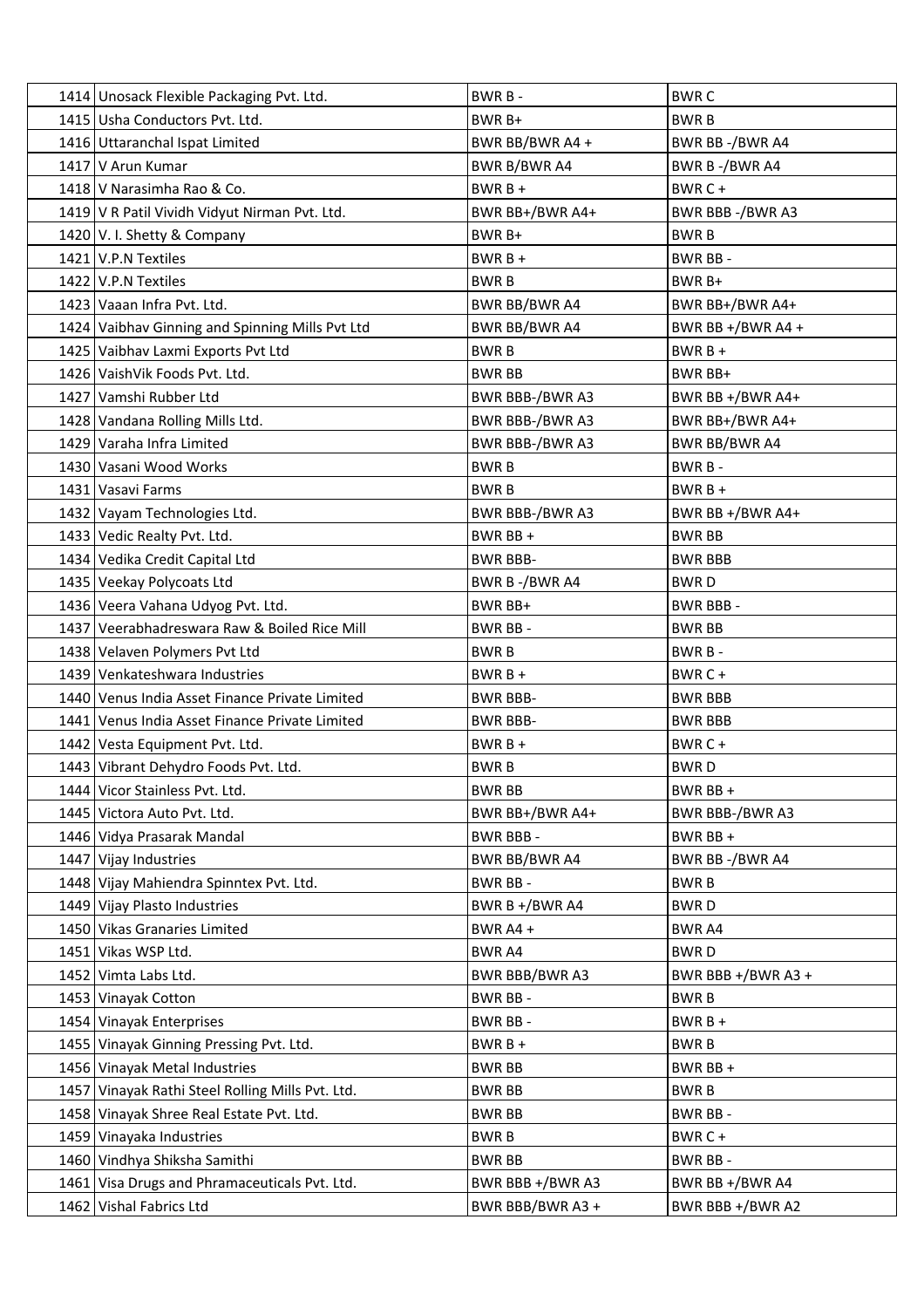| | | | |
|---|---|---|---|
| 1414 | Unosack Flexible Packaging Pvt. Ltd. | BWR B - | BWR C |
| 1415 | Usha Conductors Pvt. Ltd. | BWR B+ | BWR B |
| 1416 | Uttaranchal Ispat Limited | BWR BB/BWR A4 + | BWR BB -/BWR A4 |
| 1417 | V Arun Kumar | BWR B/BWR A4 | BWR B -/BWR A4 |
| 1418 | V Narasimha Rao & Co. | BWR B + | BWR C + |
| 1419 | V R Patil Vividh Vidyut Nirman Pvt. Ltd. | BWR BB+/BWR A4+ | BWR BBB -/BWR A3 |
| 1420 | V. I. Shetty & Company | BWR B+ | BWR B |
| 1421 | V.P.N Textiles | BWR B + | BWR BB - |
| 1422 | V.P.N Textiles | BWR B | BWR B+ |
| 1423 | Vaaan Infra Pvt. Ltd. | BWR BB/BWR A4 | BWR BB+/BWR A4+ |
| 1424 | Vaibhav Ginning and Spinning Mills Pvt Ltd | BWR BB/BWR A4 | BWR BB +/BWR A4 + |
| 1425 | Vaibhav Laxmi Exports Pvt Ltd | BWR B | BWR B + |
| 1426 | VaishVik Foods Pvt. Ltd. | BWR BB | BWR BB+ |
| 1427 | Vamshi Rubber Ltd | BWR BBB-/BWR A3 | BWR BB +/BWR A4+ |
| 1428 | Vandana Rolling Mills Ltd. | BWR BBB-/BWR A3 | BWR BB+/BWR A4+ |
| 1429 | Varaha Infra Limited | BWR BBB-/BWR A3 | BWR BB/BWR A4 |
| 1430 | Vasani Wood Works | BWR B | BWR B - |
| 1431 | Vasavi Farms | BWR B | BWR B + |
| 1432 | Vayam Technologies Ltd. | BWR BBB-/BWR A3 | BWR BB +/BWR A4+ |
| 1433 | Vedic Realty Pvt. Ltd. | BWR BB + | BWR BB |
| 1434 | Vedika Credit Capital Ltd | BWR BBB- | BWR BBB |
| 1435 | Veekay Polycoats Ltd | BWR B -/BWR A4 | BWR D |
| 1436 | Veera Vahana Udyog Pvt. Ltd. | BWR BB+ | BWR BBB - |
| 1437 | Veerabhadreswara Raw & Boiled Rice Mill | BWR BB - | BWR BB |
| 1438 | Velaven Polymers Pvt Ltd | BWR B | BWR B - |
| 1439 | Venkateshwara Industries | BWR B + | BWR C + |
| 1440 | Venus India Asset Finance Private Limited | BWR BBB- | BWR BBB |
| 1441 | Venus India Asset Finance Private Limited | BWR BBB- | BWR BBB |
| 1442 | Vesta Equipment Pvt. Ltd. | BWR B + | BWR C + |
| 1443 | Vibrant Dehydro Foods Pvt. Ltd. | BWR B | BWR D |
| 1444 | Vicor Stainless Pvt. Ltd. | BWR BB | BWR BB + |
| 1445 | Victora Auto Pvt. Ltd. | BWR BB+/BWR A4+ | BWR BBB-/BWR A3 |
| 1446 | Vidya Prasarak Mandal | BWR BBB - | BWR BB + |
| 1447 | Vijay Industries | BWR BB/BWR A4 | BWR BB -/BWR A4 |
| 1448 | Vijay Mahiendra Spinntex Pvt. Ltd. | BWR BB - | BWR B |
| 1449 | Vijay Plasto Industries | BWR B +/BWR A4 | BWR D |
| 1450 | Vikas Granaries Limited | BWR A4 + | BWR A4 |
| 1451 | Vikas WSP Ltd. | BWR A4 | BWR D |
| 1452 | Vimta Labs Ltd. | BWR BBB/BWR A3 | BWR BBB +/BWR A3 + |
| 1453 | Vinayak Cotton | BWR BB - | BWR B |
| 1454 | Vinayak Enterprises | BWR BB - | BWR B + |
| 1455 | Vinayak Ginning Pressing Pvt. Ltd. | BWR B + | BWR B |
| 1456 | Vinayak Metal Industries | BWR BB | BWR BB + |
| 1457 | Vinayak Rathi Steel Rolling Mills Pvt. Ltd. | BWR BB | BWR B |
| 1458 | Vinayak Shree Real Estate Pvt. Ltd. | BWR BB | BWR BB - |
| 1459 | Vinayaka Industries | BWR B | BWR C + |
| 1460 | Vindhya Shiksha Samithi | BWR BB | BWR BB - |
| 1461 | Visa Drugs and Phramaceuticals Pvt. Ltd. | BWR BBB +/BWR A3 | BWR BB +/BWR A4 |
| 1462 | Vishal Fabrics Ltd | BWR BBB/BWR A3 + | BWR BBB +/BWR A2 |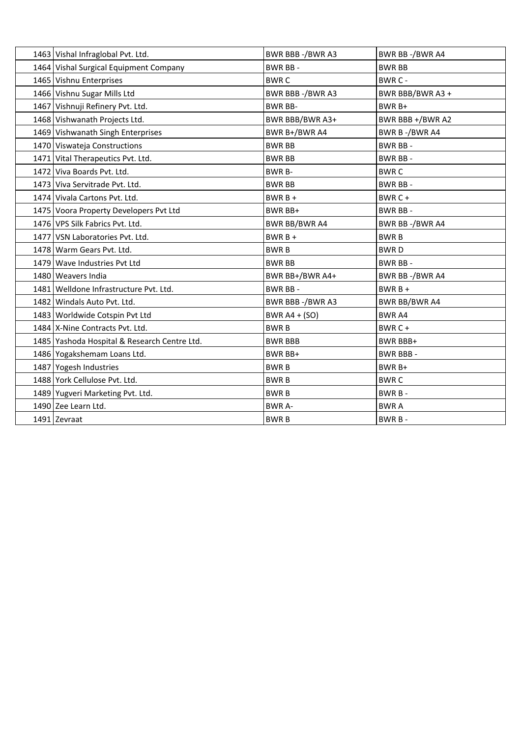| | | | |
|---|---|---|---|
| 1463 | Vishal Infraglobal Pvt. Ltd. | BWR BBB -/BWR A3 | BWR BB -/BWR A4 |
| 1464 | Vishal Surgical Equipment Company | BWR BB - | BWR BB |
| 1465 | Vishnu Enterprises | BWR C | BWR C - |
| 1466 | Vishnu Sugar Mills Ltd | BWR BBB -/BWR A3 | BWR BBB/BWR A3 + |
| 1467 | Vishnuji Refinery Pvt. Ltd. | BWR BB- | BWR B+ |
| 1468 | Vishwanath Projects Ltd. | BWR BBB/BWR A3+ | BWR BBB +/BWR A2 |
| 1469 | Vishwanath Singh Enterprises | BWR B+/BWR A4 | BWR B -/BWR A4 |
| 1470 | Viswateja Constructions | BWR BB | BWR BB - |
| 1471 | Vital Therapeutics Pvt. Ltd. | BWR BB | BWR BB - |
| 1472 | Viva Boards Pvt. Ltd. | BWR B- | BWR C |
| 1473 | Viva Servitrade Pvt. Ltd. | BWR BB | BWR BB - |
| 1474 | Vivala Cartons Pvt. Ltd. | BWR B + | BWR C + |
| 1475 | Voora Property Developers Pvt Ltd | BWR BB+ | BWR BB - |
| 1476 | VPS Silk Fabrics Pvt. Ltd. | BWR BB/BWR A4 | BWR BB -/BWR A4 |
| 1477 | VSN Laboratories Pvt. Ltd. | BWR B + | BWR B |
| 1478 | Warm Gears Pvt. Ltd. | BWR B | BWR D |
| 1479 | Wave Industries Pvt Ltd | BWR BB | BWR BB - |
| 1480 | Weavers India | BWR BB+/BWR A4+ | BWR BB -/BWR A4 |
| 1481 | Welldone Infrastructure Pvt. Ltd. | BWR BB - | BWR B + |
| 1482 | Windals Auto Pvt. Ltd. | BWR BBB -/BWR A3 | BWR BB/BWR A4 |
| 1483 | Worldwide Cotspin Pvt Ltd | BWR A4 + (SO) | BWR A4 |
| 1484 | X-Nine Contracts Pvt. Ltd. | BWR B | BWR C + |
| 1485 | Yashoda Hospital & Research Centre Ltd. | BWR BBB | BWR BBB+ |
| 1486 | Yogakshemam Loans Ltd. | BWR BB+ | BWR BBB - |
| 1487 | Yogesh Industries | BWR B | BWR B+ |
| 1488 | York Cellulose Pvt. Ltd. | BWR B | BWR C |
| 1489 | Yugveri Marketing Pvt. Ltd. | BWR B | BWR B - |
| 1490 | Zee Learn Ltd. | BWR A- | BWR A |
| 1491 | Zevraat | BWR B | BWR B - |